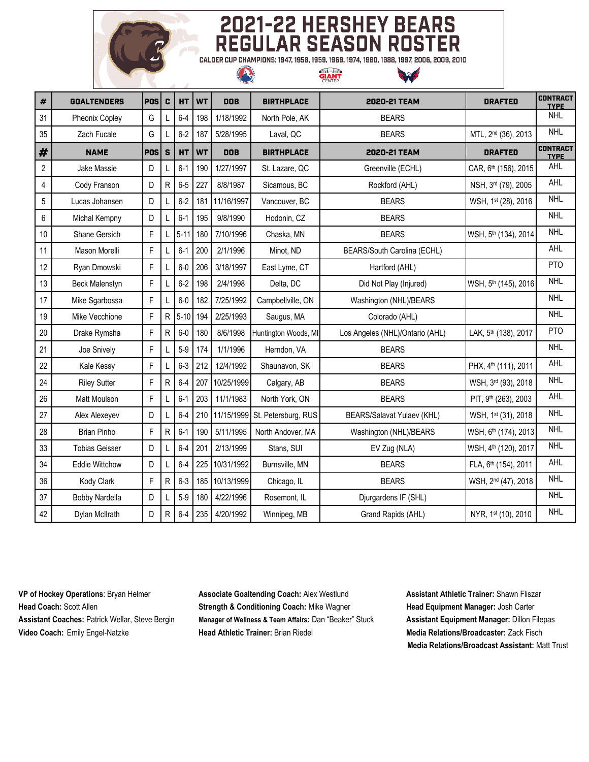# 2021-22 HERSHEY BEARS REGULAR SEASON ROSTER

CALDER CUP CHAMPIONS: 1947, 1958, 1959, 1969, 1974, 1980, 1988, 1997, 2006, 2009, 2010

| # | GOALTENDERS | POS | C | HT | WT | DOB | BIRTHPLACE | 2020-21 TEAM | DRAFTED | CONTRACT TYPE |
|---|---|---|---|---|---|---|---|---|---|---|
| 31 | Pheonix Copley | G | L | 6-4 | 198 | 1/18/1992 | North Pole, AK | BEARS | | NHL |
| 35 | Zach Fucale | G | L | 6-2 | 187 | 5/28/1995 | Laval, QC | BEARS | MTL, 2nd (36), 2013 | NHL |
| **#** | **NAME** | **POS** | **S** | **HT** | **WT** | **DOB** | **BIRTHPLACE** | **2020-21 TEAM** | **DRAFTED** | **CONTRACT TYPE** |
| 2 | Jake Massie | D | L | 6-1 | 190 | 1/27/1997 | St. Lazare, QC | Greenville (ECHL) | CAR, 6th (156), 2015 | AHL |
| 4 | Cody Franson | D | R | 6-5 | 227 | 8/8/1987 | Sicamous, BC | Rockford (AHL) | NSH, 3rd (79), 2005 | AHL |
| 5 | Lucas Johansen | D | L | 6-2 | 181 | 11/16/1997 | Vancouver, BC | BEARS | WSH, 1st (28), 2016 | NHL |
| 6 | Michal Kempny | D | L | 6-1 | 195 | 9/8/1990 | Hodonin, CZ | BEARS | | NHL |
| 10 | Shane Gersich | F | L | 5-11 | 180 | 7/10/1996 | Chaska, MN | BEARS | WSH, 5th (134), 2014 | NHL |
| 11 | Mason Morelli | F | L | 6-1 | 200 | 2/1/1996 | Minot, ND | BEARS/South Carolina (ECHL) | | AHL |
| 12 | Ryan Dmowski | F | L | 6-0 | 206 | 3/18/1997 | East Lyme, CT | Hartford (AHL) | | PTO |
| 13 | Beck Malenstyn | F | L | 6-2 | 198 | 2/4/1998 | Delta, DC | Did Not Play (Injured) | WSH, 5th (145), 2016 | NHL |
| 17 | Mike Sgarbossa | F | L | 6-0 | 182 | 7/25/1992 | Campbellville, ON | Washington (NHL)/BEARS | | NHL |
| 19 | Mike Vecchione | F | R | 5-10 | 194 | 2/25/1993 | Saugus, MA | Colorado (AHL) | | NHL |
| 20 | Drake Rymsha | F | R | 6-0 | 180 | 8/6/1998 | Huntington Woods, MI | Los Angeles (NHL)/Ontario (AHL) | LAK, 5th (138), 2017 | PTO |
| 21 | Joe Snively | F | L | 5-9 | 174 | 1/1/1996 | Herndon, VA | BEARS | | NHL |
| 22 | Kale Kessy | F | L | 6-3 | 212 | 12/4/1992 | Shaunavon, SK | BEARS | PHX, 4th (111), 2011 | AHL |
| 24 | Riley Sutter | F | R | 6-4 | 207 | 10/25/1999 | Calgary, AB | BEARS | WSH, 3rd (93), 2018 | NHL |
| 26 | Matt Moulson | F | L | 6-1 | 203 | 11/1/1983 | North York, ON | BEARS | PIT, 9th (263), 2003 | AHL |
| 27 | Alex Alexeyev | D | L | 6-4 | 210 | 11/15/1999 | St. Petersburg, RUS | BEARS/Salavat Yulaev (KHL) | WSH, 1st (31), 2018 | NHL |
| 28 | Brian Pinho | F | R | 6-1 | 190 | 5/11/1995 | North Andover, MA | Washington (NHL)/BEARS | WSH, 6th (174), 2013 | NHL |
| 33 | Tobias Geisser | D | L | 6-4 | 201 | 2/13/1999 | Stans, SUI | EV Zug (NLA) | WSH, 4th (120), 2017 | NHL |
| 34 | Eddie Wittchow | D | L | 6-4 | 225 | 10/31/1992 | Burnsville, MN | BEARS | FLA, 6th (154), 2011 | AHL |
| 36 | Kody Clark | F | R | 6-3 | 185 | 10/13/1999 | Chicago, IL | BEARS | WSH, 2nd (47), 2018 | NHL |
| 37 | Bobby Nardella | D | L | 5-9 | 180 | 4/22/1996 | Rosemont, IL | Djurgardens IF (SHL) | | NHL |
| 42 | Dylan McIlrath | D | R | 6-4 | 235 | 4/20/1992 | Winnipeg, MB | Grand Rapids (AHL) | NYR, 1st (10), 2010 | NHL |

**VP of Hockey Operations**: Bryan Helmer
**Head Coach:** Scott Allen
**Assistant Coaches:** Patrick Wellar, Steve Bergin
**Video Coach:** Emily Engel-Natzke

**Associate Goaltending Coach:** Alex Westlund
**Strength & Conditioning Coach:** Mike Wagner
**Manager of Wellness & Team Affairs:** Dan "Beaker" Stuck
**Head Athletic Trainer:** Brian Riedel

**Assistant Athletic Trainer:** Shawn Fliszar
**Head Equipment Manager:** Josh Carter
**Assistant Equipment Manager:** Dillon Filepas
**Media Relations/Broadcaster:** Zack Fisch
**Media Relations/Broadcast Assistant:** Matt Trust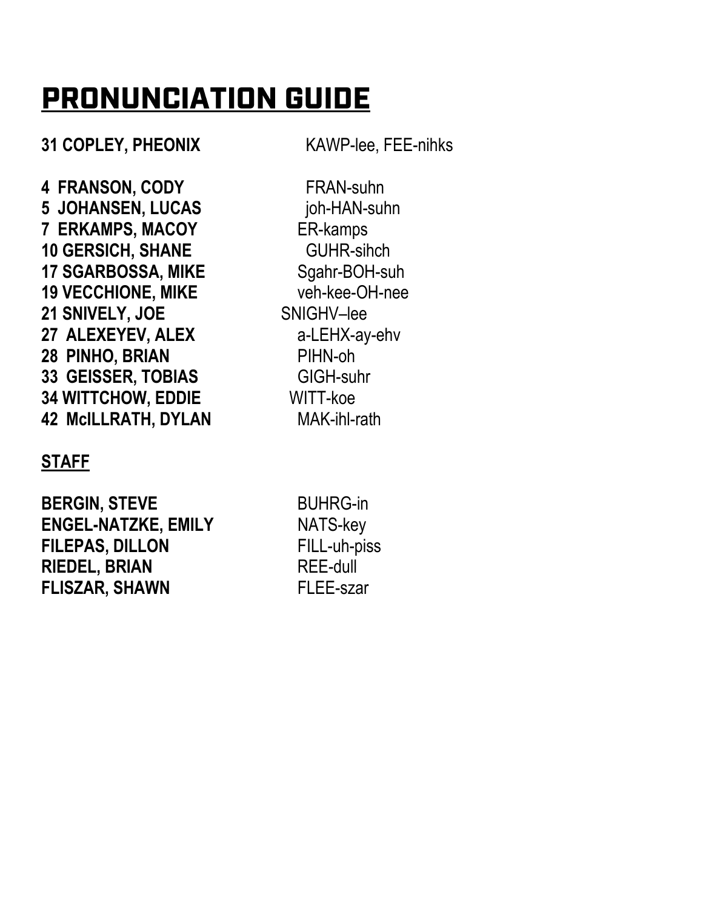# PRONUNCIATION GUIDE

| | |
|---|---|
| **31 COPLEY, PHEONIX** | KAWP-lee, FEE-nihks |
| **4 FRANSON, CODY** | FRAN-suhn |
| **5 JOHANSEN, LUCAS** | joh-HAN-suhn |
| **7 ERKAMPS, MACOY** | ER-kamps |
| **10 GERSICH, SHANE** | GUHR-sihch |
| **17 SGARBOSSA, MIKE** | Sgahr-BOH-suh |
| **19 VECCHIONE, MIKE** | veh-kee-OH-nee |
| **21 SNIVELY, JOE** | SNIGHV–lee |
| **27 ALEXEYEV, ALEX** | a-LEHX-ay-ehv |
| **28 PINHO, BRIAN** | PIHN-oh |
| **33 GEISSER, TOBIAS** | GIGH-suhr |
| **34 WITTCHOW, EDDIE** | WITT-koe |
| **42 McILLRATH, DYLAN** | MAK-ihl-rath |

## STAFF

| | |
|---|---|
| **BERGIN, STEVE** | BUHRG-in |
| **ENGEL-NATZKE, EMILY** | NATS-key |
| **FILEPAS, DILLON** | FILL-uh-piss |
| **RIEDEL, BRIAN** | REE-dull |
| **FLISZAR, SHAWN** | FLEE-szar |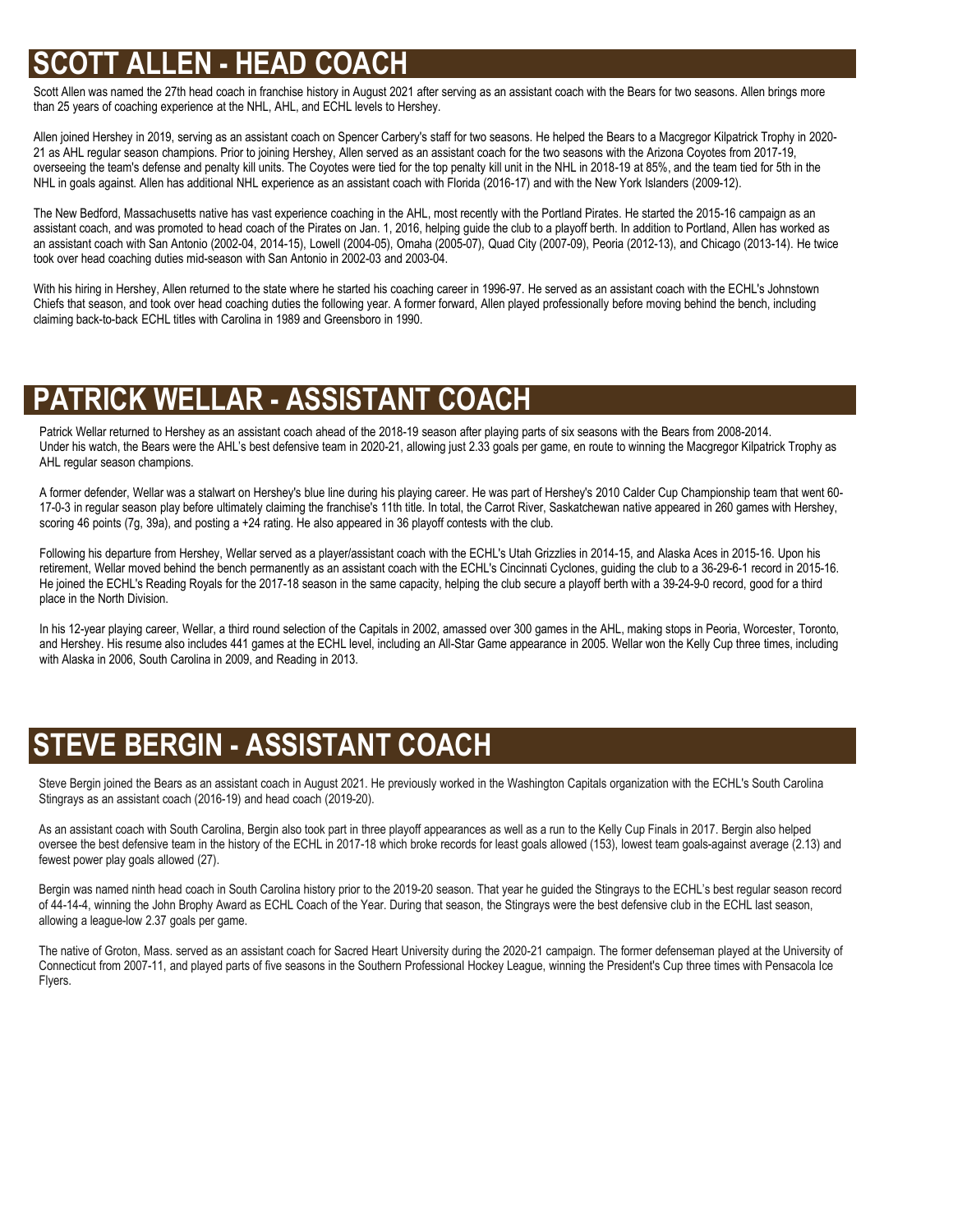## SCOTT ALLEN - HEAD COACH

Scott Allen was named the 27th head coach in franchise history in August 2021 after serving as an assistant coach with the Bears for two seasons. Allen brings more than 25 years of coaching experience at the NHL, AHL, and ECHL levels to Hershey.

Allen joined Hershey in 2019, serving as an assistant coach on Spencer Carbery's staff for two seasons. He helped the Bears to a Macgregor Kilpatrick Trophy in 2020-21 as AHL regular season champions. Prior to joining Hershey, Allen served as an assistant coach for the two seasons with the Arizona Coyotes from 2017-19, overseeing the team's defense and penalty kill units. The Coyotes were tied for the top penalty kill unit in the NHL in 2018-19 at 85%, and the team tied for 5th in the NHL in goals against. Allen has additional NHL experience as an assistant coach with Florida (2016-17) and with the New York Islanders (2009-12).

The New Bedford, Massachusetts native has vast experience coaching in the AHL, most recently with the Portland Pirates. He started the 2015-16 campaign as an assistant coach, and was promoted to head coach of the Pirates on Jan. 1, 2016, helping guide the club to a playoff berth. In addition to Portland, Allen has worked as an assistant coach with San Antonio (2002-04, 2014-15), Lowell (2004-05), Omaha (2005-07), Quad City (2007-09), Peoria (2012-13), and Chicago (2013-14). He twice took over head coaching duties mid-season with San Antonio in 2002-03 and 2003-04.

With his hiring in Hershey, Allen returned to the state where he started his coaching career in 1996-97. He served as an assistant coach with the ECHL's Johnstown Chiefs that season, and took over head coaching duties the following year. A former forward, Allen played professionally before moving behind the bench, including claiming back-to-back ECHL titles with Carolina in 1989 and Greensboro in 1990.

## PATRICK WELLAR - ASSISTANT COACH

Patrick Wellar returned to Hershey as an assistant coach ahead of the 2018-19 season after playing parts of six seasons with the Bears from 2008-2014. Under his watch, the Bears were the AHL's best defensive team in 2020-21, allowing just 2.33 goals per game, en route to winning the Macgregor Kilpatrick Trophy as AHL regular season champions.

A former defender, Wellar was a stalwart on Hershey's blue line during his playing career. He was part of Hershey's 2010 Calder Cup Championship team that went 60-17-0-3 in regular season play before ultimately claiming the franchise's 11th title. In total, the Carrot River, Saskatchewan native appeared in 260 games with Hershey, scoring 46 points (7g, 39a), and posting a +24 rating. He also appeared in 36 playoff contests with the club.

Following his departure from Hershey, Wellar served as a player/assistant coach with the ECHL's Utah Grizzlies in 2014-15, and Alaska Aces in 2015-16. Upon his retirement, Wellar moved behind the bench permanently as an assistant coach with the ECHL's Cincinnati Cyclones, guiding the club to a 36-29-6-1 record in 2015-16. He joined the ECHL's Reading Royals for the 2017-18 season in the same capacity, helping the club secure a playoff berth with a 39-24-9-0 record, good for a third place in the North Division.

In his 12-year playing career, Wellar, a third round selection of the Capitals in 2002, amassed over 300 games in the AHL, making stops in Peoria, Worcester, Toronto, and Hershey. His resume also includes 441 games at the ECHL level, including an All-Star Game appearance in 2005. Wellar won the Kelly Cup three times, including with Alaska in 2006, South Carolina in 2009, and Reading in 2013.

## STEVE BERGIN - ASSISTANT COACH

Steve Bergin joined the Bears as an assistant coach in August 2021. He previously worked in the Washington Capitals organization with the ECHL's South Carolina Stingrays as an assistant coach (2016-19) and head coach (2019-20).

As an assistant coach with South Carolina, Bergin also took part in three playoff appearances as well as a run to the Kelly Cup Finals in 2017. Bergin also helped oversee the best defensive team in the history of the ECHL in 2017-18 which broke records for least goals allowed (153), lowest team goals-against average (2.13) and fewest power play goals allowed (27).

Bergin was named ninth head coach in South Carolina history prior to the 2019-20 season. That year he guided the Stingrays to the ECHL's best regular season record of 44-14-4, winning the John Brophy Award as ECHL Coach of the Year. During that season, the Stingrays were the best defensive club in the ECHL last season, allowing a league-low 2.37 goals per game.

The native of Groton, Mass. served as an assistant coach for Sacred Heart University during the 2020-21 campaign. The former defenseman played at the University of Connecticut from 2007-11, and played parts of five seasons in the Southern Professional Hockey League, winning the President's Cup three times with Pensacola Ice Flyers.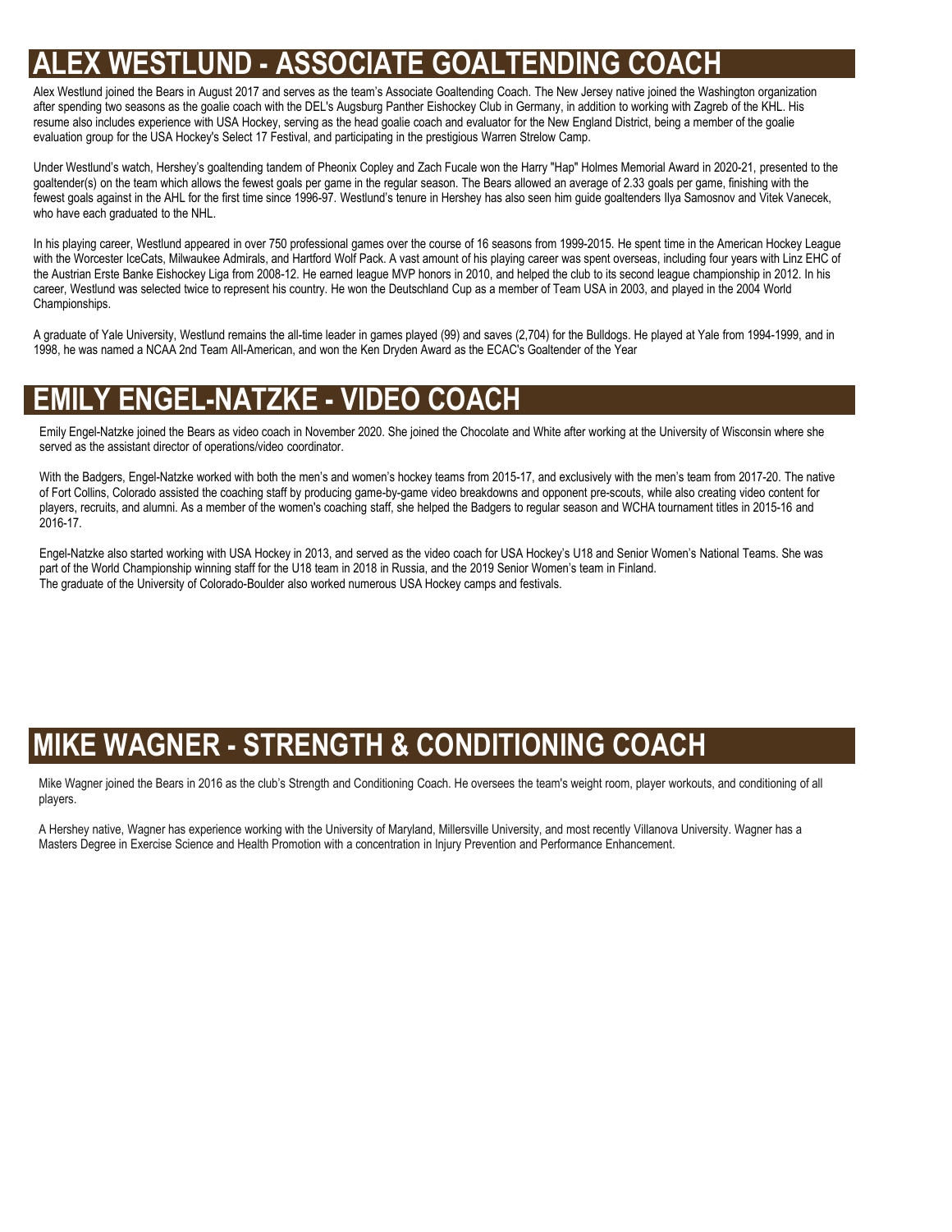# ALEX WESTLUND - ASSOCIATE GOALTENDING COACH

Alex Westlund joined the Bears in August 2017 and serves as the team's Associate Goaltending Coach. The New Jersey native joined the Washington organization after spending two seasons as the goalie coach with the DEL's Augsburg Panther Eishockey Club in Germany, in addition to working with Zagreb of the KHL. His resume also includes experience with USA Hockey, serving as the head goalie coach and evaluator for the New England District, being a member of the goalie evaluation group for the USA Hockey's Select 17 Festival, and participating in the prestigious Warren Strelow Camp.

Under Westlund's watch, Hershey's goaltending tandem of Pheonix Copley and Zach Fucale won the Harry "Hap" Holmes Memorial Award in 2020-21, presented to the goaltender(s) on the team which allows the fewest goals per game in the regular season. The Bears allowed an average of 2.33 goals per game, finishing with the fewest goals against in the AHL for the first time since 1996-97. Westlund's tenure in Hershey has also seen him guide goaltenders Ilya Samosnov and Vitek Vanecek, who have each graduated to the NHL.

In his playing career, Westlund appeared in over 750 professional games over the course of 16 seasons from 1999-2015. He spent time in the American Hockey League with the Worcester IceCats, Milwaukee Admirals, and Hartford Wolf Pack. A vast amount of his playing career was spent overseas, including four years with Linz EHC of the Austrian Erste Banke Eishockey Liga from 2008-12. He earned league MVP honors in 2010, and helped the club to its second league championship in 2012. In his career, Westlund was selected twice to represent his country. He won the Deutschland Cup as a member of Team USA in 2003, and played in the 2004 World Championships.

A graduate of Yale University, Westlund remains the all-time leader in games played (99) and saves (2,704) for the Bulldogs. He played at Yale from 1994-1999, and in 1998, he was named a NCAA 2nd Team All-American, and won the Ken Dryden Award as the ECAC's Goaltender of the Year

# EMILY ENGEL-NATZKE - VIDEO COACH

Emily Engel-Natzke joined the Bears as video coach in November 2020. She joined the Chocolate and White after working at the University of Wisconsin where she served as the assistant director of operations/video coordinator.

With the Badgers, Engel-Natzke worked with both the men's and women's hockey teams from 2015-17, and exclusively with the men's team from 2017-20. The native of Fort Collins, Colorado assisted the coaching staff by producing game-by-game video breakdowns and opponent pre-scouts, while also creating video content for players, recruits, and alumni. As a member of the women's coaching staff, she helped the Badgers to regular season and WCHA tournament titles in 2015-16 and 2016-17.

Engel-Natzke also started working with USA Hockey in 2013, and served as the video coach for USA Hockey's U18 and Senior Women's National Teams. She was part of the World Championship winning staff for the U18 team in 2018 in Russia, and the 2019 Senior Women's team in Finland.
The graduate of the University of Colorado-Boulder also worked numerous USA Hockey camps and festivals.

# MIKE WAGNER - STRENGTH & CONDITIONING COACH

Mike Wagner joined the Bears in 2016 as the club's Strength and Conditioning Coach. He oversees the team's weight room, player workouts, and conditioning of all players.

A Hershey native, Wagner has experience working with the University of Maryland, Millersville University, and most recently Villanova University. Wagner has a Masters Degree in Exercise Science and Health Promotion with a concentration in Injury Prevention and Performance Enhancement.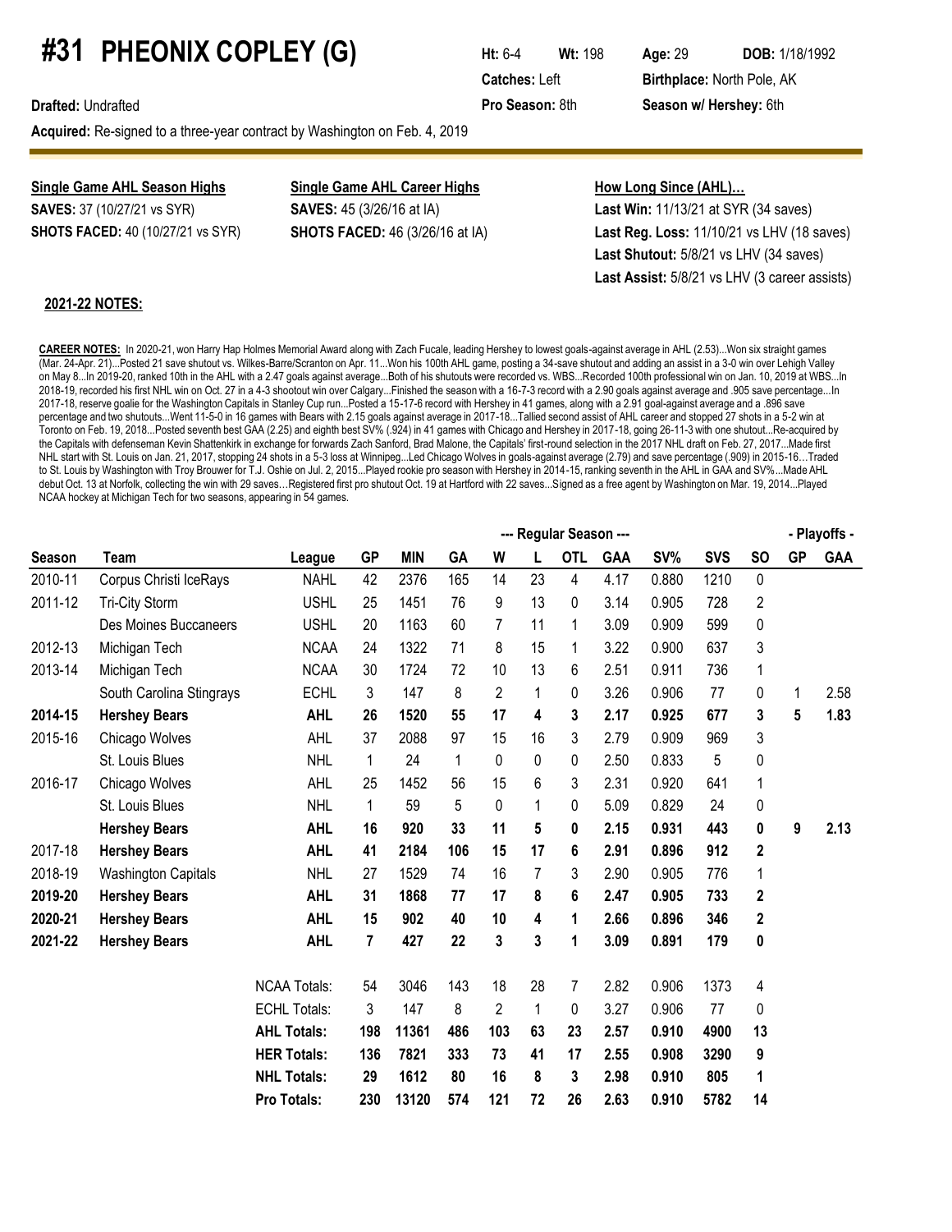# #31 PHEONIX COPLEY (G)

**Ht:** 6-4 **Wt:** 198 **Age:** 29 **DOB:** 1/18/1992
**Catches:** Left **Birthplace:** North Pole, AK
**Drafted:** Undrafted **Pro Season:** 8th **Season w/ Hershey:** 6th
**Acquired:** Re-signed to a three-year contract by Washington on Feb. 4, 2019

**Single Game AHL Season Highs**
**SAVES:** 37 (10/27/21 vs SYR)
**SHOTS FACED:** 40 (10/27/21 vs SYR)

**Single Game AHL Career Highs**
**SAVES:** 45 (3/26/16 at IA)
**SHOTS FACED:** 46 (3/26/16 at IA)

**How Long Since (AHL)…**
**Last Win:** 11/13/21 at SYR (34 saves)
**Last Reg. Loss:** 11/10/21 vs LHV (18 saves)
**Last Shutout:** 5/8/21 vs LHV (34 saves)
**Last Assist:** 5/8/21 vs LHV (3 career assists)

**2021-22 NOTES:**

**CAREER NOTES:** In 2020-21, won Harry Hap Holmes Memorial Award along with Zach Fucale, leading Hershey to lowest goals-against average in AHL (2.53)...Won six straight games (Mar. 24-Apr. 21)...Posted 21 save shutout vs. Wilkes-Barre/Scranton on Apr. 11...Won his 100th AHL game, posting a 34-save shutout and adding an assist in a 3-0 win over Lehigh Valley on May 8...In 2019-20, ranked 10th in the AHL with a 2.47 goals against average...Both of his shutouts were recorded vs. WBS...Recorded 100th professional win on Jan. 10, 2019 at WBS...In 2018-19, recorded his first NHL win on Oct. 27 in a 4-3 shootout win over Calgary...Finished the season with a 16-7-3 record with a 2.90 goals against average and .905 save percentage...In 2017-18, reserve goalie for the Washington Capitals in Stanley Cup run...Posted a 15-17-6 record with Hershey in 41 games, along with a 2.91 goal-against average and a .896 save percentage and two shutouts...Went 11-5-0 in 16 games with Bears with 2.15 goals against average in 2017-18...Tallied second assist of AHL career and stopped 27 shots in a 5-2 win at Toronto on Feb. 19, 2018...Posted seventh best GAA (2.25) and eighth best SV% (.924) in 41 games with Chicago and Hershey in 2017-18, going 26-11-3 with one shutout...Re-acquired by the Capitals with defenseman Kevin Shattenkirk in exchange for forwards Zach Sanford, Brad Malone, the Capitals' first-round selection in the 2017 NHL draft on Feb. 27, 2017...Made first NHL start with St. Louis on Jan. 21, 2017, stopping 24 shots in a 5-3 loss at Winnipeg...Led Chicago Wolves in goals-against average (2.79) and save percentage (.909) in 2015-16…Traded to St. Louis by Washington with Troy Brouwer for T.J. Oshie on Jul. 2, 2015...Played rookie pro season with Hershey in 2014-15, ranking seventh in the AHL in GAA and SV%...Made AHL debut Oct. 13 at Norfolk, collecting the win with 29 saves…Registered first pro shutout Oct. 19 at Hartford with 22 saves...Signed as a free agent by Washington on Mar. 19, 2014...Played NCAA hockey at Michigan Tech for two seasons, appearing in 54 games.

| | | | --- Regular Season --- | | | | | | | | | | | - Playoffs - | |
|---|---|---|---|---|---|---|---|---|---|---|---|---|---|---|
| **Season** | **Team** | **League** | **GP** | **MIN** | **GA** | **W** | **L** | **OTL** | **GAA** | **SV%** | **SVS** | **SO** | **GP** | **GAA** |
| 2010-11 | Corpus Christi IceRays | NAHL | 42 | 2376 | 165 | 14 | 23 | 4 | 4.17 | 0.880 | 1210 | 0 | | |
| 2011-12 | Tri-City Storm | USHL | 25 | 1451 | 76 | 9 | 13 | 0 | 3.14 | 0.905 | 728 | 2 | | |
| | Des Moines Buccaneers | USHL | 20 | 1163 | 60 | 7 | 11 | 1 | 3.09 | 0.909 | 599 | 0 | | |
| 2012-13 | Michigan Tech | NCAA | 24 | 1322 | 71 | 8 | 15 | 1 | 3.22 | 0.900 | 637 | 3 | | |
| 2013-14 | Michigan Tech | NCAA | 30 | 1724 | 72 | 10 | 13 | 6 | 2.51 | 0.911 | 736 | 1 | | |
| | South Carolina Stingrays | ECHL | 3 | 147 | 8 | 2 | 1 | 0 | 3.26 | 0.906 | 77 | 0 | 1 | 2.58 |
| **2014-15** | **Hershey Bears** | **AHL** | **26** | **1520** | **55** | **17** | **4** | **3** | **2.17** | **0.925** | **677** | **3** | **5** | **1.83** |
| 2015-16 | Chicago Wolves | AHL | 37 | 2088 | 97 | 15 | 16 | 3 | 2.79 | 0.909 | 969 | 3 | | |
| | St. Louis Blues | NHL | 1 | 24 | 1 | 0 | 0 | 0 | 2.50 | 0.833 | 5 | 0 | | |
| 2016-17 | Chicago Wolves | AHL | 25 | 1452 | 56 | 15 | 6 | 3 | 2.31 | 0.920 | 641 | 1 | | |
| | St. Louis Blues | NHL | 1 | 59 | 5 | 0 | 1 | 0 | 5.09 | 0.829 | 24 | 0 | | |
| | **Hershey Bears** | **AHL** | **16** | **920** | **33** | **11** | **5** | **0** | **2.15** | **0.931** | **443** | **0** | **9** | **2.13** |
| **2017-18** | **Hershey Bears** | **AHL** | **41** | **2184** | **106** | **15** | **17** | **6** | **2.91** | **0.896** | **912** | **2** | | |
| 2018-19 | Washington Capitals | NHL | 27 | 1529 | 74 | 16 | 7 | 3 | 2.90 | 0.905 | 776 | 1 | | |
| **2019-20** | **Hershey Bears** | **AHL** | **31** | **1868** | **77** | **17** | **8** | **6** | **2.47** | **0.905** | **733** | **2** | | |
| **2020-21** | **Hershey Bears** | **AHL** | **15** | **902** | **40** | **10** | **4** | **1** | **2.66** | **0.896** | **346** | **2** | | |
| **2021-22** | **Hershey Bears** | **AHL** | **7** | **427** | **22** | **3** | **3** | **1** | **3.09** | **0.891** | **179** | **0** | | |
| | | NCAA Totals: | 54 | 3046 | 143 | 18 | 28 | 7 | 2.82 | 0.906 | 1373 | 4 | | |
| | | ECHL Totals: | 3 | 147 | 8 | 2 | 1 | 0 | 3.27 | 0.906 | 77 | 0 | | |
| | | **AHL Totals:** | **198** | **11361** | **486** | **103** | **63** | **23** | **2.57** | **0.910** | **4900** | **13** | | |
| | | **HER Totals:** | **136** | **7821** | **333** | **73** | **41** | **17** | **2.55** | **0.908** | **3290** | **9** | | |
| | | **NHL Totals:** | **29** | **1612** | **80** | **16** | **8** | **3** | **2.98** | **0.910** | **805** | **1** | | |
| | | **Pro Totals:** | **230** | **13120** | **574** | **121** | **72** | **26** | **2.63** | **0.910** | **5782** | **14** | | |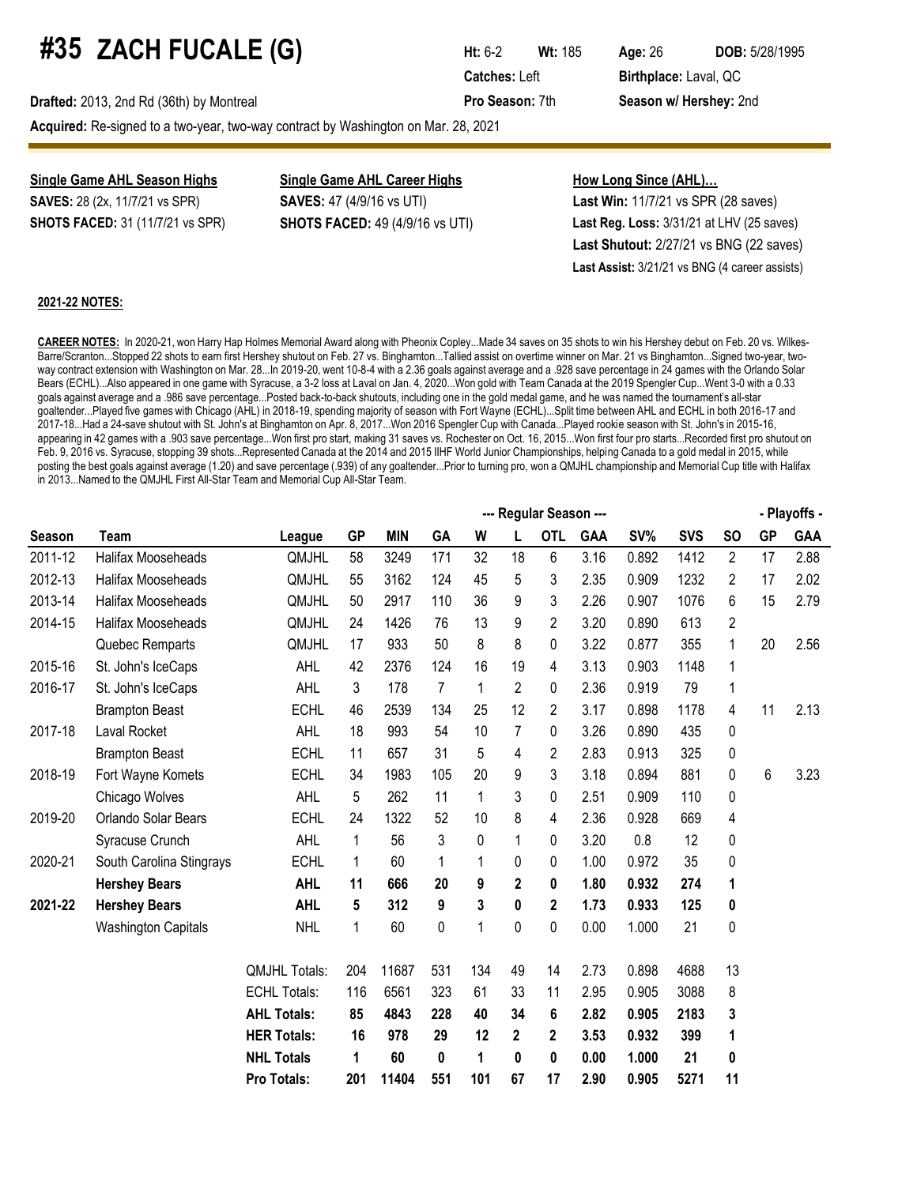# #35 ZACH FUCALE (G)

**Ht:** 6-2 **Wt:** 185 **Age:** 26 **DOB:** 5/28/1995

**Catches:** Left **Birthplace:** Laval, QC

**Drafted:** 2013, 2nd Rd (36th) by Montreal **Pro Season:** 7th **Season w/ Hershey:** 2nd

**Acquired:** Re-signed to a two-year, two-way contract by Washington on Mar. 28, 2021

**Single Game AHL Season Highs**

**SAVES:** 28 (2x, 11/7/21 vs SPR)

**SHOTS FACED:** 31 (11/7/21 vs SPR)

**Single Game AHL Career Highs**

**SAVES:** 47 (4/9/16 vs UTI)

**SHOTS FACED:** 49 (4/9/16 vs UTI)

**How Long Since (AHL)...**

**Last Win:** 11/7/21 vs SPR (28 saves)

**Last Reg. Loss:** 3/31/21 at LHV (25 saves)

**Last Shutout:** 2/27/21 vs BNG (22 saves)

**Last Assist:** 3/21/21 vs BNG (4 career assists)

**2021-22 NOTES:**

**CAREER NOTES:** In 2020-21, won Harry Hap Holmes Memorial Award along with Pheonix Copley...Made 34 saves on 35 shots to win his Hershey debut on Feb. 20 vs. Wilkes-Barre/Scranton...Stopped 22 shots to earn first Hershey shutout on Feb. 27 vs. Binghamton...Tallied assist on overtime winner on Mar. 21 vs Binghamton...Signed two-year, two-way contract extension with Washington on Mar. 28...In 2019-20, went 10-8-4 with a 2.36 goals against average and a .928 save percentage in 24 games with the Orlando Solar Bears (ECHL)...Also appeared in one game with Syracuse, a 3-2 loss at Laval on Jan. 4, 2020...Won gold with Team Canada at the 2019 Spengler Cup...Went 3-0 with a 0.33 goals against average and a .986 save percentage...Posted back-to-back shutouts, including one in the gold medal game, and he was named the tournament's all-star goaltender...Played five games with Chicago (AHL) in 2018-19, spending majority of season with Fort Wayne (ECHL)...Split time between AHL and ECHL in both 2016-17 and 2017-18...Had a 24-save shutout with St. John's at Binghamton on Apr. 8, 2017...Won 2016 Spengler Cup with Canada...Played rookie season with St. John's in 2015-16, appearing in 42 games with a .903 save percentage...Won first pro start, making 31 saves vs. Rochester on Oct. 16, 2015...Won first four pro starts...Recorded first pro shutout on Feb. 9, 2016 vs. Syracuse, stopping 39 shots...Represented Canada at the 2014 and 2015 IIHF World Junior Championships, helping Canada to a gold medal in 2015, while posting the best goals against average (1.20) and save percentage (.939) of any goaltender...Prior to turning pro, won a QMJHL championship and Memorial Cup title with Halifax in 2013...Named to the QMJHL First All-Star Team and Memorial Cup All-Star Team.

| | | | --- Regular Season --- | | | | | | | | | | | - Playoffs - | |
|---|---|---|---|---|---|---|---|---|---|---|---|---|---|---|
| **Season** | **Team** | **League** | **GP** | **MIN** | **GA** | **W** | **L** | **OTL** | **GAA** | **SV%** | **SVS** | **SO** | **GP** | **GAA** |
| 2011-12 | Halifax Mooseheads | QMJHL | 58 | 3249 | 171 | 32 | 18 | 6 | 3.16 | 0.892 | 1412 | 2 | 17 | 2.88 |
| 2012-13 | Halifax Mooseheads | QMJHL | 55 | 3162 | 124 | 45 | 5 | 3 | 2.35 | 0.909 | 1232 | 2 | 17 | 2.02 |
| 2013-14 | Halifax Mooseheads | QMJHL | 50 | 2917 | 110 | 36 | 9 | 3 | 2.26 | 0.907 | 1076 | 6 | 15 | 2.79 |
| 2014-15 | Halifax Mooseheads | QMJHL | 24 | 1426 | 76 | 13 | 9 | 2 | 3.20 | 0.890 | 613 | 2 | | |
| | Quebec Remparts | QMJHL | 17 | 933 | 50 | 8 | 8 | 0 | 3.22 | 0.877 | 355 | 1 | 20 | 2.56 |
| 2015-16 | St. John's IceCaps | AHL | 42 | 2376 | 124 | 16 | 19 | 4 | 3.13 | 0.903 | 1148 | 1 | | |
| 2016-17 | St. John's IceCaps | AHL | 3 | 178 | 7 | 1 | 2 | 0 | 2.36 | 0.919 | 79 | 1 | | |
| | Brampton Beast | ECHL | 46 | 2539 | 134 | 25 | 12 | 2 | 3.17 | 0.898 | 1178 | 4 | 11 | 2.13 |
| 2017-18 | Laval Rocket | AHL | 18 | 993 | 54 | 10 | 7 | 0 | 3.26 | 0.890 | 435 | 0 | | |
| | Brampton Beast | ECHL | 11 | 657 | 31 | 5 | 4 | 2 | 2.83 | 0.913 | 325 | 0 | | |
| 2018-19 | Fort Wayne Komets | ECHL | 34 | 1983 | 105 | 20 | 9 | 3 | 3.18 | 0.894 | 881 | 0 | 6 | 3.23 |
| | Chicago Wolves | AHL | 5 | 262 | 11 | 1 | 3 | 0 | 2.51 | 0.909 | 110 | 0 | | |
| 2019-20 | Orlando Solar Bears | ECHL | 24 | 1322 | 52 | 10 | 8 | 4 | 2.36 | 0.928 | 669 | 4 | | |
| | Syracuse Crunch | AHL | 1 | 56 | 3 | 0 | 1 | 0 | 3.20 | 0.8 | 12 | 0 | | |
| 2020-21 | South Carolina Stingrays | ECHL | 1 | 60 | 1 | 1 | 0 | 0 | 1.00 | 0.972 | 35 | 0 | | |
| | **Hershey Bears** | **AHL** | **11** | **666** | **20** | **9** | **2** | **0** | **1.80** | **0.932** | **274** | **1** | | |
| **2021-22** | **Hershey Bears** | **AHL** | **5** | **312** | **9** | **3** | **0** | **2** | **1.73** | **0.933** | **125** | **0** | | |
| | Washington Capitals | NHL | 1 | 60 | 0 | 1 | 0 | 0 | 0.00 | 1.000 | 21 | 0 | | |
| | | QMJHL Totals: | 204 | 11687 | 531 | 134 | 49 | 14 | 2.73 | 0.898 | 4688 | 13 | | |
| | | ECHL Totals: | 116 | 6561 | 323 | 61 | 33 | 11 | 2.95 | 0.905 | 3088 | 8 | | |
| | | **AHL Totals:** | **85** | **4843** | **228** | **40** | **34** | **6** | **2.82** | **0.905** | **2183** | **3** | | |
| | | **HER Totals:** | **16** | **978** | **29** | **12** | **2** | **2** | **3.53** | **0.932** | **399** | **1** | | |
| | | **NHL Totals** | **1** | **60** | **0** | **1** | **0** | **0** | **0.00** | **1.000** | **21** | **0** | | |
| | | **Pro Totals:** | **201** | **11404** | **551** | **101** | **67** | **17** | **2.90** | **0.905** | **5271** | **11** | | |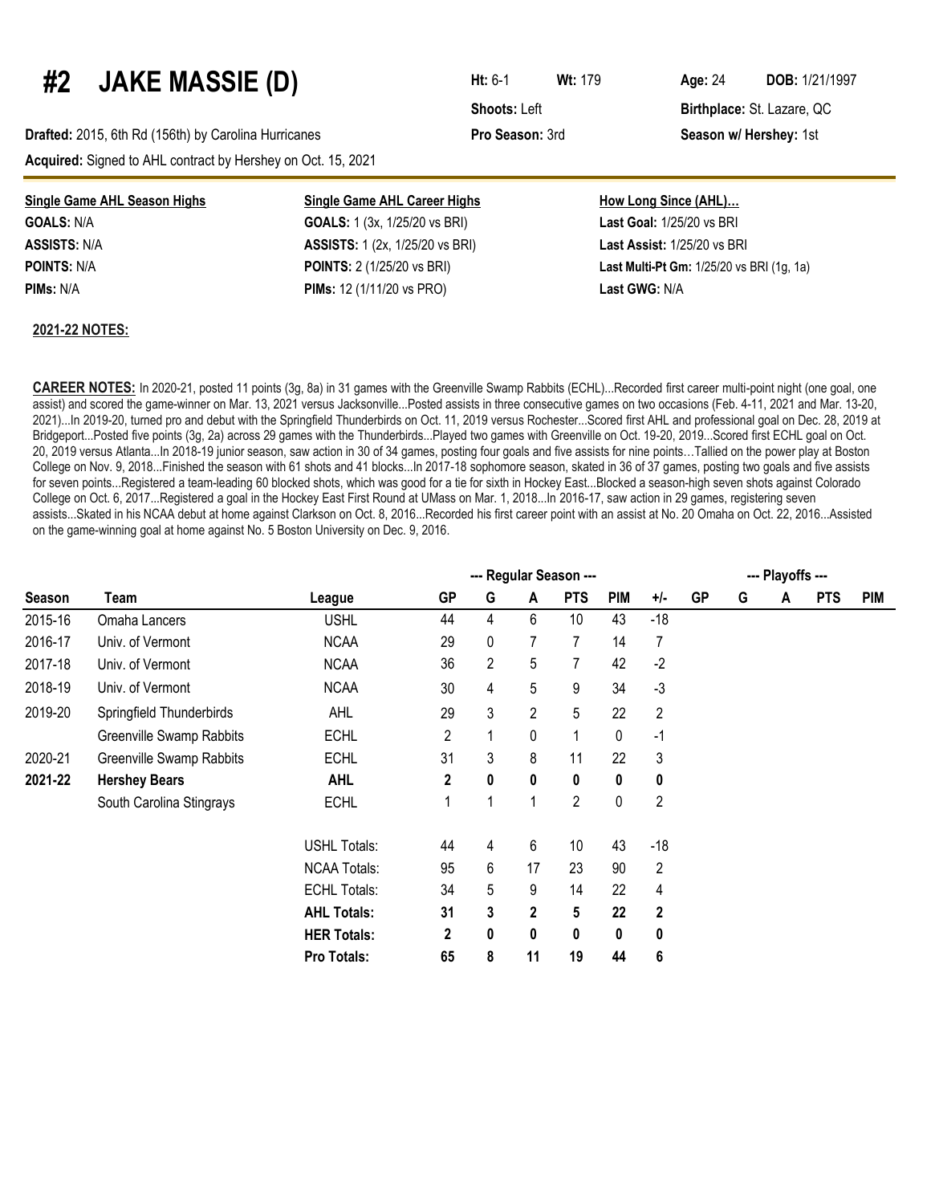# #2 JAKE MASSIE (D)

**Ht:** 6-1 **Wt:** 179 **Age:** 24 **DOB:** 1/21/1997

**Shoots:** Left **Birthplace:** St. Lazare, QC

**Drafted:** 2015, 6th Rd (156th) by Carolina Hurricanes **Pro Season:** 3rd **Season w/ Hershey:** 1st

**Acquired:** Signed to AHL contract by Hershey on Oct. 15, 2021

| Single Game AHL Season Highs | Single Game AHL Career Highs | How Long Since (AHL)… |
|---|---|---|
| **GOALS:** N/A | **GOALS:** 1 (3x, 1/25/20 vs BRI) | **Last Goal:** 1/25/20 vs BRI |
| **ASSISTS:** N/A | **ASSISTS:** 1 (2x, 1/25/20 vs BRI) | **Last Assist:** 1/25/20 vs BRI |
| **POINTS:** N/A | **POINTS:** 2 (1/25/20 vs BRI) | **Last Multi-Pt Gm:** 1/25/20 vs BRI (1g, 1a) |
| **PIMs:** N/A | **PIMs:** 12 (1/11/20 vs PRO) | **Last GWG:** N/A |

**2021-22 NOTES:**

**CAREER NOTES:** In 2020-21, posted 11 points (3g, 8a) in 31 games with the Greenville Swamp Rabbits (ECHL)...Recorded first career multi-point night (one goal, one assist) and scored the game-winner on Mar. 13, 2021 versus Jacksonville...Posted assists in three consecutive games on two occasions (Feb. 4-11, 2021 and Mar. 13-20, 2021)...In 2019-20, turned pro and debut with the Springfield Thunderbirds on Oct. 11, 2019 versus Rochester...Scored first AHL and professional goal on Dec. 28, 2019 at Bridgeport...Posted five points (3g, 2a) across 29 games with the Thunderbirds...Played two games with Greenville on Oct. 19-20, 2019...Scored first ECHL goal on Oct. 20, 2019 versus Atlanta...In 2018-19 junior season, saw action in 30 of 34 games, posting four goals and five assists for nine points…Tallied on the power play at Boston College on Nov. 9, 2018...Finished the season with 61 shots and 41 blocks...In 2017-18 sophomore season, skated in 36 of 37 games, posting two goals and five assists for seven points...Registered a team-leading 60 blocked shots, which was good for a tie for sixth in Hockey East...Blocked a season-high seven shots against Colorado College on Oct. 6, 2017...Registered a goal in the Hockey East First Round at UMass on Mar. 1, 2018...In 2016-17, saw action in 29 games, registering seven assists...Skated in his NCAA debut at home against Clarkson on Oct. 8, 2016...Recorded his first career point with an assist at No. 20 Omaha on Oct. 22, 2016...Assisted on the game-winning goal at home against No. 5 Boston University on Dec. 9, 2016.

| | | | --- Regular Season --- | | | | | | --- Playoffs --- | | | | |
|---|---|---|---|---|---|---|---|---|---|---|---|---|---|
| **Season** | **Team** | **League** | **GP** | **G** | **A** | **PTS** | **PIM** | **+/-** | **GP** | **G** | **A** | **PTS** | **PIM** |
| 2015-16 | Omaha Lancers | USHL | 44 | 4 | 6 | 10 | 43 | -18 | | | | | |
| 2016-17 | Univ. of Vermont | NCAA | 29 | 0 | 7 | 7 | 14 | 7 | | | | | |
| 2017-18 | Univ. of Vermont | NCAA | 36 | 2 | 5 | 7 | 42 | -2 | | | | | |
| 2018-19 | Univ. of Vermont | NCAA | 30 | 4 | 5 | 9 | 34 | -3 | | | | | |
| 2019-20 | Springfield Thunderbirds | AHL | 29 | 3 | 2 | 5 | 22 | 2 | | | | | |
| | Greenville Swamp Rabbits | ECHL | 2 | 1 | 0 | 1 | 0 | -1 | | | | | |
| 2020-21 | Greenville Swamp Rabbits | ECHL | 31 | 3 | 8 | 11 | 22 | 3 | | | | | |
| **2021-22** | **Hershey Bears** | **AHL** | **2** | **0** | **0** | **0** | **0** | **0** | | | | | |
| | South Carolina Stingrays | ECHL | 1 | 1 | 1 | 2 | 0 | 2 | | | | | |
| | | USHL Totals: | 44 | 4 | 6 | 10 | 43 | -18 | | | | | |
| | | NCAA Totals: | 95 | 6 | 17 | 23 | 90 | 2 | | | | | |
| | | ECHL Totals: | 34 | 5 | 9 | 14 | 22 | 4 | | | | | |
| | | **AHL Totals:** | **31** | **3** | **2** | **5** | **22** | **2** | | | | | |
| | | **HER Totals:** | **2** | **0** | **0** | **0** | **0** | **0** | | | | | |
| | | **Pro Totals:** | **65** | **8** | **11** | **19** | **44** | **6** | | | | | |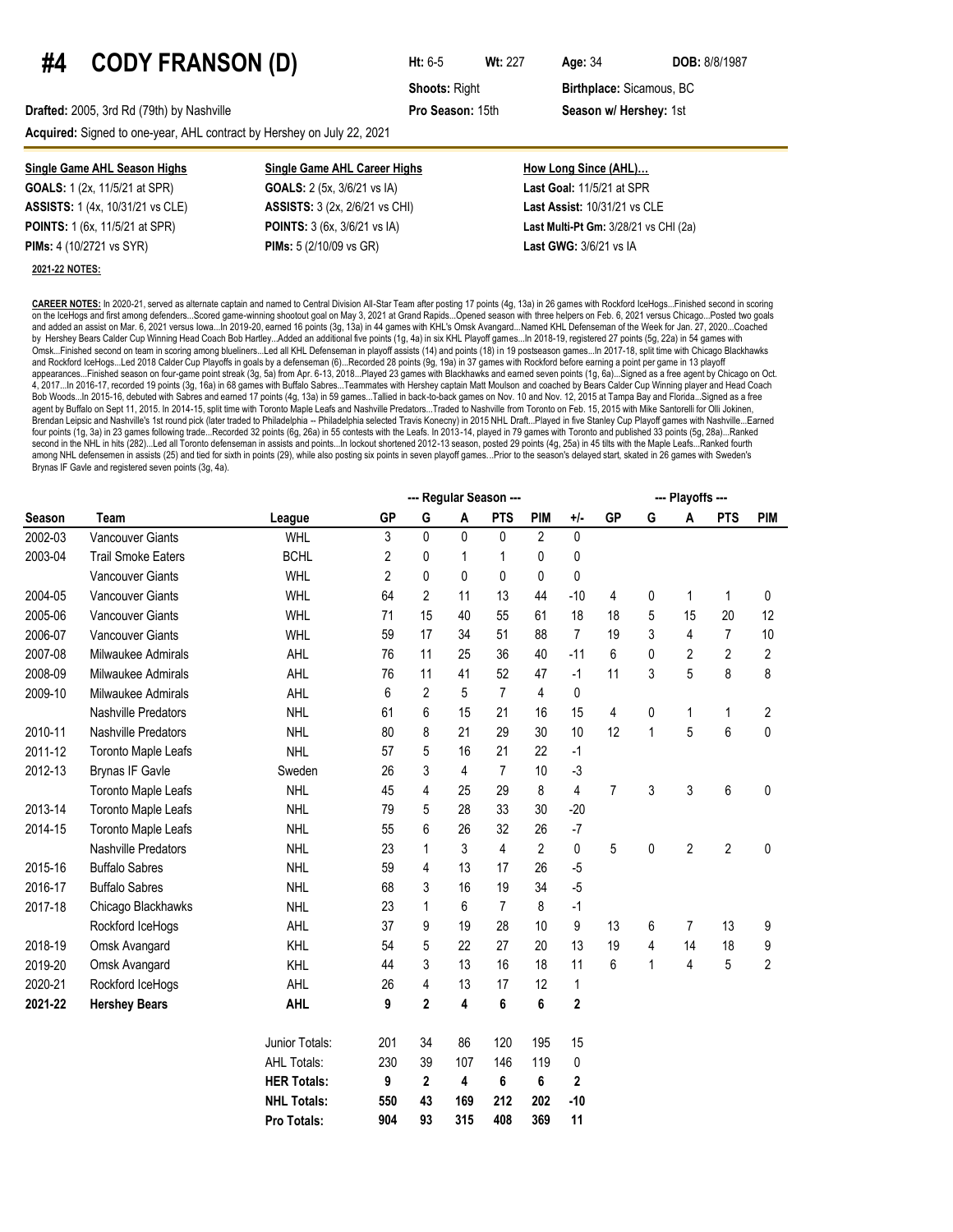# #4 CODY FRANSON (D)

**Ht:** 6-5 **Wt:** 227 **Age:** 34 **DOB:** 8/8/1987

**Shoots:** Right **Birthplace:** Sicamous, BC

**Drafted:** 2005, 3rd Rd (79th) by Nashville **Pro Season:** 15th **Season w/ Hershey:** 1st

**Acquired:** Signed to one-year, AHL contract by Hershey on July 22, 2021

| Single Game AHL Season Highs | Single Game AHL Career Highs | How Long Since (AHL)… |
|---|---|---|
| **GOALS:** 1 (2x, 11/5/21 at SPR) | **GOALS:** 2 (5x, 3/6/21 vs IA) | **Last Goal:** 11/5/21 at SPR |
| **ASSISTS:** 1 (4x, 10/31/21 vs CLE) | **ASSISTS:** 3 (2x, 2/6/21 vs CHI) | **Last Assist:** 10/31/21 vs CLE |
| **POINTS:** 1 (6x, 11/5/21 at SPR) | **POINTS:** 3 (6x, 3/6/21 vs IA) | **Last Multi-Pt Gm:** 3/28/21 vs CHI (2a) |
| **PIMs:** 4 (10/27/21 vs SYR) | **PIMs:** 5 (2/10/09 vs GR) | **Last GWG:** 3/6/21 vs IA |

**2021-22 NOTES:**

**CAREER NOTES:** In 2020-21, served as alternate captain and named to Central Division All-Star Team after posting 17 points (4g, 13a) in 26 games with Rockford IceHogs...Finished second in scoring on the IceHogs and first among defenders...Scored game-winning shootout goal on May 3, 2021 at Grand Rapids...Opened season with three helpers on Feb. 6, 2021 versus Chicago...Posted two goals and added an assist on Mar. 6, 2021 versus Iowa...In 2019-20, earned 16 points (3g, 13a) in 44 games with KHL's Omsk Avangard...Named KHL Defenseman of the Week for Jan. 27, 2020...Coached by Hershey Bears Calder Cup Winning Head Coach Bob Hartley...Added an additional five points (1g, 4a) in six KHL Playoff games...In 2018-19, registered 27 points (5g, 22a) in 54 games with Omsk...Finished second on team in scoring among blueliners...Led all KHL Defenseman in playoff assists (14) and points (18) in 19 postseason games...In 2017-18, split time with Chicago Blackhawks and Rockford IceHogs...Led 2018 Calder Cup Playoffs in goals by a defenseman (6)...Recorded 28 points (9g, 19a) in 37 games with Rockford before earning a point per game in 13 playoff appearances...Finished season on four-game point streak (3g, 5a) from Apr. 6-13, 2018...Played 23 games with Blackhawks and earned seven points (1g, 6a)...Signed as a free agent by Chicago on Oct. 4, 2017...In 2016-17, recorded 19 points (3g, 16a) in 68 games with Buffalo Sabres...Teammates with Hershey captain Matt Moulson and coached by Bears Calder Cup Winning player and Head Coach Bob Woods...In 2015-16, debuted with Sabres and earned 17 points (4g, 13a) in 59 games...Tallied in back-to-back games on Nov. 10 and Nov. 12, 2015 at Tampa Bay and Florida...Signed as a free agent by Buffalo on Sept 11, 2015. In 2014-15, split time with Toronto Maple Leafs and Nashville Predators...Traded to Nashville from Toronto on Feb. 15, 2015 with Mike Santorelli for Olli Jokinen, Brendan Leipsic and Nashville's 1st round pick (later traded to Philadelphia -- Philadelphia selected Travis Konecny) in 2015 NHL Draft...Played in five Stanley Cup Playoff games with Nashville...Earned four points (1g, 3a) in 23 games following trade...Recorded 32 points (6g, 26a) in 55 contests with the Leafs. In 2013-14, played in 79 games with Toronto and published 33 points (5g, 28a)...Ranked second in the NHL in hits (282)...Led all Toronto defenseman in assists and points...In lockout shortened 2012-13 season, posted 29 points (4g, 25a) in 45 tilts with the Maple Leafs...Ranked fourth among NHL defensemen in assists (25) and tied for sixth in points (29), while also posting six points in seven playoff games...Prior to the season's delayed start, skated in 26 games with Sweden's Brynas IF Gavle and registered seven points (3g, 4a).

| | | | --- Regular Season --- | | | | | | --- Playoffs --- | | | | |
|---|---|---|---|---|---|---|---|---|---|---|---|---|---|
| **Season** | **Team** | **League** | **GP** | **G** | **A** | **PTS** | **PIM** | **+/-** | **GP** | **G** | **A** | **PTS** | **PIM** |
| 2002-03 | Vancouver Giants | WHL | 3 | 0 | 0 | 0 | 2 | 0 | | | | | |
| 2003-04 | Trail Smoke Eaters | BCHL | 2 | 0 | 1 | 1 | 0 | 0 | | | | | |
| | Vancouver Giants | WHL | 2 | 0 | 0 | 0 | 0 | 0 | | | | | |
| 2004-05 | Vancouver Giants | WHL | 64 | 2 | 11 | 13 | 44 | -10 | 4 | 0 | 1 | 1 | 0 |
| 2005-06 | Vancouver Giants | WHL | 71 | 15 | 40 | 55 | 61 | 18 | 18 | 5 | 15 | 20 | 12 |
| 2006-07 | Vancouver Giants | WHL | 59 | 17 | 34 | 51 | 88 | 7 | 19 | 3 | 4 | 7 | 10 |
| 2007-08 | Milwaukee Admirals | AHL | 76 | 11 | 25 | 36 | 40 | -11 | 6 | 0 | 2 | 2 | 2 |
| 2008-09 | Milwaukee Admirals | AHL | 76 | 11 | 41 | 52 | 47 | -1 | 11 | 3 | 5 | 8 | 8 |
| 2009-10 | Milwaukee Admirals | AHL | 6 | 2 | 5 | 7 | 4 | 0 | | | | | |
| | Nashville Predators | NHL | 61 | 6 | 15 | 21 | 16 | 15 | 4 | 0 | 1 | 1 | 2 |
| 2010-11 | Nashville Predators | NHL | 80 | 8 | 21 | 29 | 30 | 10 | 12 | 1 | 5 | 6 | 0 |
| 2011-12 | Toronto Maple Leafs | NHL | 57 | 5 | 16 | 21 | 22 | -1 | | | | | |
| 2012-13 | Brynas IF Gavle | Sweden | 26 | 3 | 4 | 7 | 10 | -3 | | | | | |
| | Toronto Maple Leafs | NHL | 45 | 4 | 25 | 29 | 8 | 4 | 7 | 3 | 3 | 6 | 0 |
| 2013-14 | Toronto Maple Leafs | NHL | 79 | 5 | 28 | 33 | 30 | -20 | | | | | |
| 2014-15 | Toronto Maple Leafs | NHL | 55 | 6 | 26 | 32 | 26 | -7 | | | | | |
| | Nashville Predators | NHL | 23 | 1 | 3 | 4 | 2 | 0 | 5 | 0 | 2 | 2 | 0 |
| 2015-16 | Buffalo Sabres | NHL | 59 | 4 | 13 | 17 | 26 | -5 | | | | | |
| 2016-17 | Buffalo Sabres | NHL | 68 | 3 | 16 | 19 | 34 | -5 | | | | | |
| 2017-18 | Chicago Blackhawks | NHL | 23 | 1 | 6 | 7 | 8 | -1 | | | | | |
| | Rockford IceHogs | AHL | 37 | 9 | 19 | 28 | 10 | 9 | 13 | 6 | 7 | 13 | 9 |
| 2018-19 | Omsk Avangard | KHL | 54 | 5 | 22 | 27 | 20 | 13 | 19 | 4 | 14 | 18 | 9 |
| 2019-20 | Omsk Avangard | KHL | 44 | 3 | 13 | 16 | 18 | 11 | 6 | 1 | 4 | 5 | 2 |
| 2020-21 | Rockford IceHogs | AHL | 26 | 4 | 13 | 17 | 12 | 1 | | | | | |
| **2021-22** | **Hershey Bears** | **AHL** | **9** | **2** | **4** | **6** | **6** | **2** | | | | | |
| | | Junior Totals: | 201 | 34 | 86 | 120 | 195 | 15 | | | | | |
| | | AHL Totals: | 230 | 39 | 107 | 146 | 119 | 0 | | | | | |
| | | **HER Totals:** | **9** | **2** | **4** | **6** | **6** | **2** | | | | | |
| | | **NHL Totals:** | **550** | **43** | **169** | **212** | **202** | **-10** | | | | | |
| | | **Pro Totals:** | **904** | **93** | **315** | **408** | **369** | **11** | | | | | |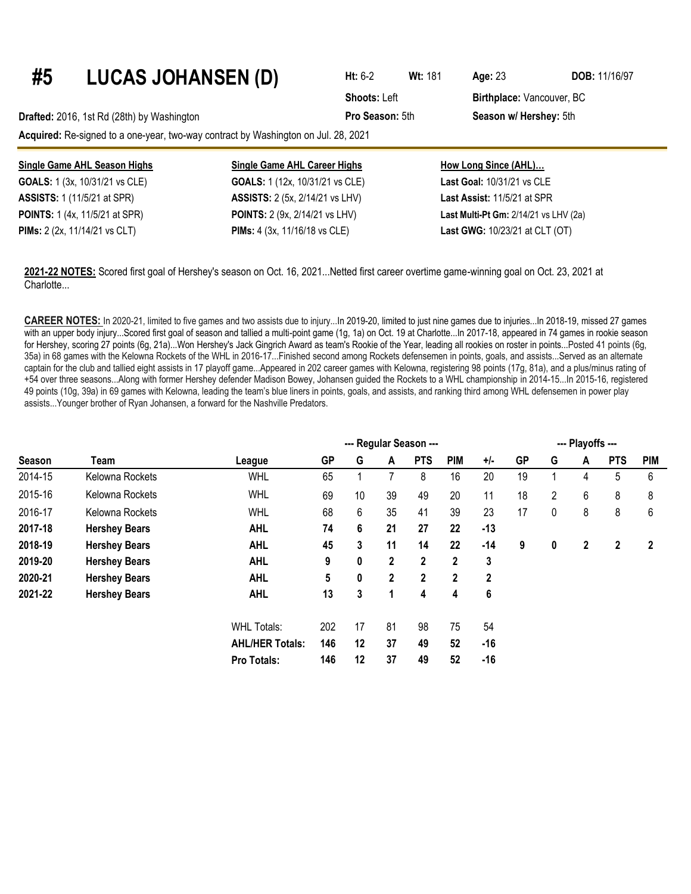# #5 LUCAS JOHANSEN (D)

**Ht:** 6-2 **Wt:** 181 **Age:** 23 **DOB:** 11/16/97

**Shoots:** Left **Birthplace:** Vancouver, BC

**Drafted:** 2016, 1st Rd (28th) by Washington **Pro Season:** 5th **Season w/ Hershey:** 5th

**Acquired:** Re-signed to a one-year, two-way contract by Washington on Jul. 28, 2021

**Single Game AHL Season Highs**
**GOALS:** 1 (3x, 10/31/21 vs CLE)
**ASSISTS:** 1 (11/5/21 at SPR)
**POINTS:** 1 (4x, 11/5/21 at SPR)
**PIMs:** 2 (2x, 11/14/21 vs CLT)

**Single Game AHL Career Highs**
**GOALS:** 1 (12x, 10/31/21 vs CLE)
**ASSISTS:** 2 (5x, 2/14/21 vs LHV)
**POINTS:** 2 (9x, 2/14/21 vs LHV)
**PIMs:** 4 (3x, 11/16/18 vs CLE)

**How Long Since (AHL)…**
**Last Goal:** 10/31/21 vs CLE
**Last Assist:** 11/5/21 at SPR
**Last Multi-Pt Gm:** 2/14/21 vs LHV (2a)
**Last GWG:** 10/23/21 at CLT (OT)

**2021-22 NOTES:** Scored first goal of Hershey's season on Oct. 16, 2021...Netted first career overtime game-winning goal on Oct. 23, 2021 at Charlotte...

**CAREER NOTES:** In 2020-21, limited to five games and two assists due to injury...In 2019-20, limited to just nine games due to injuries...In 2018-19, missed 27 games with an upper body injury...Scored first goal of season and tallied a multi-point game (1g, 1a) on Oct. 19 at Charlotte...In 2017-18, appeared in 74 games in rookie season for Hershey, scoring 27 points (6g, 21a)...Won Hershey's Jack Gingrich Award as team's Rookie of the Year, leading all rookies on roster in points...Posted 41 points (6g, 35a) in 68 games with the Kelowna Rockets of the WHL in 2016-17...Finished second among Rockets defensemen in points, goals, and assists...Served as an alternate captain for the club and tallied eight assists in 17 playoff game...Appeared in 202 career games with Kelowna, registering 98 points (17g, 81a), and a plus/minus rating of +54 over three seasons...Along with former Hershey defender Madison Bowey, Johansen guided the Rockets to a WHL championship in 2014-15...In 2015-16, registered 49 points (10g, 39a) in 69 games with Kelowna, leading the team's blue liners in points, goals, and assists, and ranking third among WHL defensemen in power play assists...Younger brother of Ryan Johansen, a forward for the Nashville Predators.

| | | | --- Regular Season --- | | | | | | --- Playoffs --- | | | | |
|---|---|---|---|---|---|---|---|---|---|---|---|---|---|
| **Season** | **Team** | **League** | **GP** | **G** | **A** | **PTS** | **PIM** | **+/-** | **GP** | **G** | **A** | **PTS** | **PIM** |
| 2014-15 | Kelowna Rockets | WHL | 65 | 1 | 7 | 8 | 16 | 20 | 19 | 1 | 4 | 5 | 6 |
| 2015-16 | Kelowna Rockets | WHL | 69 | 10 | 39 | 49 | 20 | 11 | 18 | 2 | 6 | 8 | 8 |
| 2016-17 | Kelowna Rockets | WHL | 68 | 6 | 35 | 41 | 39 | 23 | 17 | 0 | 8 | 8 | 6 |
| **2017-18** | **Hershey Bears** | **AHL** | **74** | **6** | **21** | **27** | **22** | **-13** | | | | | |
| **2018-19** | **Hershey Bears** | **AHL** | **45** | **3** | **11** | **14** | **22** | **-14** | **9** | **0** | **2** | **2** | **2** |
| **2019-20** | **Hershey Bears** | **AHL** | **9** | **0** | **2** | **2** | **2** | **3** | | | | | |
| **2020-21** | **Hershey Bears** | **AHL** | **5** | **0** | **2** | **2** | **2** | **2** | | | | | |
| **2021-22** | **Hershey Bears** | **AHL** | **13** | **3** | **1** | **4** | **4** | **6** | | | | | |
| | | WHL Totals: | 202 | 17 | 81 | 98 | 75 | 54 | | | | | |
| | | **AHL/HER Totals:** | **146** | **12** | **37** | **49** | **52** | **-16** | | | | | |
| | | **Pro Totals:** | **146** | **12** | **37** | **49** | **52** | **-16** | | | | | |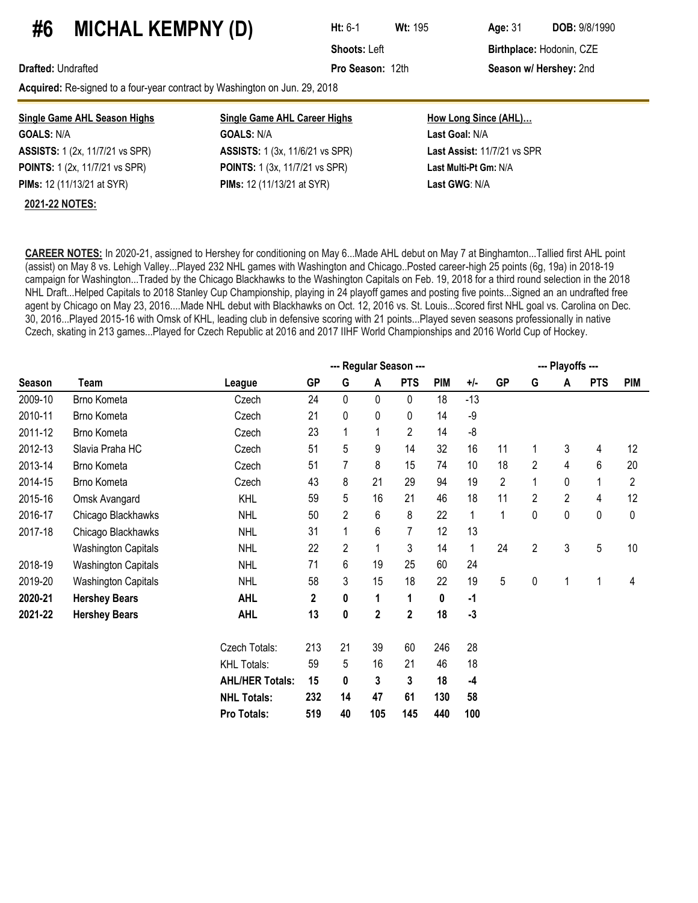# #6 MICHAL KEMPNY (D)

**Ht:** 6-1 **Wt:** 195 **Age:** 31 **DOB:** 9/8/1990

**Shoots:** Left **Birthplace:** Hodonin, CZE

**Drafted:** Undrafted **Pro Season:** 12th **Season w/ Hershey:** 2nd

**Acquired:** Re-signed to a four-year contract by Washington on Jun. 29, 2018

| Single Game AHL Season Highs | Single Game AHL Career Highs | How Long Since (AHL)... |
|---|---|---|
| **GOALS:** N/A | **GOALS:** N/A | **Last Goal:** N/A |
| **ASSISTS:** 1 (2x, 11/7/21 vs SPR) | **ASSISTS:** 1 (3x, 11/6/21 vs SPR) | **Last Assist:** 11/7/21 vs SPR |
| **POINTS:** 1 (2x, 11/7/21 vs SPR) | **POINTS:** 1 (3x, 11/7/21 vs SPR) | **Last Multi-Pt Gm:** N/A |
| **PIMs:** 12 (11/13/21 at SYR) | **PIMs:** 12 (11/13/21 at SYR) | **Last GWG**: N/A |

**2021-22 NOTES:**

**CAREER NOTES:** In 2020-21, assigned to Hershey for conditioning on May 6...Made AHL debut on May 7 at Binghamton...Tallied first AHL point (assist) on May 8 vs. Lehigh Valley...Played 232 NHL games with Washington and Chicago..Posted career-high 25 points (6g, 19a) in 2018-19 campaign for Washington...Traded by the Chicago Blackhawks to the Washington Capitals on Feb. 19, 2018 for a third round selection in the 2018 NHL Draft...Helped Capitals to 2018 Stanley Cup Championship, playing in 24 playoff games and posting five points...Signed an undrafted free agent by Chicago on May 23, 2016....Made NHL debut with Blackhawks on Oct. 12, 2016 vs. St. Louis...Scored first NHL goal vs. Carolina on Dec. 30, 2016...Played 2015-16 with Omsk of KHL, leading club in defensive scoring with 21 points...Played seven seasons professionally in native Czech, skating in 213 games...Played for Czech Republic at 2016 and 2017 IIHF World Championships and 2016 World Cup of Hockey.

| | | | --- Regular Season --- | | | | | | --- Playoffs --- | | | | |
|---|---|---|---|---|---|---|---|---|---|---|---|---|---|
| **Season** | **Team** | **League** | **GP** | **G** | **A** | **PTS** | **PIM** | **+/-** | **GP** | **G** | **A** | **PTS** | **PIM** |
| 2009-10 | Brno Kometa | Czech | 24 | 0 | 0 | 0 | 18 | -13 | | | | | |
| 2010-11 | Brno Kometa | Czech | 21 | 0 | 0 | 0 | 14 | -9 | | | | | |
| 2011-12 | Brno Kometa | Czech | 23 | 1 | 1 | 2 | 14 | -8 | | | | | |
| 2012-13 | Slavia Praha HC | Czech | 51 | 5 | 9 | 14 | 32 | 16 | 11 | 1 | 3 | 4 | 12 |
| 2013-14 | Brno Kometa | Czech | 51 | 7 | 8 | 15 | 74 | 10 | 18 | 2 | 4 | 6 | 20 |
| 2014-15 | Brno Kometa | Czech | 43 | 8 | 21 | 29 | 94 | 19 | 2 | 1 | 0 | 1 | 2 |
| 2015-16 | Omsk Avangard | KHL | 59 | 5 | 16 | 21 | 46 | 18 | 11 | 2 | 2 | 4 | 12 |
| 2016-17 | Chicago Blackhawks | NHL | 50 | 2 | 6 | 8 | 22 | 1 | 1 | 0 | 0 | 0 | 0 |
| 2017-18 | Chicago Blackhawks | NHL | 31 | 1 | 6 | 7 | 12 | 13 | | | | | |
| | Washington Capitals | NHL | 22 | 2 | 1 | 3 | 14 | 1 | 24 | 2 | 3 | 5 | 10 |
| 2018-19 | Washington Capitals | NHL | 71 | 6 | 19 | 25 | 60 | 24 | | | | | |
| 2019-20 | Washington Capitals | NHL | 58 | 3 | 15 | 18 | 22 | 19 | 5 | 0 | 1 | 1 | 4 |
| **2020-21** | **Hershey Bears** | **AHL** | **2** | **0** | **1** | **1** | **0** | **-1** | | | | | |
| **2021-22** | **Hershey Bears** | **AHL** | **13** | **0** | **2** | **2** | **18** | **-3** | | | | | |
| | | Czech Totals: | 213 | 21 | 39 | 60 | 246 | 28 | | | | | |
| | | KHL Totals: | 59 | 5 | 16 | 21 | 46 | 18 | | | | | |
| | | **AHL/HER Totals:** | **15** | **0** | **3** | **3** | **18** | **-4** | | | | | |
| | | **NHL Totals:** | **232** | **14** | **47** | **61** | **130** | **58** | | | | | |
| | | **Pro Totals:** | **519** | **40** | **105** | **145** | **440** | **100** | | | | | |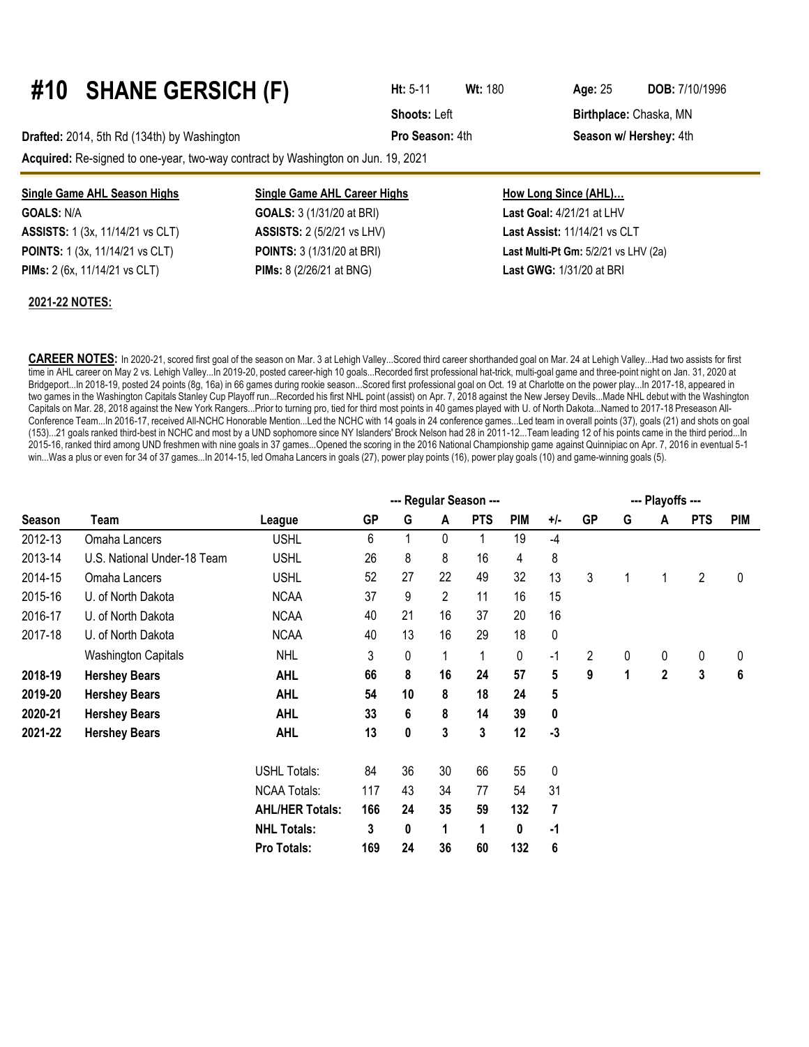# #10 SHANE GERSICH (F)

**Ht:** 5-11 **Wt:** 180 **Age:** 25 **DOB:** 7/10/1996

**Shoots:** Left **Birthplace:** Chaska, MN

**Drafted:** 2014, 5th Rd (134th) by Washington **Pro Season:** 4th **Season w/ Hershey:** 4th

**Acquired:** Re-signed to one-year, two-way contract by Washington on Jun. 19, 2021

**Single Game AHL Season Highs**

**GOALS:** N/A
**ASSISTS:** 1 (3x, 11/14/21 vs CLT)
**POINTS:** 1 (3x, 11/14/21 vs CLT)
**PIMs:** 2 (6x, 11/14/21 vs CLT)

**Single Game AHL Career Highs**

**GOALS:** 3 (1/31/20 at BRI)
**ASSISTS:** 2 (5/2/21 vs LHV)
**POINTS:** 3 (1/31/20 at BRI)
**PIMs:** 8 (2/26/21 at BNG)

**How Long Since (AHL)…**

**Last Goal:** 4/21/21 at LHV
**Last Assist:** 11/14/21 vs CLT
**Last Multi-Pt Gm:** 5/2/21 vs LHV (2a)
**Last GWG:** 1/31/20 at BRI

**2021-22 NOTES:**

**CAREER NOTES:** In 2020-21, scored first goal of the season on Mar. 3 at Lehigh Valley...Scored third career shorthanded goal on Mar. 24 at Lehigh Valley...Had two assists for first time in AHL career on May 2 vs. Lehigh Valley...In 2019-20, posted career-high 10 goals...Recorded first professional hat-trick, multi-goal game and three-point night on Jan. 31, 2020 at Bridgeport...In 2018-19, posted 24 points (8g, 16a) in 66 games during rookie season...Scored first professional goal on Oct. 19 at Charlotte on the power play...In 2017-18, appeared in two games in the Washington Capitals Stanley Cup Playoff run...Recorded his first NHL point (assist) on Apr. 7, 2018 against the New Jersey Devils...Made NHL debut with the Washington Capitals on Mar. 28, 2018 against the New York Rangers...Prior to turning pro, tied for third most points in 40 games played with U. of North Dakota...Named to 2017-18 Preseason All-Conference Team...In 2016-17, received All-NCHC Honorable Mention...Led the NCHC with 14 goals in 24 conference games...Led team in overall points (37), goals (21) and shots on goal (153)...21 goals ranked third-best in NCHC and most by a UND sophomore since NY Islanders' Brock Nelson had 28 in 2011-12...Team leading 12 of his points came in the third period...In 2015-16, ranked third among UND freshmen with nine goals in 37 games...Opened the scoring in the 2016 National Championship game against Quinnipiac on Apr. 7, 2016 in eventual 5-1 win...Was a plus or even for 34 of 37 games...In 2014-15, led Omaha Lancers in goals (27), power play points (16), power play goals (10) and game-winning goals (5).

| | | | --- Regular Season --- | | | | | | --- Playoffs --- | | | | |
|---|---|---|---|---|---|---|---|---|---|---|---|---|---|
| **Season** | **Team** | **League** | **GP** | **G** | **A** | **PTS** | **PIM** | **+/-** | **GP** | **G** | **A** | **PTS** | **PIM** |
| 2012-13 | Omaha Lancers | USHL | 6 | 1 | 0 | 1 | 19 | -4 | | | | | |
| 2013-14 | U.S. National Under-18 Team | USHL | 26 | 8 | 8 | 16 | 4 | 8 | | | | | |
| 2014-15 | Omaha Lancers | USHL | 52 | 27 | 22 | 49 | 32 | 13 | 3 | 1 | 1 | 2 | 0 |
| 2015-16 | U. of North Dakota | NCAA | 37 | 9 | 2 | 11 | 16 | 15 | | | | | |
| 2016-17 | U. of North Dakota | NCAA | 40 | 21 | 16 | 37 | 20 | 16 | | | | | |
| 2017-18 | U. of North Dakota | NCAA | 40 | 13 | 16 | 29 | 18 | 0 | | | | | |
| | Washington Capitals | NHL | 3 | 0 | 1 | 1 | 0 | -1 | 2 | 0 | 0 | 0 | 0 |
| **2018-19** | **Hershey Bears** | **AHL** | **66** | **8** | **16** | **24** | **57** | **5** | **9** | **1** | **2** | **3** | **6** |
| **2019-20** | **Hershey Bears** | **AHL** | **54** | **10** | **8** | **18** | **24** | **5** | | | | | |
| **2020-21** | **Hershey Bears** | **AHL** | **33** | **6** | **8** | **14** | **39** | **0** | | | | | |
| **2021-22** | **Hershey Bears** | **AHL** | **13** | **0** | **3** | **3** | **12** | **-3** | | | | | |
| | | USHL Totals: | 84 | 36 | 30 | 66 | 55 | 0 | | | | | |
| | | NCAA Totals: | 117 | 43 | 34 | 77 | 54 | 31 | | | | | |
| | | **AHL/HER Totals:** | **166** | **24** | **35** | **59** | **132** | **7** | | | | | |
| | | **NHL Totals:** | **3** | **0** | **1** | **1** | **0** | **-1** | | | | | |
| | | **Pro Totals:** | **169** | **24** | **36** | **60** | **132** | **6** | | | | | |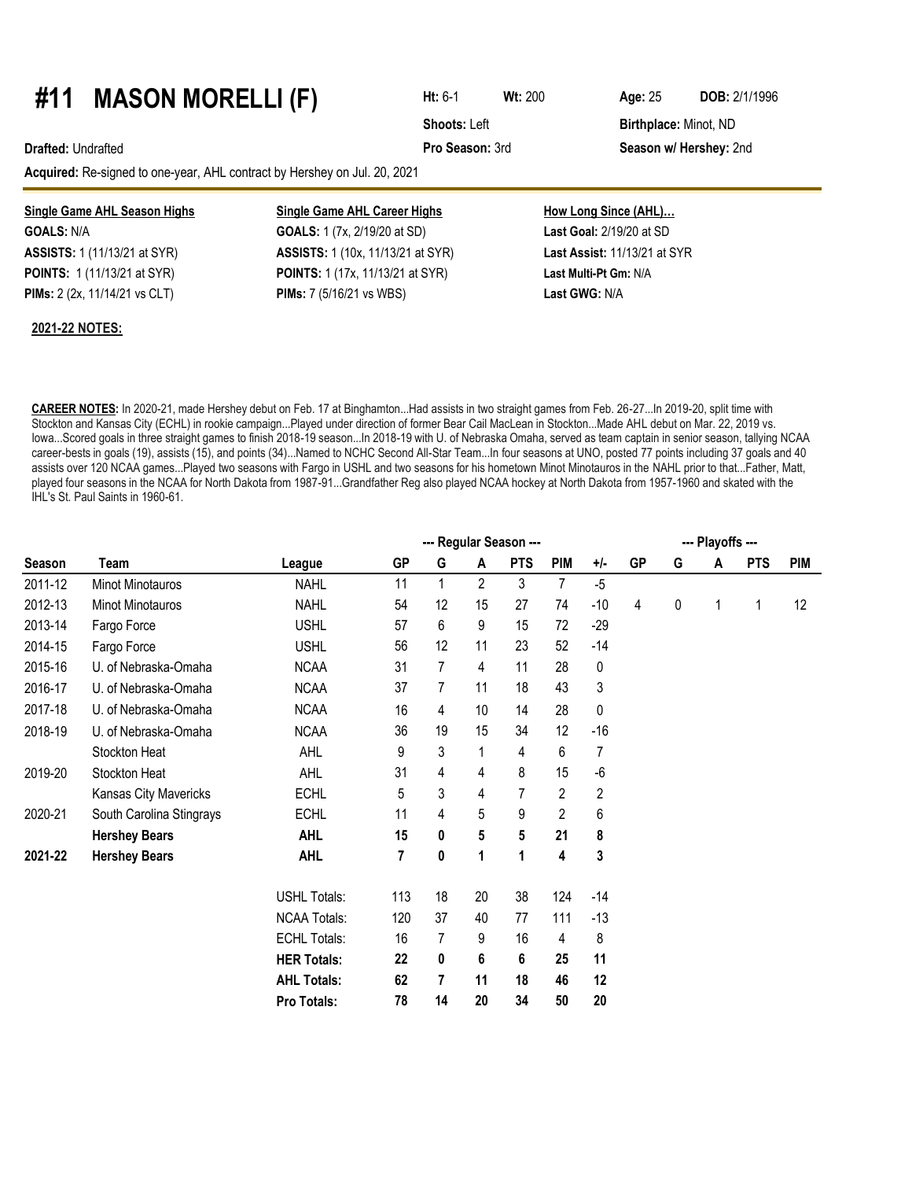# #11 MASON MORELLI (F)

**Ht:** 6-1 **Wt:** 200 **Age:** 25 **DOB:** 2/1/1996

**Shoots:** Left **Birthplace:** Minot, ND

**Drafted:** Undrafted **Pro Season:** 3rd **Season w/ Hershey:** 2nd

**Acquired:** Re-signed to one-year, AHL contract by Hershey on Jul. 20, 2021

| Single Game AHL Season Highs | Single Game AHL Career Highs | How Long Since (AHL)… |
|---|---|---|
| **GOALS:** N/A | **GOALS:** 1 (7x, 2/19/20 at SD) | **Last Goal:** 2/19/20 at SD |
| **ASSISTS:** 1 (11/13/21 at SYR) | **ASSISTS:** 1 (10x, 11/13/21 at SYR) | **Last Assist:** 11/13/21 at SYR |
| **POINTS:** 1 (11/13/21 at SYR) | **POINTS:** 1 (17x, 11/13/21 at SYR) | **Last Multi-Pt Gm:** N/A |
| **PIMs:** 2 (2x, 11/14/21 vs CLT) | **PIMs:** 7 (5/16/21 vs WBS) | **Last GWG:** N/A |

**2021-22 NOTES:**

**CAREER NOTES:** In 2020-21, made Hershey debut on Feb. 17 at Binghamton...Had assists in two straight games from Feb. 26-27...In 2019-20, split time with Stockton and Kansas City (ECHL) in rookie campaign...Played under direction of former Bear Cail MacLean in Stockton...Made AHL debut on Mar. 22, 2019 vs. Iowa...Scored goals in three straight games to finish 2018-19 season...In 2018-19 with U. of Nebraska Omaha, served as team captain in senior season, tallying NCAA career-bests in goals (19), assists (15), and points (34)...Named to NCHC Second All-Star Team...In four seasons at UNO, posted 77 points including 37 goals and 40 assists over 120 NCAA games...Played two seasons with Fargo in USHL and two seasons for his hometown Minot Minotauros in the NAHL prior to that...Father, Matt, played four seasons in the NCAA for North Dakota from 1987-91...Grandfather Reg also played NCAA hockey at North Dakota from 1957-1960 and skated with the IHL's St. Paul Saints in 1960-61.

| | | | --- Regular Season --- | | | | | | --- Playoffs --- | | | | |
|---|---|---|---|---|---|---|---|---|---|---|---|---|---|
| **Season** | **Team** | **League** | **GP** | **G** | **A** | **PTS** | **PIM** | **+/-** | **GP** | **G** | **A** | **PTS** | **PIM** |
| 2011-12 | Minot Minotauros | NAHL | 11 | 1 | 2 | 3 | 7 | -5 | | | | | |
| 2012-13 | Minot Minotauros | NAHL | 54 | 12 | 15 | 27 | 74 | -10 | 4 | 0 | 1 | 1 | 12 |
| 2013-14 | Fargo Force | USHL | 57 | 6 | 9 | 15 | 72 | -29 | | | | | |
| 2014-15 | Fargo Force | USHL | 56 | 12 | 11 | 23 | 52 | -14 | | | | | |
| 2015-16 | U. of Nebraska-Omaha | NCAA | 31 | 7 | 4 | 11 | 28 | 0 | | | | | |
| 2016-17 | U. of Nebraska-Omaha | NCAA | 37 | 7 | 11 | 18 | 43 | 3 | | | | | |
| 2017-18 | U. of Nebraska-Omaha | NCAA | 16 | 4 | 10 | 14 | 28 | 0 | | | | | |
| 2018-19 | U. of Nebraska-Omaha | NCAA | 36 | 19 | 15 | 34 | 12 | -16 | | | | | |
| | Stockton Heat | AHL | 9 | 3 | 1 | 4 | 6 | 7 | | | | | |
| 2019-20 | Stockton Heat | AHL | 31 | 4 | 4 | 8 | 15 | -6 | | | | | |
| | Kansas City Mavericks | ECHL | 5 | 3 | 4 | 7 | 2 | 2 | | | | | |
| 2020-21 | South Carolina Stingrays | ECHL | 11 | 4 | 5 | 9 | 2 | 6 | | | | | |
| | **Hershey Bears** | **AHL** | **15** | **0** | **5** | **5** | **21** | **8** | | | | | |
| **2021-22** | **Hershey Bears** | **AHL** | **7** | **0** | **1** | **1** | **4** | **3** | | | | | |
| | | USHL Totals: | 113 | 18 | 20 | 38 | 124 | -14 | | | | | |
| | | NCAA Totals: | 120 | 37 | 40 | 77 | 111 | -13 | | | | | |
| | | ECHL Totals: | 16 | 7 | 9 | 16 | 4 | 8 | | | | | |
| | | **HER Totals:** | **22** | **0** | **6** | **6** | **25** | **11** | | | | | |
| | | **AHL Totals:** | **62** | **7** | **11** | **18** | **46** | **12** | | | | | |
| | | **Pro Totals:** | **78** | **14** | **20** | **34** | **50** | **20** | | | | | |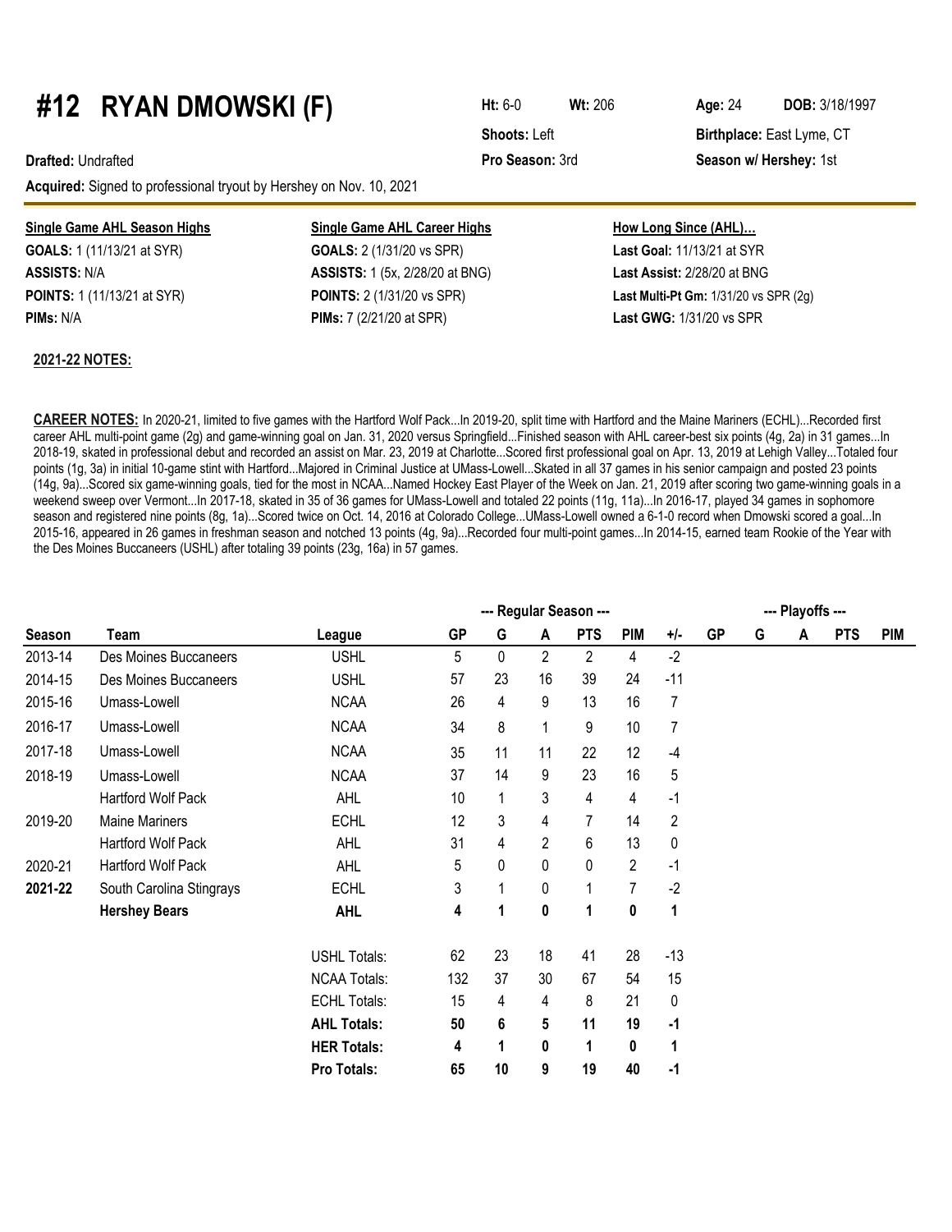# #12 RYAN DMOWSKI (F)

**Ht:** 6-0 **Wt:** 206 **Age:** 24 **DOB:** 3/18/1997

**Shoots:** Left **Birthplace:** East Lyme, CT

**Drafted:** Undrafted **Pro Season:** 3rd **Season w/ Hershey:** 1st

**Acquired:** Signed to professional tryout by Hershey on Nov. 10, 2021

| Single Game AHL Season Highs | Single Game AHL Career Highs | How Long Since (AHL)… |
|---|---|---|
| **GOALS:** 1 (11/13/21 at SYR) | **GOALS:** 2 (1/31/20 vs SPR) | **Last Goal:** 11/13/21 at SYR |
| **ASSISTS:** N/A | **ASSISTS:** 1 (5x, 2/28/20 at BNG) | **Last Assist:** 2/28/20 at BNG |
| **POINTS:** 1 (11/13/21 at SYR) | **POINTS:** 2 (1/31/20 vs SPR) | **Last Multi-Pt Gm:** 1/31/20 vs SPR (2g) |
| **PIMs:** N/A | **PIMs:** 7 (2/21/20 at SPR) | **Last GWG:** 1/31/20 vs SPR |

**2021-22 NOTES:**

**CAREER NOTES:** In 2020-21, limited to five games with the Hartford Wolf Pack...In 2019-20, split time with Hartford and the Maine Mariners (ECHL)...Recorded first career AHL multi-point game (2g) and game-winning goal on Jan. 31, 2020 versus Springfield...Finished season with AHL career-best six points (4g, 2a) in 31 games...In 2018-19, skated in professional debut and recorded an assist on Mar. 23, 2019 at Charlotte...Scored first professional goal on Apr. 13, 2019 at Lehigh Valley...Totaled four points (1g, 3a) in initial 10-game stint with Hartford...Majored in Criminal Justice at UMass-Lowell...Skated in all 37 games in his senior campaign and posted 23 points (14g, 9a)...Scored six game-winning goals, tied for the most in NCAA...Named Hockey East Player of the Week on Jan. 21, 2019 after scoring two game-winning goals in a weekend sweep over Vermont...In 2017-18, skated in 35 of 36 games for UMass-Lowell and totaled 22 points (11g, 11a)...In 2016-17, played 34 games in sophomore season and registered nine points (8g, 1a)...Scored twice on Oct. 14, 2016 at Colorado College...UMass-Lowell owned a 6-1-0 record when Dmowski scored a goal...In 2015-16, appeared in 26 games in freshman season and notched 13 points (4g, 9a)...Recorded four multi-point games...In 2014-15, earned team Rookie of the Year with the Des Moines Buccaneers (USHL) after totaling 39 points (23g, 16a) in 57 games.

| | | | --- Regular Season --- | | | | | | --- Playoffs --- | | | | |
|---|---|---|---|---|---|---|---|---|---|---|---|---|---|
| **Season** | **Team** | **League** | **GP** | **G** | **A** | **PTS** | **PIM** | **+/-** | **GP** | **G** | **A** | **PTS** | **PIM** |
| 2013-14 | Des Moines Buccaneers | USHL | 5 | 0 | 2 | 2 | 4 | -2 | | | | | |
| 2014-15 | Des Moines Buccaneers | USHL | 57 | 23 | 16 | 39 | 24 | -11 | | | | | |
| 2015-16 | Umass-Lowell | NCAA | 26 | 4 | 9 | 13 | 16 | 7 | | | | | |
| 2016-17 | Umass-Lowell | NCAA | 34 | 8 | 1 | 9 | 10 | 7 | | | | | |
| 2017-18 | Umass-Lowell | NCAA | 35 | 11 | 11 | 22 | 12 | -4 | | | | | |
| 2018-19 | Umass-Lowell | NCAA | 37 | 14 | 9 | 23 | 16 | 5 | | | | | |
| | Hartford Wolf Pack | AHL | 10 | 1 | 3 | 4 | 4 | -1 | | | | | |
| 2019-20 | Maine Mariners | ECHL | 12 | 3 | 4 | 7 | 14 | 2 | | | | | |
| | Hartford Wolf Pack | AHL | 31 | 4 | 2 | 6 | 13 | 0 | | | | | |
| 2020-21 | Hartford Wolf Pack | AHL | 5 | 0 | 0 | 0 | 2 | -1 | | | | | |
| **2021-22** | South Carolina Stingrays | ECHL | 3 | 1 | 0 | 1 | 7 | -2 | | | | | |
| | **Hershey Bears** | **AHL** | **4** | **1** | **0** | **1** | **0** | **1** | | | | | |
| | | USHL Totals: | 62 | 23 | 18 | 41 | 28 | -13 | | | | | |
| | | NCAA Totals: | 132 | 37 | 30 | 67 | 54 | 15 | | | | | |
| | | ECHL Totals: | 15 | 4 | 4 | 8 | 21 | 0 | | | | | |
| | | **AHL Totals:** | **50** | **6** | **5** | **11** | **19** | **-1** | | | | | |
| | | **HER Totals:** | **4** | **1** | **0** | **1** | **0** | **1** | | | | | |
| | | **Pro Totals:** | **65** | **10** | **9** | **19** | **40** | **-1** | | | | | |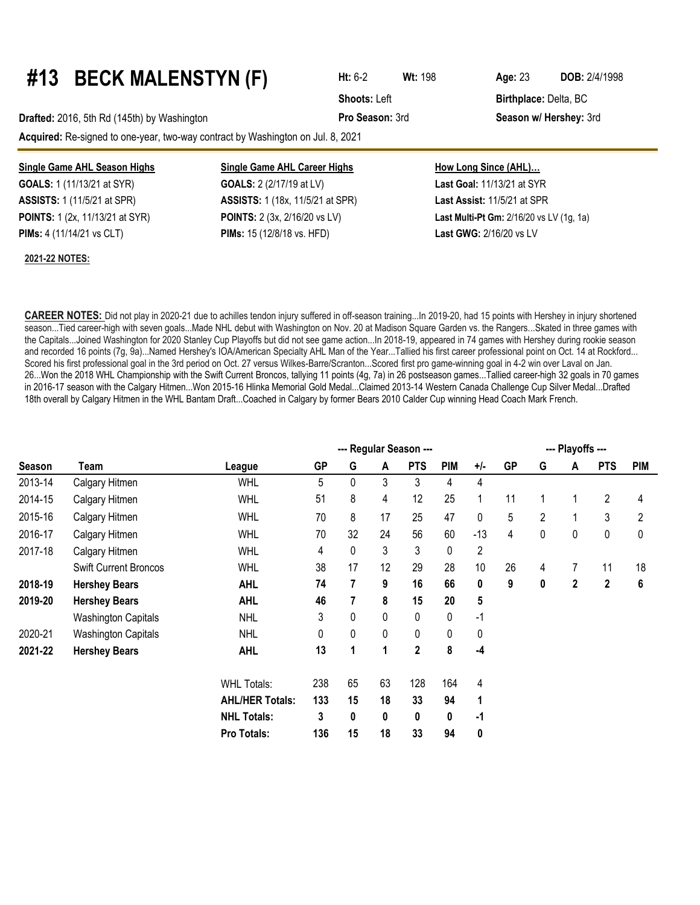# #13 BECK MALENSTYN (F)

**Ht:** 6-2 **Wt:** 198 **Age:** 23 **DOB:** 2/4/1998

**Shoots:** Left **Birthplace:** Delta, BC

**Drafted:** 2016, 5th Rd (145th) by Washington **Pro Season:** 3rd **Season w/ Hershey:** 3rd

**Acquired:** Re-signed to one-year, two-way contract by Washington on Jul. 8, 2021

| **Single Game AHL Season Highs** | **Single Game AHL Career Highs** | **How Long Since (AHL)…** |
|---|---|---|
| **GOALS:** 1 (11/13/21 at SYR) | **GOALS:** 2 (2/17/19 at LV) | **Last Goal:** 11/13/21 at SYR |
| **ASSISTS:** 1 (11/5/21 at SPR) | **ASSISTS:** 1 (18x, 11/5/21 at SPR) | **Last Assist:** 11/5/21 at SPR |
| **POINTS:** 1 (2x, 11/13/21 at SYR) | **POINTS:** 2 (3x, 2/16/20 vs LV) | **Last Multi-Pt Gm:** 2/16/20 vs LV (1g, 1a) |
| **PIMs:** 4 (11/14/21 vs CLT) | **PIMs:** 15 (12/8/18 vs. HFD) | **Last GWG:** 2/16/20 vs LV |

**2021-22 NOTES:**

**CAREER NOTES:** Did not play in 2020-21 due to achilles tendon injury suffered in off-season training...In 2019-20, had 15 points with Hershey in injury shortened season...Tied career-high with seven goals...Made NHL debut with Washington on Nov. 20 at Madison Square Garden vs. the Rangers...Skated in three games with the Capitals...Joined Washington for 2020 Stanley Cup Playoffs but did not see game action...In 2018-19, appeared in 74 games with Hershey during rookie season and recorded 16 points (7g, 9a)...Named Hershey's IOA/American Specialty AHL Man of the Year...Tallied his first career professional point on Oct. 14 at Rockford...Scored his first professional goal in the 3rd period on Oct. 27 versus Wilkes-Barre/Scranton...Scored first pro game-winning goal in 4-2 win over Laval on Jan. 26...Won the 2018 WHL Championship with the Swift Current Broncos, tallying 11 points (4g, 7a) in 26 postseason games...Tallied career-high 32 goals in 70 games in 2016-17 season with the Calgary Hitmen...Won 2015-16 Hlinka Memorial Gold Medal...Claimed 2013-14 Western Canada Challenge Cup Silver Medal...Drafted 18th overall by Calgary Hitmen in the WHL Bantam Draft...Coached in Calgary by former Bears 2010 Calder Cup winning Head Coach Mark French.

| | | | --- Regular Season --- | | | | | | --- Playoffs --- | | | | |
|---|---|---|---|---|---|---|---|---|---|---|---|---|---|
| **Season** | **Team** | **League** | **GP** | **G** | **A** | **PTS** | **PIM** | **+/-** | **GP** | **G** | **A** | **PTS** | **PIM** |
| 2013-14 | Calgary Hitmen | WHL | 5 | 0 | 3 | 3 | 4 | 4 | | | | | |
| 2014-15 | Calgary Hitmen | WHL | 51 | 8 | 4 | 12 | 25 | 1 | 11 | 1 | 1 | 2 | 4 |
| 2015-16 | Calgary Hitmen | WHL | 70 | 8 | 17 | 25 | 47 | 0 | 5 | 2 | 1 | 3 | 2 |
| 2016-17 | Calgary Hitmen | WHL | 70 | 32 | 24 | 56 | 60 | -13 | 4 | 0 | 0 | 0 | 0 |
| 2017-18 | Calgary Hitmen | WHL | 4 | 0 | 3 | 3 | 0 | 2 | | | | | |
| | Swift Current Broncos | WHL | 38 | 17 | 12 | 29 | 28 | 10 | 26 | 4 | 7 | 11 | 18 |
| **2018-19** | **Hershey Bears** | **AHL** | **74** | **7** | **9** | **16** | **66** | **0** | **9** | **0** | **2** | **2** | **6** |
| **2019-20** | **Hershey Bears** | **AHL** | **46** | **7** | **8** | **15** | **20** | **5** | | | | | |
| | Washington Capitals | NHL | 3 | 0 | 0 | 0 | 0 | -1 | | | | | |
| 2020-21 | Washington Capitals | NHL | 0 | 0 | 0 | 0 | 0 | 0 | | | | | |
| **2021-22** | **Hershey Bears** | **AHL** | **13** | **1** | **1** | **2** | **8** | **-4** | | | | | |
| | | WHL Totals: | 238 | 65 | 63 | 128 | 164 | 4 | | | | | |
| | | **AHL/HER Totals:** | **133** | **15** | **18** | **33** | **94** | **1** | | | | | |
| | | **NHL Totals:** | **3** | **0** | **0** | **0** | **0** | **-1** | | | | | |
| | | **Pro Totals:** | **136** | **15** | **18** | **33** | **94** | **0** | | | | | |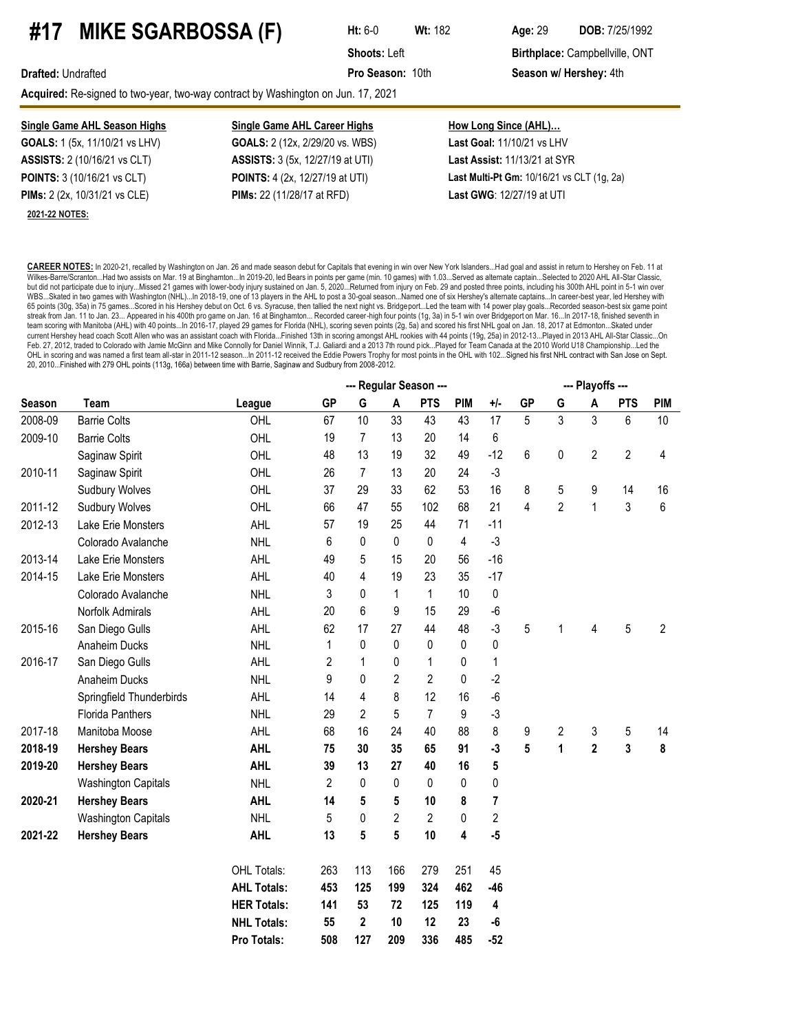# #17 MIKE SGARBOSSA (F)

**Ht:** 6-0 **Wt:** 182 **Age:** 29 **DOB:** 7/25/1992

**Shoots:** Left **Birthplace:** Campbellville, ONT

**Drafted:** Undrafted **Pro Season:** 10th **Season w/ Hershey:** 4th

**Acquired:** Re-signed to two-year, two-way contract by Washington on Jun. 17, 2021

| Single Game AHL Season Highs | Single Game AHL Career Highs | How Long Since (AHL)... |
|---|---|---|
| **GOALS:** 1 (5x, 11/10/21 vs LHV) | **GOALS:** 2 (12x, 2/29/20 vs. WBS) | **Last Goal:** 11/10/21 vs LHV |
| **ASSISTS:** 2 (10/16/21 vs CLT) | **ASSISTS:** 3 (5x, 12/27/19 at UTI) | **Last Assist:** 11/13/21 at SYR |
| **POINTS:** 3 (10/16/21 vs CLT) | **POINTS:** 4 (2x, 12/27/19 at UTI) | **Last Multi-Pt Gm:** 10/16/21 vs CLT (1g, 2a) |
| **PIMs:** 2 (2x, 10/31/21 vs CLE) | **PIMs:** 22 (11/28/17 at RFD) | **Last GWG**: 12/27/19 at UTI |

**2021-22 NOTES:**

**CAREER NOTES:** In 2020-21, recalled by Washington on Jan. 26 and made season debut for Capitals that evening in win over New York Islanders...Had goal and assist in return to Hershey on Feb. 11 at Wilkes-Barre/Scranton...Had two assists on Mar. 19 at Binghamton...In 2019-20, led Bears in points per game (min. 10 games) with 1.03...Served as alternate captain...Selected to 2020 AHL All-Star Classic, but did not participate due to injury...Missed 21 games with lower-body injury sustained on Jan. 5, 2020...Returned from injury on Feb. 29 and posted three points, including his 300th AHL point in 5-1 win over WBS...Skated in two games with Washington (NHL)...In 2018-19, one of 13 players in the AHL to post a 30-goal season...Named one of six Hershey's alternate captains...In career-best year, led Hershey with 65 points (30g, 35a) in 75 games...Scored in his Hershey debut on Oct. 6 vs. Syracuse, then tallied the next night vs. Bridgeport...Led the team with 14 power play goals...Recorded season-best six game point streak from Jan. 11 to Jan. 23... Appeared in his 400th pro game on Jan. 16 at Binghamton... Recorded career-high four points (1g, 3a) in 5-1 win over Bridgeport on Mar. 16...In 2017-18, finished seventh in team scoring with Manitoba (AHL) with 40 points...In 2016-17, played 29 games for Florida (NHL), scoring seven points (2g, 5a) and scored his first NHL goal on Jan. 18, 2017 at Edmonton...Skated under current Hershey head coach Scott Allen who was an assistant coach with Florida...Finished 13th in scoring amongst AHL rookies with 44 points (19g, 25a) in 2012-13...Played in 2013 AHL All-Star Classic...On Feb. 27, 2012, traded to Colorado with Jamie McGinn and Mike Connolly for Daniel Winnik, T.J. Galiardi and a 2013 7th round pick...Played for Team Canada at the 2010 World U18 Championship...Led the OHL in scoring and was named a first team all-star in 2011-12 season...In 2011-12 received the Eddie Powers Trophy for most points in the OHL with 102...Signed his first NHL contract with San Jose on Sept. 20, 2010...Finished with 279 OHL points (113g, 166a) between time with Barrie, Saginaw and Sudbury from 2008-2012.

| | | | --- Regular Season --- | | | | | | --- Playoffs --- | | | | |
|---|---|---|---|---|---|---|---|---|---|---|---|---|---|
| **Season** | **Team** | **League** | **GP** | **G** | **A** | **PTS** | **PIM** | **+/-** | **GP** | **G** | **A** | **PTS** | **PIM** |
| 2008-09 | Barrie Colts | OHL | 67 | 10 | 33 | 43 | 43 | 17 | 5 | 3 | 3 | 6 | 10 |
| 2009-10 | Barrie Colts | OHL | 19 | 7 | 13 | 20 | 14 | 6 | | | | | |
| | Saginaw Spirit | OHL | 48 | 13 | 19 | 32 | 49 | -12 | 6 | 0 | 2 | 2 | 4 |
| 2010-11 | Saginaw Spirit | OHL | 26 | 7 | 13 | 20 | 24 | -3 | | | | | |
| | Sudbury Wolves | OHL | 37 | 29 | 33 | 62 | 53 | 16 | 8 | 5 | 9 | 14 | 16 |
| 2011-12 | Sudbury Wolves | OHL | 66 | 47 | 55 | 102 | 68 | 21 | 4 | 2 | 1 | 3 | 6 |
| 2012-13 | Lake Erie Monsters | AHL | 57 | 19 | 25 | 44 | 71 | -11 | | | | | |
| | Colorado Avalanche | NHL | 6 | 0 | 0 | 0 | 4 | -3 | | | | | |
| 2013-14 | Lake Erie Monsters | AHL | 49 | 5 | 15 | 20 | 56 | -16 | | | | | |
| 2014-15 | Lake Erie Monsters | AHL | 40 | 4 | 19 | 23 | 35 | -17 | | | | | |
| | Colorado Avalanche | NHL | 3 | 0 | 1 | 1 | 10 | 0 | | | | | |
| | Norfolk Admirals | AHL | 20 | 6 | 9 | 15 | 29 | -6 | | | | | |
| 2015-16 | San Diego Gulls | AHL | 62 | 17 | 27 | 44 | 48 | -3 | 5 | 1 | 4 | 5 | 2 |
| | Anaheim Ducks | NHL | 1 | 0 | 0 | 0 | 0 | 0 | | | | | |
| 2016-17 | San Diego Gulls | AHL | 2 | 1 | 0 | 1 | 0 | 1 | | | | | |
| | Anaheim Ducks | NHL | 9 | 0 | 2 | 2 | 0 | -2 | | | | | |
| | Springfield Thunderbirds | AHL | 14 | 4 | 8 | 12 | 16 | -6 | | | | | |
| | Florida Panthers | NHL | 29 | 2 | 5 | 7 | 9 | -3 | | | | | |
| 2017-18 | Manitoba Moose | AHL | 68 | 16 | 24 | 40 | 88 | 8 | 9 | 2 | 3 | 5 | 14 |
| **2018-19** | **Hershey Bears** | **AHL** | **75** | **30** | **35** | **65** | **91** | **-3** | **5** | **1** | **2** | **3** | **8** |
| **2019-20** | **Hershey Bears** | **AHL** | **39** | **13** | **27** | **40** | **16** | **5** | | | | | |
| | Washington Capitals | NHL | 2 | 0 | 0 | 0 | 0 | 0 | | | | | |
| **2020-21** | **Hershey Bears** | **AHL** | **14** | **5** | **5** | **10** | **8** | **7** | | | | | |
| | Washington Capitals | NHL | 5 | 0 | 2 | 2 | 0 | 2 | | | | | |
| **2021-22** | **Hershey Bears** | **AHL** | **13** | **5** | **5** | **10** | **4** | **-5** | | | | | |
| | | OHL Totals: | 263 | 113 | 166 | 279 | 251 | 45 | | | | | |
| | | **AHL Totals:** | **453** | **125** | **199** | **324** | **462** | **-46** | | | | | |
| | | **HER Totals:** | **141** | **53** | **72** | **125** | **119** | **4** | | | | | |
| | | **NHL Totals:** | **55** | **2** | **10** | **12** | **23** | **-6** | | | | | |
| | | **Pro Totals:** | **508** | **127** | **209** | **336** | **485** | **-52** | | | | | |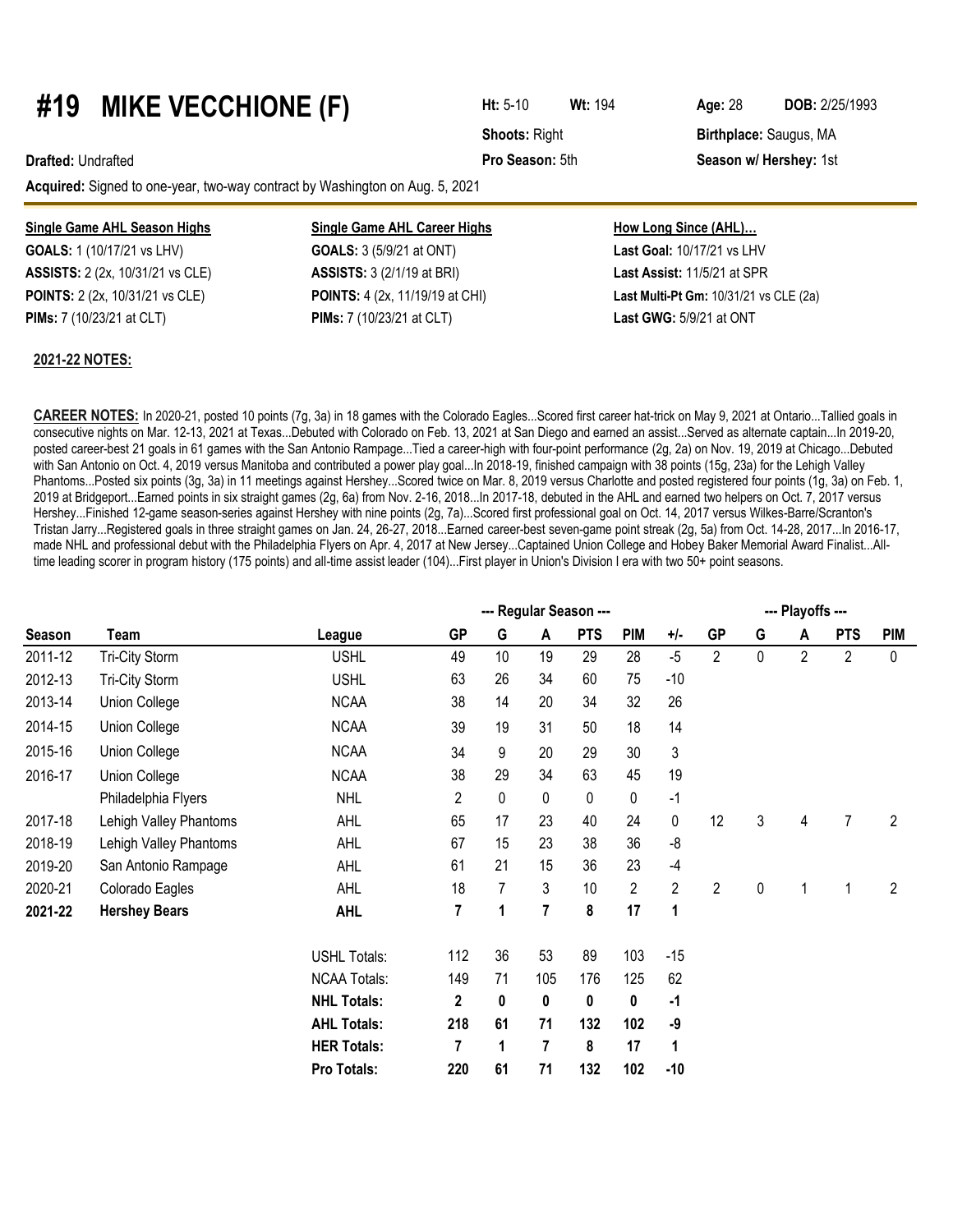# #19 MIKE VECCHIONE (F)

**Ht:** 5-10 **Wt:** 194 **Age:** 28 **DOB:** 2/25/1993

**Shoots:** Right **Birthplace:** Saugus, MA

**Drafted:** Undrafted **Pro Season:** 5th **Season w/ Hershey:** 1st

**Acquired:** Signed to one-year, two-way contract by Washington on Aug. 5, 2021

**Single Game AHL Season Highs**

**GOALS:** 1 (10/17/21 vs LHV)
**ASSISTS:** 2 (2x, 10/31/21 vs CLE)
**POINTS:** 2 (2x, 10/31/21 vs CLE)
**PIMs:** 7 (10/23/21 at CLT)

**Single Game AHL Career Highs**

**GOALS:** 3 (5/9/21 at ONT)
**ASSISTS:** 3 (2/1/19 at BRI)
**POINTS:** 4 (2x, 11/19/19 at CHI)
**PIMs:** 7 (10/23/21 at CLT)

**How Long Since (AHL)…**

**Last Goal:** 10/17/21 vs LHV
**Last Assist:** 11/5/21 at SPR
**Last Multi-Pt Gm:** 10/31/21 vs CLE (2a)
**Last GWG:** 5/9/21 at ONT

**2021-22 NOTES:**

**CAREER NOTES:** In 2020-21, posted 10 points (7g, 3a) in 18 games with the Colorado Eagles...Scored first career hat-trick on May 9, 2021 at Ontario...Tallied goals in consecutive nights on Mar. 12-13, 2021 at Texas...Debuted with Colorado on Feb. 13, 2021 at San Diego and earned an assist...Served as alternate captain...In 2019-20, posted career-best 21 goals in 61 games with the San Antonio Rampage...Tied a career-high with four-point performance (2g, 2a) on Nov. 19, 2019 at Chicago...Debuted with San Antonio on Oct. 4, 2019 versus Manitoba and contributed a power play goal...In 2018-19, finished campaign with 38 points (15g, 23a) for the Lehigh Valley Phantoms...Posted six points (3g, 3a) in 11 meetings against Hershey...Scored twice on Mar. 8, 2019 versus Charlotte and posted registered four points (1g, 3a) on Feb. 1, 2019 at Bridgeport...Earned points in six straight games (2g, 6a) from Nov. 2-16, 2018...In 2017-18, debuted in the AHL and earned two helpers on Oct. 7, 2017 versus Hershey...Finished 12-game season-series against Hershey with nine points (2g, 7a)...Scored first professional goal on Oct. 14, 2017 versus Wilkes-Barre/Scranton's Tristan Jarry...Registered goals in three straight games on Jan. 24, 26-27, 2018...Earned career-best seven-game point streak (2g, 5a) from Oct. 14-28, 2017...In 2016-17, made NHL and professional debut with the Philadelphia Flyers on Apr. 4, 2017 at New Jersey...Captained Union College and Hobey Baker Memorial Award Finalist...All-time leading scorer in program history (175 points) and all-time assist leader (104)...First player in Union's Division I era with two 50+ point seasons.

| | | | --- Regular Season --- | | | | | | --- Playoffs --- | | | | |
|---|---|---|---|---|---|---|---|---|---|---|---|---|---|
| **Season** | **Team** | **League** | **GP** | **G** | **A** | **PTS** | **PIM** | **+/-** | **GP** | **G** | **A** | **PTS** | **PIM** |
| 2011-12 | Tri-City Storm | USHL | 49 | 10 | 19 | 29 | 28 | -5 | 2 | 0 | 2 | 2 | 0 |
| 2012-13 | Tri-City Storm | USHL | 63 | 26 | 34 | 60 | 75 | -10 | | | | | |
| 2013-14 | Union College | NCAA | 38 | 14 | 20 | 34 | 32 | 26 | | | | | |
| 2014-15 | Union College | NCAA | 39 | 19 | 31 | 50 | 18 | 14 | | | | | |
| 2015-16 | Union College | NCAA | 34 | 9 | 20 | 29 | 30 | 3 | | | | | |
| 2016-17 | Union College | NCAA | 38 | 29 | 34 | 63 | 45 | 19 | | | | | |
| | Philadelphia Flyers | NHL | 2 | 0 | 0 | 0 | 0 | -1 | | | | | |
| 2017-18 | Lehigh Valley Phantoms | AHL | 65 | 17 | 23 | 40 | 24 | 0 | 12 | 3 | 4 | 7 | 2 |
| 2018-19 | Lehigh Valley Phantoms | AHL | 67 | 15 | 23 | 38 | 36 | -8 | | | | | |
| 2019-20 | San Antonio Rampage | AHL | 61 | 21 | 15 | 36 | 23 | -4 | | | | | |
| 2020-21 | Colorado Eagles | AHL | 18 | 7 | 3 | 10 | 2 | 2 | 2 | 0 | 1 | 1 | 2 |
| **2021-22** | **Hershey Bears** | **AHL** | **7** | **1** | **7** | **8** | **17** | **1** | | | | | |
| | | USHL Totals: | 112 | 36 | 53 | 89 | 103 | -15 | | | | | |
| | | NCAA Totals: | 149 | 71 | 105 | 176 | 125 | 62 | | | | | |
| | | **NHL Totals:** | **2** | **0** | **0** | **0** | **0** | **-1** | | | | | |
| | | **AHL Totals:** | **218** | **61** | **71** | **132** | **102** | **-9** | | | | | |
| | | **HER Totals:** | **7** | **1** | **7** | **8** | **17** | **1** | | | | | |
| | | **Pro Totals:** | **220** | **61** | **71** | **132** | **102** | **-10** | | | | | |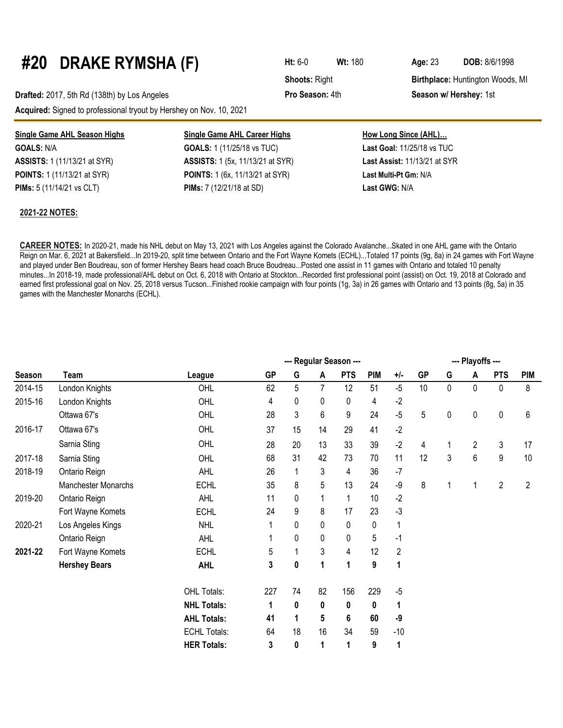# #20 DRAKE RYMSHA (F)

**Ht:** 6-0 **Wt:** 180 **Age:** 23 **DOB:** 8/6/1998

**Shoots:** Right **Birthplace:** Huntington Woods, MI

**Drafted:** 2017, 5th Rd (138th) by Los Angeles **Pro Season:** 4th **Season w/ Hershey:** 1st

**Acquired:** Signed to professional tryout by Hershey on Nov. 10, 2021

**Single Game AHL Season Highs**

**GOALS:** N/A
**ASSISTS:** 1 (11/13/21 at SYR)
**POINTS:** 1 (11/13/21 at SYR)
**PIMs:** 5 (11/14/21 vs CLT)

**Single Game AHL Career Highs**

**GOALS:** 1 (11/25/18 vs TUC)
**ASSISTS:** 1 (5x, 11/13/21 at SYR)
**POINTS:** 1 (6x, 11/13/21 at SYR)
**PIMs:** 7 (12/21/18 at SD)

**How Long Since (AHL)…**

**Last Goal:** 11/25/18 vs TUC
**Last Assist:** 11/13/21 at SYR
**Last Multi-Pt Gm:** N/A
**Last GWG:** N/A

**2021-22 NOTES:**

**CAREER NOTES:** In 2020-21, made his NHL debut on May 13, 2021 with Los Angeles against the Colorado Avalanche...Skated in one AHL game with the Ontario Reign on Mar. 6, 2021 at Bakersfield...In 2019-20, split time between Ontario and the Fort Wayne Komets (ECHL)...Totaled 17 points (9g, 8a) in 24 games with Fort Wayne and played under Ben Boudreau, son of former Hershey Bears head coach Bruce Boudreau...Posted one assist in 11 games with Ontario and totaled 10 penalty minutes...In 2018-19, made professional/AHL debut on Oct. 6, 2018 with Ontario at Stockton...Recorded first professional point (assist) on Oct. 19, 2018 at Colorado and earned first professional goal on Nov. 25, 2018 versus Tucson...Finished rookie campaign with four points (1g, 3a) in 26 games with Ontario and 13 points (8g, 5a) in 35 games with the Manchester Monarchs (ECHL).

| | | | --- Regular Season --- | | | | | | --- Playoffs --- | | | | |
|---|---|---|---|---|---|---|---|---|---|---|---|---|---|
| **Season** | **Team** | **League** | **GP** | **G** | **A** | **PTS** | **PIM** | **+/-** | **GP** | **G** | **A** | **PTS** | **PIM** |
| 2014-15 | London Knights | OHL | 62 | 5 | 7 | 12 | 51 | -5 | 10 | 0 | 0 | 0 | 8 |
| 2015-16 | London Knights | OHL | 4 | 0 | 0 | 0 | 4 | -2 | | | | | |
| | Ottawa 67's | OHL | 28 | 3 | 6 | 9 | 24 | -5 | 5 | 0 | 0 | 0 | 6 |
| 2016-17 | Ottawa 67's | OHL | 37 | 15 | 14 | 29 | 41 | -2 | | | | | |
| | Sarnia Sting | OHL | 28 | 20 | 13 | 33 | 39 | -2 | 4 | 1 | 2 | 3 | 17 |
| 2017-18 | Sarnia Sting | OHL | 68 | 31 | 42 | 73 | 70 | 11 | 12 | 3 | 6 | 9 | 10 |
| 2018-19 | Ontario Reign | AHL | 26 | 1 | 3 | 4 | 36 | -7 | | | | | |
| | Manchester Monarchs | ECHL | 35 | 8 | 5 | 13 | 24 | -9 | 8 | 1 | 1 | 2 | 2 |
| 2019-20 | Ontario Reign | AHL | 11 | 0 | 1 | 1 | 10 | -2 | | | | | |
| | Fort Wayne Komets | ECHL | 24 | 9 | 8 | 17 | 23 | -3 | | | | | |
| 2020-21 | Los Angeles Kings | NHL | 1 | 0 | 0 | 0 | 0 | 1 | | | | | |
| | Ontario Reign | AHL | 1 | 0 | 0 | 0 | 5 | -1 | | | | | |
| **2021-22** | Fort Wayne Komets | ECHL | 5 | 1 | 3 | 4 | 12 | 2 | | | | | |
| | **Hershey Bears** | **AHL** | **3** | **0** | **1** | **1** | **9** | **1** | | | | | |
| | | OHL Totals: | 227 | 74 | 82 | 156 | 229 | -5 | | | | | |
| | | **NHL Totals:** | **1** | **0** | **0** | **0** | **0** | **1** | | | | | |
| | | **AHL Totals:** | **41** | **1** | **5** | **6** | **60** | **-9** | | | | | |
| | | ECHL Totals: | 64 | 18 | 16 | 34 | 59 | -10 | | | | | |
| | | **HER Totals:** | **3** | **0** | **1** | **1** | **9** | **1** | | | | | |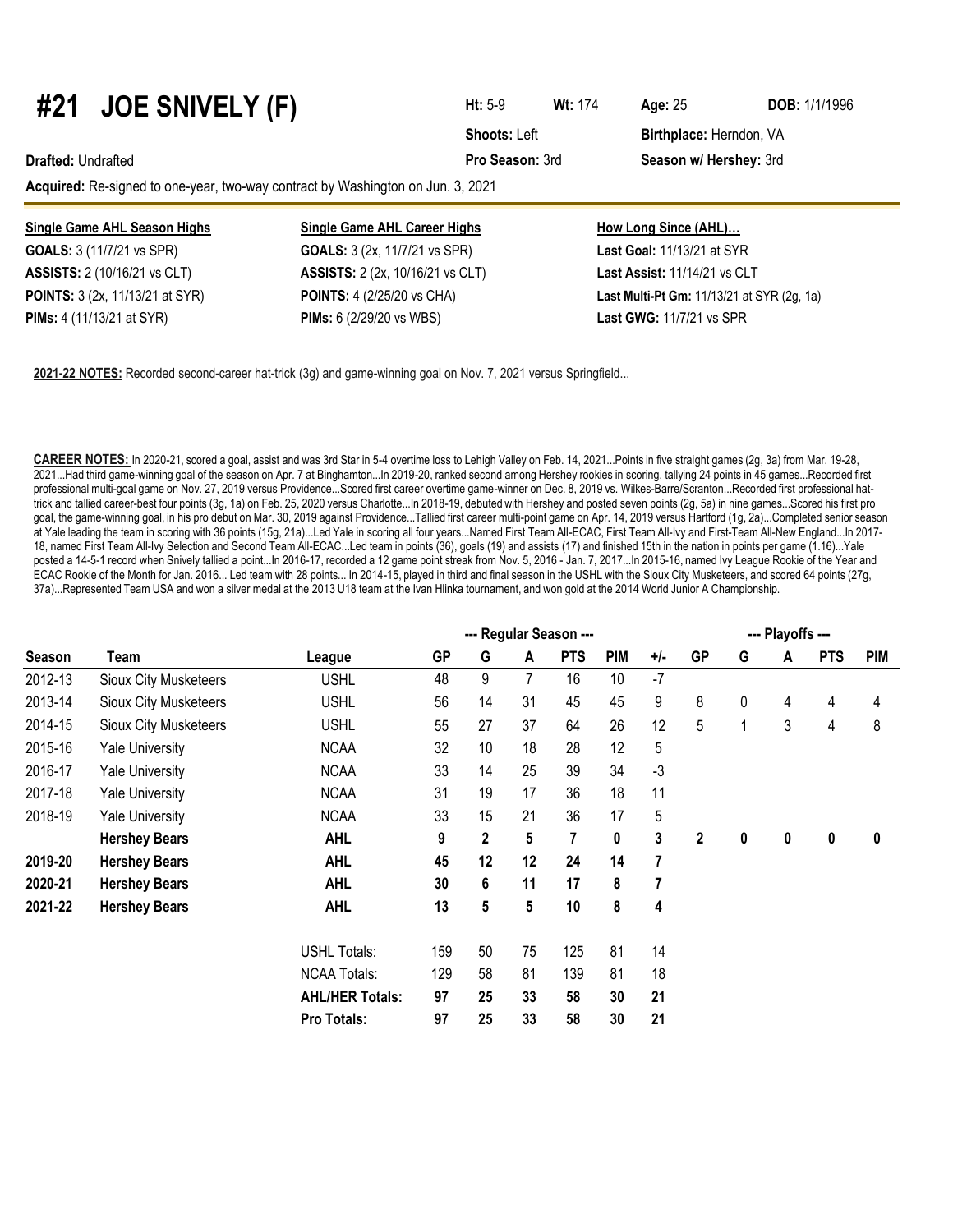# #21 JOE SNIVELY (F)

**Ht:** 5-9 **Wt:** 174 **Age:** 25 **DOB:** 1/1/1996

**Shoots:** Left **Birthplace:** Herndon, VA

**Drafted:** Undrafted **Pro Season:** 3rd **Season w/ Hershey:** 3rd

**Acquired:** Re-signed to one-year, two-way contract by Washington on Jun. 3, 2021

| Single Game AHL Season Highs | Single Game AHL Career Highs | How Long Since (AHL)… |
|---|---|---|
| **GOALS:** 3 (11/7/21 vs SPR) | **GOALS:** 3 (2x, 11/7/21 vs SPR) | **Last Goal:** 11/13/21 at SYR |
| **ASSISTS:** 2 (10/16/21 vs CLT) | **ASSISTS:** 2 (2x, 10/16/21 vs CLT) | **Last Assist:** 11/14/21 vs CLT |
| **POINTS:** 3 (2x, 11/13/21 at SYR) | **POINTS:** 4 (2/25/20 vs CHA) | **Last Multi-Pt Gm:** 11/13/21 at SYR (2g, 1a) |
| **PIMs:** 4 (11/13/21 at SYR) | **PIMs:** 6 (2/29/20 vs WBS) | **Last GWG:** 11/7/21 vs SPR |

**2021-22 NOTES:** Recorded second-career hat-trick (3g) and game-winning goal on Nov. 7, 2021 versus Springfield...

**CAREER NOTES:** In 2020-21, scored a goal, assist and was 3rd Star in 5-4 overtime loss to Lehigh Valley on Feb. 14, 2021...Points in five straight games (2g, 3a) from Mar. 19-28, 2021...Had third game-winning goal of the season on Apr. 7 at Binghamton...In 2019-20, ranked second among Hershey rookies in scoring, tallying 24 points in 45 games...Recorded first professional multi-goal game on Nov. 27, 2019 versus Providence...Scored first career overtime game-winner on Dec. 8, 2019 vs. Wilkes-Barre/Scranton...Recorded first professional hat-trick and tallied career-best four points (3g, 1a) on Feb. 25, 2020 versus Charlotte...In 2018-19, debuted with Hershey and posted seven points (2g, 5a) in nine games...Scored his first pro goal, the game-winning goal, in his pro debut on Mar. 30, 2019 against Providence...Tallied first career multi-point game on Apr. 14, 2019 versus Hartford (1g, 2a)...Completed senior season at Yale leading the team in scoring with 36 points (15g, 21a)...Led Yale in scoring all four years...Named First Team All-ECAC, First Team All-Ivy and First-Team All-New England...In 2017-18, named First Team All-Ivy Selection and Second Team All-ECAC...Led team in points (36), goals (19) and assists (17) and finished 15th in the nation in points per game (1.16)...Yale posted a 14-5-1 record when Snively tallied a point...In 2016-17, recorded a 12 game point streak from Nov. 5, 2016 - Jan. 7, 2017...In 2015-16, named Ivy League Rookie of the Year and ECAC Rookie of the Month for Jan. 2016... Led team with 28 points... In 2014-15, played in third and final season in the USHL with the Sioux City Musketeers, and scored 64 points (27g, 37a)...Represented Team USA and won a silver medal at the 2013 U18 team at the Ivan Hlinka tournament, and won gold at the 2014 World Junior A Championship.

| | | | --- Regular Season --- | | | | | | --- Playoffs --- | | | | |
|---|---|---|---|---|---|---|---|---|---|---|---|---|---|
| **Season** | **Team** | **League** | **GP** | **G** | **A** | **PTS** | **PIM** | **+/-** | **GP** | **G** | **A** | **PTS** | **PIM** |
| 2012-13 | Sioux City Musketeers | USHL | 48 | 9 | 7 | 16 | 10 | -7 | | | | | |
| 2013-14 | Sioux City Musketeers | USHL | 56 | 14 | 31 | 45 | 45 | 9 | 8 | 0 | 4 | 4 | 4 |
| 2014-15 | Sioux City Musketeers | USHL | 55 | 27 | 37 | 64 | 26 | 12 | 5 | 1 | 3 | 4 | 8 |
| 2015-16 | Yale University | NCAA | 32 | 10 | 18 | 28 | 12 | 5 | | | | | |
| 2016-17 | Yale University | NCAA | 33 | 14 | 25 | 39 | 34 | -3 | | | | | |
| 2017-18 | Yale University | NCAA | 31 | 19 | 17 | 36 | 18 | 11 | | | | | |
| 2018-19 | Yale University | NCAA | 33 | 15 | 21 | 36 | 17 | 5 | | | | | |
| | **Hershey Bears** | **AHL** | **9** | **2** | **5** | **7** | **0** | **3** | **2** | **0** | **0** | **0** | **0** |
| **2019-20** | **Hershey Bears** | **AHL** | **45** | **12** | **12** | **24** | **14** | **7** | | | | | |
| **2020-21** | **Hershey Bears** | **AHL** | **30** | **6** | **11** | **17** | **8** | **7** | | | | | |
| **2021-22** | **Hershey Bears** | **AHL** | **13** | **5** | **5** | **10** | **8** | **4** | | | | | |
| | | USHL Totals: | 159 | 50 | 75 | 125 | 81 | 14 | | | | | |
| | | NCAA Totals: | 129 | 58 | 81 | 139 | 81 | 18 | | | | | |
| | | **AHL/HER Totals:** | **97** | **25** | **33** | **58** | **30** | **21** | | | | | |
| | | **Pro Totals:** | **97** | **25** | **33** | **58** | **30** | **21** | | | | | |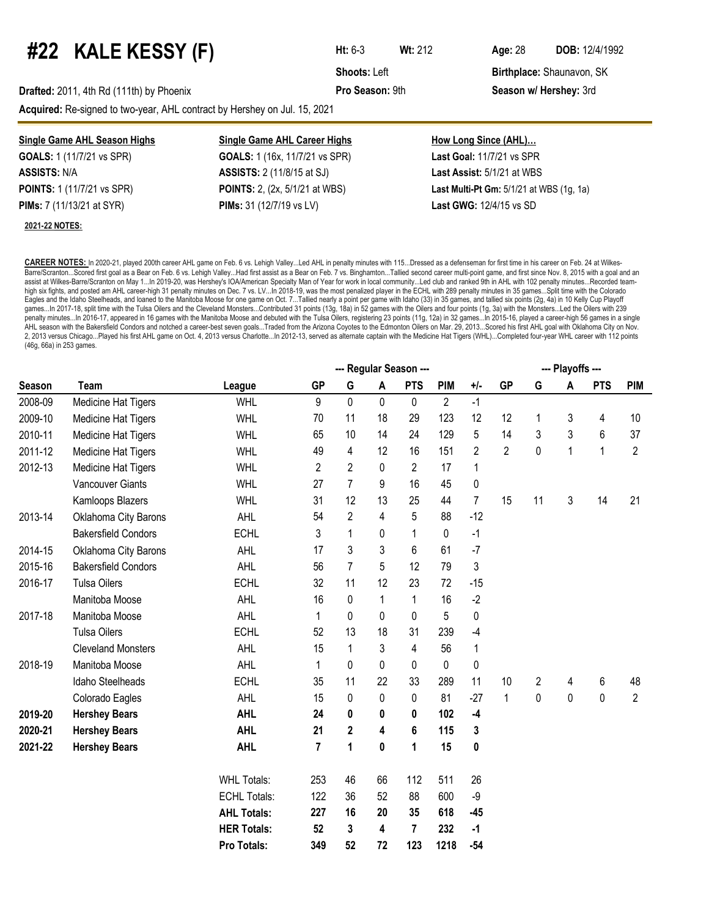# #22 KALE KESSY (F)

**Ht:** 6-3 **Wt:** 212 **Age:** 28 **DOB:** 12/4/1992

**Shoots:** Left **Birthplace:** Shaunavon, SK

**Drafted:** 2011, 4th Rd (111th) by Phoenix **Pro Season:** 9th **Season w/ Hershey:** 3rd

**Acquired:** Re-signed to two-year, AHL contract by Hershey on Jul. 15, 2021

**Single Game AHL Season Highs**

**GOALS:** 1 (11/7/21 vs SPR)
**ASSISTS:** N/A
**POINTS:** 1 (11/7/21 vs SPR)
**PIMs:** 7 (11/13/21 at SYR)

**Single Game AHL Career Highs**

**GOALS:** 1 (16x, 11/7/21 vs SPR)
**ASSISTS:** 2 (11/8/15 at SJ)
**POINTS:** 2, (2x, 5/1/21 at WBS)
**PIMs:** 31 (12/7/19 vs LV)

**How Long Since (AHL)…**

**Last Goal:** 11/7/21 vs SPR
**Last Assist:** 5/1/21 at WBS
**Last Multi-Pt Gm:** 5/1/21 at WBS (1g, 1a)
**Last GWG:** 12/4/15 vs SD

**2021-22 NOTES:**

**CAREER NOTES:** In 2020-21, played 200th career AHL game on Feb. 6 vs. Lehigh Valley...Led AHL in penalty minutes with 115...Dressed as a defenseman for first time in his career on Feb. 24 at Wilkes-Barre/Scranton...Scored first goal as a Bear on Feb. 6 vs. Lehigh Valley...Had first assist as a Bear on Feb. 7 vs. Binghamton...Tallied second career multi-point game, and first since Nov. 8, 2015 with a goal and an assist at Wilkes-Barre/Scranton on May 1...In 2019-20, was Hershey's IOA/American Specialty Man of Year for work in local community...Led club and ranked 9th in AHL with 102 penalty minutes...Recorded team-high six fights, and posted am AHL career-high 31 penalty minutes on Dec. 7 vs. LV...In 2018-19, was the most penalized player in the ECHL with 289 penalty minutes in 35 games...Split time with the Colorado Eagles and the Idaho Steelheads, and loaned to the Manitoba Moose for one game on Oct. 7...Tallied nearly a point per game with Idaho (33) in 35 games, and tallied six points (2g, 4a) in 10 Kelly Cup Playoff games...In 2017-18, split time with the Tulsa Oilers and the Cleveland Monsters...Contributed 31 points (13g, 18a) in 52 games with the Oilers and four points (1g, 3a) with the Monsters...Led the Oilers with 239 penalty minutes...In 2016-17, appeared in 16 games with the Manitoba Moose and debuted with the Tulsa Oilers, registering 23 points (11g, 12a) in 32 games...In 2015-16, played a career-high 56 games in a single AHL season with the Bakersfield Condors and notched a career-best seven goals...Traded from the Arizona Coyotes to the Edmonton Oilers on Mar. 29, 2013...Scored his first AHL goal with Oklahoma City on Nov. 2, 2013 versus Chicago...Played his first AHL game on Oct. 4, 2013 versus Charlotte...In 2012-13, served as alternate captain with the Medicine Hat Tigers (WHL)...Completed four-year WHL career with 112 points (46g, 66a) in 253 games.

| | | | --- Regular Season --- | | | | | | --- Playoffs --- | | | | |
|---|---|---|---|---|---|---|---|---|---|---|---|---|---|
| **Season** | **Team** | **League** | **GP** | **G** | **A** | **PTS** | **PIM** | **+/-** | **GP** | **G** | **A** | **PTS** | **PIM** |
| 2008-09 | Medicine Hat Tigers | WHL | 9 | 0 | 0 | 0 | 2 | -1 | | | | | |
| 2009-10 | Medicine Hat Tigers | WHL | 70 | 11 | 18 | 29 | 123 | 12 | 12 | 1 | 3 | 4 | 10 |
| 2010-11 | Medicine Hat Tigers | WHL | 65 | 10 | 14 | 24 | 129 | 5 | 14 | 3 | 3 | 6 | 37 |
| 2011-12 | Medicine Hat Tigers | WHL | 49 | 4 | 12 | 16 | 151 | 2 | 2 | 0 | 1 | 1 | 2 |
| 2012-13 | Medicine Hat Tigers | WHL | 2 | 2 | 0 | 2 | 17 | 1 | | | | | |
| | Vancouver Giants | WHL | 27 | 7 | 9 | 16 | 45 | 0 | | | | | |
| | Kamloops Blazers | WHL | 31 | 12 | 13 | 25 | 44 | 7 | 15 | 11 | 3 | 14 | 21 |
| 2013-14 | Oklahoma City Barons | AHL | 54 | 2 | 4 | 5 | 88 | -12 | | | | | |
| | Bakersfield Condors | ECHL | 3 | 1 | 0 | 1 | 0 | -1 | | | | | |
| 2014-15 | Oklahoma City Barons | AHL | 17 | 3 | 3 | 6 | 61 | -7 | | | | | |
| 2015-16 | Bakersfield Condors | AHL | 56 | 7 | 5 | 12 | 79 | 3 | | | | | |
| 2016-17 | Tulsa Oilers | ECHL | 32 | 11 | 12 | 23 | 72 | -15 | | | | | |
| | Manitoba Moose | AHL | 16 | 0 | 1 | 1 | 16 | -2 | | | | | |
| 2017-18 | Manitoba Moose | AHL | 1 | 0 | 0 | 0 | 5 | 0 | | | | | |
| | Tulsa Oilers | ECHL | 52 | 13 | 18 | 31 | 239 | -4 | | | | | |
| | Cleveland Monsters | AHL | 15 | 1 | 3 | 4 | 56 | 1 | | | | | |
| 2018-19 | Manitoba Moose | AHL | 1 | 0 | 0 | 0 | 0 | 0 | | | | | |
| | Idaho Steelheads | ECHL | 35 | 11 | 22 | 33 | 289 | 11 | 10 | 2 | 4 | 6 | 48 |
| | Colorado Eagles | AHL | 15 | 0 | 0 | 0 | 81 | -27 | 1 | 0 | 0 | 0 | 2 |
| **2019-20** | **Hershey Bears** | **AHL** | **24** | **0** | **0** | **0** | **102** | **-4** | | | | | |
| **2020-21** | **Hershey Bears** | **AHL** | **21** | **2** | **4** | **6** | **115** | **3** | | | | | |
| **2021-22** | **Hershey Bears** | **AHL** | **7** | **1** | **0** | **1** | **15** | **0** | | | | | |
| | | WHL Totals: | 253 | 46 | 66 | 112 | 511 | 26 | | | | | |
| | | ECHL Totals: | 122 | 36 | 52 | 88 | 600 | -9 | | | | | |
| | | **AHL Totals:** | **227** | **16** | **20** | **35** | **618** | **-45** | | | | | |
| | | **HER Totals:** | **52** | **3** | **4** | **7** | **232** | **-1** | | | | | |
| | | **Pro Totals:** | **349** | **52** | **72** | **123** | **1218** | **-54** | | | | | |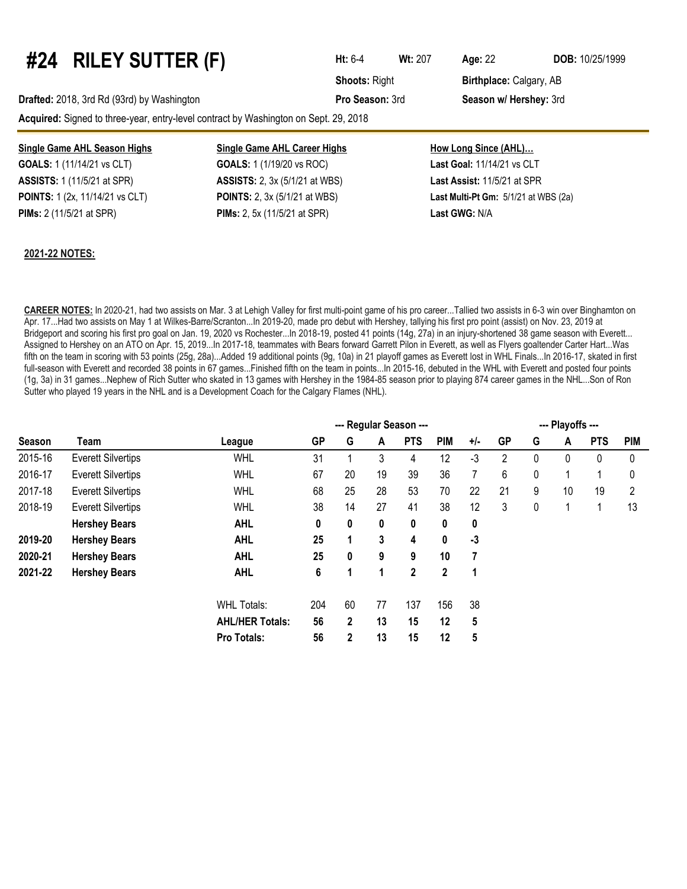# #24 RILEY SUTTER (F)

**Ht:** 6-4 **Wt:** 207 **Age:** 22 **DOB:** 10/25/1999

**Shoots:** Right **Birthplace:** Calgary, AB

**Drafted:** 2018, 3rd Rd (93rd) by Washington **Pro Season:** 3rd **Season w/ Hershey:** 3rd

**Acquired:** Signed to three-year, entry-level contract by Washington on Sept. 29, 2018

**Single Game AHL Season Highs**
**GOALS:** 1 (11/14/21 vs CLT)
**ASSISTS:** 1 (11/5/21 at SPR)
**POINTS:** 1 (2x, 11/14/21 vs CLT)
**PIMs:** 2 (11/5/21 at SPR)

**Single Game AHL Career Highs**
**GOALS:** 1 (1/19/20 vs ROC)
**ASSISTS:** 2, 3x (5/1/21 at WBS)
**POINTS:** 2, 3x (5/1/21 at WBS)
**PIMs:** 2, 5x (11/5/21 at SPR)

**How Long Since (AHL)…**
**Last Goal:** 11/14/21 vs CLT
**Last Assist:** 11/5/21 at SPR
**Last Multi-Pt Gm:** 5/1/21 at WBS (2a)
**Last GWG:** N/A

**2021-22 NOTES:**

**CAREER NOTES:** In 2020-21, had two assists on Mar. 3 at Lehigh Valley for first multi-point game of his pro career...Tallied two assists in 6-3 win over Binghamton on Apr. 17...Had two assists on May 1 at Wilkes-Barre/Scranton...In 2019-20, made pro debut with Hershey, tallying his first pro point (assist) on Nov. 23, 2019 at Bridgeport and scoring his first pro goal on Jan. 19, 2020 vs Rochester...In 2018-19, posted 41 points (14g, 27a) in an injury-shortened 38 game season with Everett... Assigned to Hershey on an ATO on Apr. 15, 2019...In 2017-18, teammates with Bears forward Garrett Pilon in Everett, as well as Flyers goaltender Carter Hart...Was fifth on the team in scoring with 53 points (25g, 28a)...Added 19 additional points (9g, 10a) in 21 playoff games as Everett lost in WHL Finals...In 2016-17, skated in first full-season with Everett and recorded 38 points in 67 games...Finished fifth on the team in points...In 2015-16, debuted in the WHL with Everett and posted four points (1g, 3a) in 31 games...Nephew of Rich Sutter who skated in 13 games with Hershey in the 1984-85 season prior to playing 874 career games in the NHL...Son of Ron Sutter who played 19 years in the NHL and is a Development Coach for the Calgary Flames (NHL).

| | | | --- Regular Season --- | | | | | | --- Playoffs --- | | | | |
|---|---|---|---|---|---|---|---|---|---|---|---|---|---|
| **Season** | **Team** | **League** | **GP** | **G** | **A** | **PTS** | **PIM** | **+/-** | **GP** | **G** | **A** | **PTS** | **PIM** |
| 2015-16 | Everett Silvertips | WHL | 31 | 1 | 3 | 4 | 12 | -3 | 2 | 0 | 0 | 0 | 0 |
| 2016-17 | Everett Silvertips | WHL | 67 | 20 | 19 | 39 | 36 | 7 | 6 | 0 | 1 | 1 | 0 |
| 2017-18 | Everett Silvertips | WHL | 68 | 25 | 28 | 53 | 70 | 22 | 21 | 9 | 10 | 19 | 2 |
| 2018-19 | Everett Silvertips | WHL | 38 | 14 | 27 | 41 | 38 | 12 | 3 | 0 | 1 | 1 | 13 |
| | **Hershey Bears** | **AHL** | **0** | **0** | **0** | **0** | **0** | **0** | | | | | |
| **2019-20** | **Hershey Bears** | **AHL** | **25** | **1** | **3** | **4** | **0** | **-3** | | | | | |
| **2020-21** | **Hershey Bears** | **AHL** | **25** | **0** | **9** | **9** | **10** | **7** | | | | | |
| **2021-22** | **Hershey Bears** | **AHL** | **6** | **1** | **1** | **2** | **2** | **1** | | | | | |
| | | WHL Totals: | 204 | 60 | 77 | 137 | 156 | 38 | | | | | |
| | | **AHL/HER Totals:** | **56** | **2** | **13** | **15** | **12** | **5** | | | | | |
| | | **Pro Totals:** | **56** | **2** | **13** | **15** | **12** | **5** | | | | | |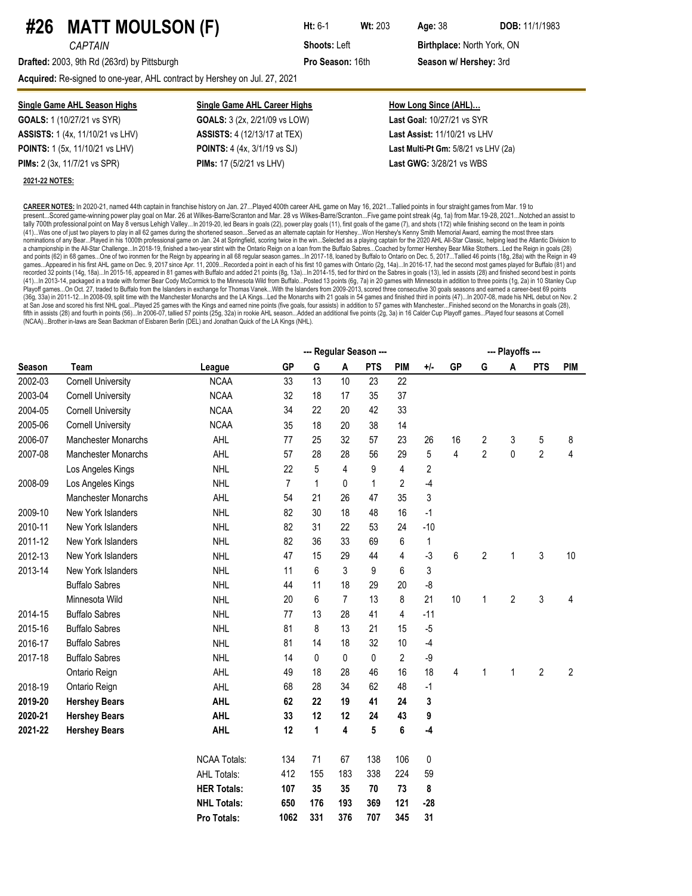# #26 MATT MOULSON (F)

*CAPTAIN*

**Ht:** 6-1 **Wt:** 203 **Age:** 38 **DOB:** 11/1/1983

**Shoots:** Left **Birthplace:** North York, ON

**Drafted:** 2003, 9th Rd (263rd) by Pittsburgh **Pro Season:** 16th **Season w/ Hershey:** 3rd

**Acquired:** Re-signed to one-year, AHL contract by Hershey on Jul. 27, 2021

| Single Game AHL Season Highs | Single Game AHL Career Highs | How Long Since (AHL)… |
|---|---|---|
| **GOALS:** 1 (10/27/21 vs SYR) | **GOALS:** 3 (2x, 2/21/09 vs LOW) | **Last Goal:** 10/27/21 vs SYR |
| **ASSISTS:** 1 (4x, 11/10/21 vs LHV) | **ASSISTS:** 4 (12/13/17 at TEX) | **Last Assist:** 11/10/21 vs LHV |
| **POINTS:** 1 (5x, 11/10/21 vs LHV) | **POINTS:** 4 (4x, 3/1/19 vs SJ) | **Last Multi-Pt Gm:** 5/8/21 vs LHV (2a) |
| **PIMs:** 2 (3x, 11/7/21 vs SPR) | **PIMs:** 17 (5/2/21 vs LHV) | **Last GWG:** 3/28/21 vs WBS |

**2021-22 NOTES:**

**CAREER NOTES:** In 2020-21, named 44th captain in franchise history on Jan. 27...Played 400th career AHL game on May 16, 2021...Tallied points in four straight games from Mar. 19 to present...Scored game-winning power play goal on Mar. 26 at Wilkes-Barre/Scranton and Mar. 28 vs Wilkes-Barre/Scranton...Five game point streak (4g, 1a) from Mar.19-28, 2021...Notched an assist to tally 700th professional point on May 8 versus Lehigh Valley...In 2019-20, led Bears in goals (22), power play goals (11), first goals of the game (7), and shots (172) while finishing second on the team in points (41)...Was one of just two players to play in all 62 games during the shortened season...Served as an alternate captain for Hershey...Won Hershey's Kenny Smith Memorial Award, earning the most three stars nominations of any Bear...Played in his 1000th professional game on Jan. 24 at Springfield, scoring twice in the win...Selected as a playing captain for the 2020 AHL All-Star Classic, helping lead the Atlantic Division to a championship in the All-Star Challenge...In 2018-19, finished a two-year stint with the Ontario Reign on a loan from the Buffalo Sabres...Coached by former Hershey Bear Mike Stothers...Led the Reign in goals (28) and points (62) in 68 games...One of two ironmen for the Reign by appearing in all 68 regular season games...In 2017-18, loaned by Buffalo to Ontario on Dec. 5, 2017...Tallied 46 points (18g, 28a) with the Reign in 49 games...Appeared in his first AHL game on Dec. 9, 2017 since Apr. 11, 2009...Recorded a point in each of his first 10 games with Ontario (2g, 14a)...In 2016-17, had the second most games played for Buffalo (81) and recorded 32 points (14g, 18a)...In 2015-16, appeared in 81 games with Buffalo and added 21 points (8g, 13a)...In 2014-15, tied for third on the Sabres in goals (13), led in assists (28) and finished second best in points (41)...In 2013-14, packaged in a trade with former Bear Cody McCormick to the Minnesota Wild from Buffalo...Posted 13 points (6g, 7a) in 20 games with Minnesota in addition to three points (1g, 2a) in 10 Stanley Cup Playoff games...On Oct. 27, traded to Buffalo from the Islanders in exchange for Thomas Vanek...With the Islanders from 2009-2013, scored three consecutive 30 goals seasons and earned a career-best 69 points (36g, 33a) in 2011-12...In 2008-09, split time with the Manchester Monarchs and the LA Kings...Led the Monarchs with 21 goals in 54 games and finished third in points (47)...In 2007-08, made his NHL debut on Nov. 2 at San Jose and scored his first NHL goal...Played 25 games with the Kings and earned nine points (five goals, four assists) in addition to 57 games with Manchester...Finished second on the Monarchs in goals (28), fifth in assists (28) and fourth in points (56)...In 2006-07, tallied 57 points (25g, 32a) in rookie AHL season...Added an additional five points (2g, 3a) in 16 Calder Cup Playoff games...Played four seasons at Cornell (NCAA)...Brother in-laws are Sean Backman of Eisbaren Berlin (DEL) and Jonathan Quick of the LA Kings (NHL).

| | | | --- Regular Season --- | | | | | | --- Playoffs --- | | | | |
|---|---|---|---|---|---|---|---|---|---|---|---|---|---|
| **Season** | **Team** | **League** | **GP** | **G** | **A** | **PTS** | **PIM** | **+/-** | **GP** | **G** | **A** | **PTS** | **PIM** |
| 2002-03 | Cornell University | NCAA | 33 | 13 | 10 | 23 | 22 | | | | | | |
| 2003-04 | Cornell University | NCAA | 32 | 18 | 17 | 35 | 37 | | | | | | |
| 2004-05 | Cornell University | NCAA | 34 | 22 | 20 | 42 | 33 | | | | | | |
| 2005-06 | Cornell University | NCAA | 35 | 18 | 20 | 38 | 14 | | | | | | |
| 2006-07 | Manchester Monarchs | AHL | 77 | 25 | 32 | 57 | 23 | 26 | 16 | 2 | 3 | 5 | 8 |
| 2007-08 | Manchester Monarchs | AHL | 57 | 28 | 28 | 56 | 29 | 5 | 4 | 2 | 0 | 2 | 4 |
| | Los Angeles Kings | NHL | 22 | 5 | 4 | 9 | 4 | 2 | | | | | |
| 2008-09 | Los Angeles Kings | NHL | 7 | 1 | 0 | 1 | 2 | -4 | | | | | |
| | Manchester Monarchs | AHL | 54 | 21 | 26 | 47 | 35 | 3 | | | | | |
| 2009-10 | New York Islanders | NHL | 82 | 30 | 18 | 48 | 16 | -1 | | | | | |
| 2010-11 | New York Islanders | NHL | 82 | 31 | 22 | 53 | 24 | -10 | | | | | |
| 2011-12 | New York Islanders | NHL | 82 | 36 | 33 | 69 | 6 | 1 | | | | | |
| 2012-13 | New York Islanders | NHL | 47 | 15 | 29 | 44 | 4 | -3 | 6 | 2 | 1 | 3 | 10 |
| 2013-14 | New York Islanders | NHL | 11 | 6 | 3 | 9 | 6 | 3 | | | | | |
| | Buffalo Sabres | NHL | 44 | 11 | 18 | 29 | 20 | -8 | | | | | |
| | Minnesota Wild | NHL | 20 | 6 | 7 | 13 | 8 | 21 | 10 | 1 | 2 | 3 | 4 |
| 2014-15 | Buffalo Sabres | NHL | 77 | 13 | 28 | 41 | 4 | -11 | | | | | |
| 2015-16 | Buffalo Sabres | NHL | 81 | 8 | 13 | 21 | 15 | -5 | | | | | |
| 2016-17 | Buffalo Sabres | NHL | 81 | 14 | 18 | 32 | 10 | -4 | | | | | |
| 2017-18 | Buffalo Sabres | NHL | 14 | 0 | 0 | 0 | 2 | -9 | | | | | |
| | Ontario Reign | AHL | 49 | 18 | 28 | 46 | 16 | 18 | 4 | 1 | 1 | 2 | 2 |
| 2018-19 | Ontario Reign | AHL | 68 | 28 | 34 | 62 | 48 | -1 | | | | | |
| **2019-20** | **Hershey Bears** | **AHL** | **62** | **22** | **19** | **41** | **24** | **3** | | | | | |
| **2020-21** | **Hershey Bears** | **AHL** | **33** | **12** | **12** | **24** | **43** | **9** | | | | | |
| **2021-22** | **Hershey Bears** | **AHL** | **12** | **1** | **4** | **5** | **6** | **-4** | | | | | |
| | | NCAA Totals: | 134 | 71 | 67 | 138 | 106 | 0 | | | | | |
| | | AHL Totals: | 412 | 155 | 183 | 338 | 224 | 59 | | | | | |
| | | **HER Totals:** | **107** | **35** | **35** | **70** | **73** | **8** | | | | | |
| | | **NHL Totals:** | **650** | **176** | **193** | **369** | **121** | **-28** | | | | | |
| | | **Pro Totals:** | **1062** | **331** | **376** | **707** | **345** | **31** | | | | | |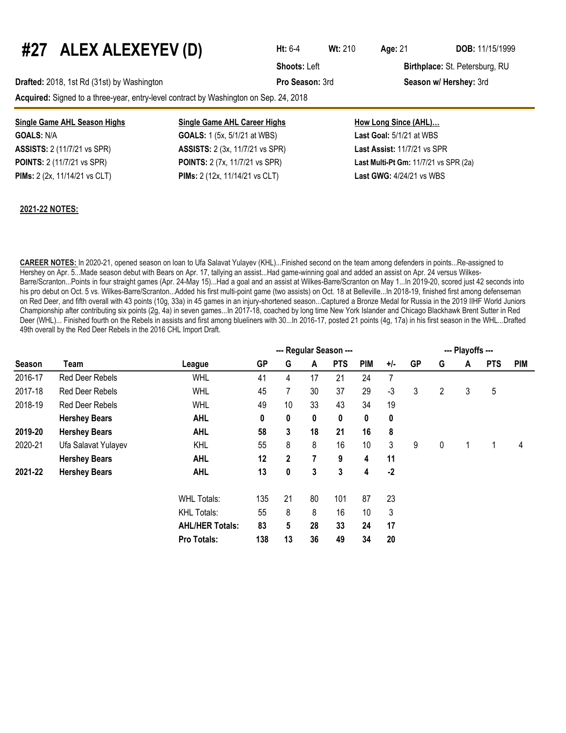# #27 ALEX ALEXEYEV (D)

**Ht:** 6-4 **Wt:** 210 **Age:** 21 **DOB:** 11/15/1999

**Shoots:** Left **Birthplace:** St. Petersburg, RU

**Drafted:** 2018, 1st Rd (31st) by Washington **Pro Season:** 3rd **Season w/ Hershey:** 3rd

**Acquired:** Signed to a three-year, entry-level contract by Washington on Sep. 24, 2018

| **Single Game AHL Season Highs** | **Single Game AHL Career Highs** | **How Long Since (AHL)…** |
|---|---|---|
| **GOALS:** N/A | **GOALS:** 1 (5x, 5/1/21 at WBS) | **Last Goal:** 5/1/21 at WBS |
| **ASSISTS:** 2 (11/7/21 vs SPR) | **ASSISTS:** 2 (3x, 11/7/21 vs SPR) | **Last Assist:** 11/7/21 vs SPR |
| **POINTS:** 2 (11/7/21 vs SPR) | **POINTS:** 2 (7x, 11/7/21 vs SPR) | **Last Multi-Pt Gm:** 11/7/21 vs SPR (2a) |
| **PIMs:** 2 (2x, 11/14/21 vs CLT) | **PIMs:** 2 (12x, 11/14/21 vs CLT) | **Last GWG:** 4/24/21 vs WBS |

**2021-22 NOTES:**

**CAREER NOTES:** In 2020-21, opened season on loan to Ufa Salavat Yulayev (KHL)...Finished second on the team among defenders in points...Re-assigned to Hershey on Apr. 5...Made season debut with Bears on Apr. 17, tallying an assist...Had game-winning goal and added an assist on Apr. 24 versus Wilkes-Barre/Scranton...Points in four straight games (Apr. 24-May 15)...Had a goal and an assist at Wilkes-Barre/Scranton on May 1...In 2019-20, scored just 42 seconds into his pro debut on Oct. 5 vs. Wilkes-Barre/Scranton...Added his first multi-point game (two assists) on Oct. 18 at Belleville...In 2018-19, finished first among defenseman on Red Deer, and fifth overall with 43 points (10g, 33a) in 45 games in an injury-shortened season...Captured a Bronze Medal for Russia in the 2019 IIHF World Juniors Championship after contributing six points (2g, 4a) in seven games...In 2017-18, coached by long time New York Islander and Chicago Blackhawk Brent Sutter in Red Deer (WHL)... Finished fourth on the Rebels in assists and first among blueliners with 30...In 2016-17, posted 21 points (4g, 17a) in his first season in the WHL...Drafted 49th overall by the Red Deer Rebels in the 2016 CHL Import Draft.

| | | | --- Regular Season --- | | | | | | --- Playoffs --- | | | | |
|---|---|---|---|---|---|---|---|---|---|---|---|---|---|
| **Season** | **Team** | **League** | **GP** | **G** | **A** | **PTS** | **PIM** | **+/-** | **GP** | **G** | **A** | **PTS** | **PIM** |
| 2016-17 | Red Deer Rebels | WHL | 41 | 4 | 17 | 21 | 24 | 7 | | | | | |
| 2017-18 | Red Deer Rebels | WHL | 45 | 7 | 30 | 37 | 29 | -3 | 3 | 2 | 3 | 5 | |
| 2018-19 | Red Deer Rebels | WHL | 49 | 10 | 33 | 43 | 34 | 19 | | | | | |
| | **Hershey Bears** | **AHL** | **0** | **0** | **0** | **0** | **0** | **0** | | | | | |
| **2019-20** | **Hershey Bears** | **AHL** | **58** | **3** | **18** | **21** | **16** | **8** | | | | | |
| 2020-21 | Ufa Salavat Yulayev | KHL | 55 | 8 | 8 | 16 | 10 | 3 | 9 | 0 | 1 | 1 | 4 |
| | **Hershey Bears** | **AHL** | **12** | **2** | **7** | **9** | **4** | **11** | | | | | |
| **2021-22** | **Hershey Bears** | **AHL** | **13** | **0** | **3** | **3** | **4** | **-2** | | | | | |
| | | WHL Totals: | 135 | 21 | 80 | 101 | 87 | 23 | | | | | |
| | | KHL Totals: | 55 | 8 | 8 | 16 | 10 | 3 | | | | | |
| | | **AHL/HER Totals:** | **83** | **5** | **28** | **33** | **24** | **17** | | | | | |
| | | **Pro Totals:** | **138** | **13** | **36** | **49** | **34** | **20** | | | | | |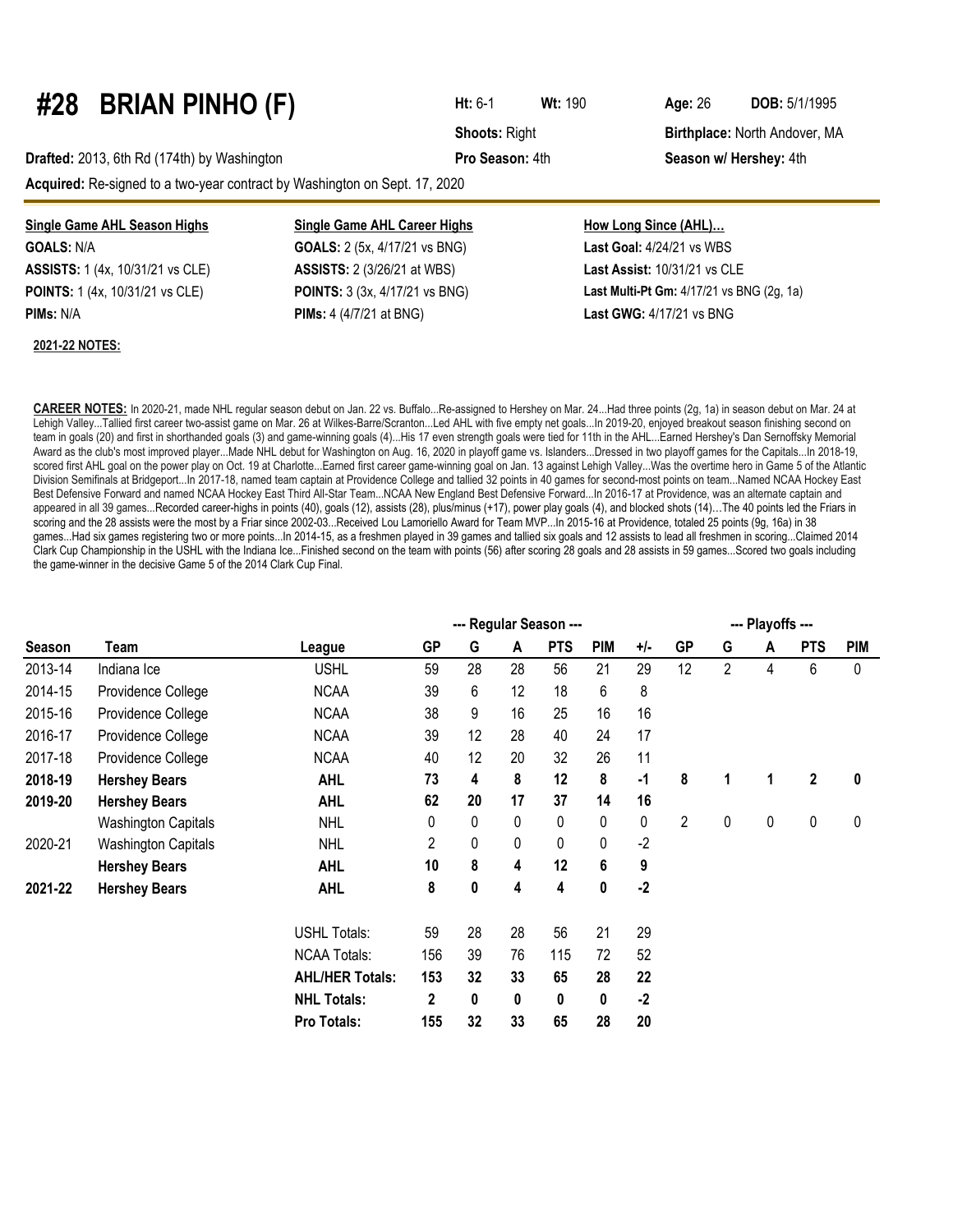# #28 BRIAN PINHO (F)

**Ht:** 6-1 **Wt:** 190 **Age:** 26 **DOB:** 5/1/1995

**Shoots:** Right **Birthplace:** North Andover, MA

**Drafted:** 2013, 6th Rd (174th) by Washington **Pro Season:** 4th **Season w/ Hershey:** 4th

**Acquired:** Re-signed to a two-year contract by Washington on Sept. 17, 2020

| Single Game AHL Season Highs | Single Game AHL Career Highs | How Long Since (AHL)... |
|---|---|---|
| **GOALS:** N/A | **GOALS:** 2 (5x, 4/17/21 vs BNG) | **Last Goal:** 4/24/21 vs WBS |
| **ASSISTS:** 1 (4x, 10/31/21 vs CLE) | **ASSISTS:** 2 (3/26/21 at WBS) | **Last Assist:** 10/31/21 vs CLE |
| **POINTS:** 1 (4x, 10/31/21 vs CLE) | **POINTS:** 3 (3x, 4/17/21 vs BNG) | **Last Multi-Pt Gm:** 4/17/21 vs BNG (2g, 1a) |
| **PIMs:** N/A | **PIMs:** 4 (4/7/21 at BNG) | **Last GWG:** 4/17/21 vs BNG |

**2021-22 NOTES:**

**CAREER NOTES:** In 2020-21, made NHL regular season debut on Jan. 22 vs. Buffalo...Re-assigned to Hershey on Mar. 24...Had three points (2g, 1a) in season debut on Mar. 24 at Lehigh Valley...Tallied first career two-assist game on Mar. 26 at Wilkes-Barre/Scranton...Led AHL with five empty net goals...In 2019-20, enjoyed breakout season finishing second on team in goals (20) and first in shorthanded goals (3) and game-winning goals (4)...His 17 even strength goals were tied for 11th in the AHL...Earned Hershey's Dan Sernoffsky Memorial Award as the club's most improved player...Made NHL debut for Washington on Aug. 16, 2020 in playoff game vs. Islanders...Dressed in two playoff games for the Capitals...In 2018-19, scored first AHL goal on the power play on Oct. 19 at Charlotte...Earned first career game-winning goal on Jan. 13 against Lehigh Valley...Was the overtime hero in Game 5 of the Atlantic Division Semifinals at Bridgeport...In 2017-18, named team captain at Providence College and tallied 32 points in 40 games for second-most points on team...Named NCAA Hockey East Best Defensive Forward and named NCAA Hockey East Third All-Star Team...NCAA New England Best Defensive Forward...In 2016-17 at Providence, was an alternate captain and appeared in all 39 games...Recorded career-highs in points (40), goals (12), assists (28), plus/minus (+17), power play goals (4), and blocked shots (14)…The 40 points led the Friars in scoring and the 28 assists were the most by a Friar since 2002-03...Received Lou Lamoriello Award for Team MVP...In 2015-16 at Providence, totaled 25 points (9g, 16a) in 38 games...Had six games registering two or more points...In 2014-15, as a freshmen played in 39 games and tallied six goals and 12 assists to lead all freshmen in scoring...Claimed 2014 Clark Cup Championship in the USHL with the Indiana Ice...Finished second on the team with points (56) after scoring 28 goals and 28 assists in 59 games...Scored two goals including the game-winner in the decisive Game 5 of the 2014 Clark Cup Final.

| | | | --- Regular Season --- | | | | | | --- Playoffs --- | | | | |
|---|---|---|---|---|---|---|---|---|---|---|---|---|---|
| **Season** | **Team** | **League** | **GP** | **G** | **A** | **PTS** | **PIM** | **+/-** | **GP** | **G** | **A** | **PTS** | **PIM** |
| 2013-14 | Indiana Ice | USHL | 59 | 28 | 28 | 56 | 21 | 29 | 12 | 2 | 4 | 6 | 0 |
| 2014-15 | Providence College | NCAA | 39 | 6 | 12 | 18 | 6 | 8 | | | | | |
| 2015-16 | Providence College | NCAA | 38 | 9 | 16 | 25 | 16 | 16 | | | | | |
| 2016-17 | Providence College | NCAA | 39 | 12 | 28 | 40 | 24 | 17 | | | | | |
| 2017-18 | Providence College | NCAA | 40 | 12 | 20 | 32 | 26 | 11 | | | | | |
| **2018-19** | **Hershey Bears** | **AHL** | **73** | **4** | **8** | **12** | **8** | **-1** | **8** | **1** | **1** | **2** | **0** |
| **2019-20** | **Hershey Bears** | **AHL** | **62** | **20** | **17** | **37** | **14** | **16** | | | | | |
| | Washington Capitals | NHL | 0 | 0 | 0 | 0 | 0 | 0 | 2 | 0 | 0 | 0 | 0 |
| 2020-21 | Washington Capitals | NHL | 2 | 0 | 0 | 0 | 0 | -2 | | | | | |
| | **Hershey Bears** | **AHL** | **10** | **8** | **4** | **12** | **6** | **9** | | | | | |
| **2021-22** | **Hershey Bears** | **AHL** | **8** | **0** | **4** | **4** | **0** | **-2** | | | | | |
| | | USHL Totals: | 59 | 28 | 28 | 56 | 21 | 29 | | | | | |
| | | NCAA Totals: | 156 | 39 | 76 | 115 | 72 | 52 | | | | | |
| | | **AHL/HER Totals:** | **153** | **32** | **33** | **65** | **28** | **22** | | | | | |
| | | **NHL Totals:** | **2** | **0** | **0** | **0** | **0** | **-2** | | | | | |
| | | **Pro Totals:** | **155** | **32** | **33** | **65** | **28** | **20** | | | | | |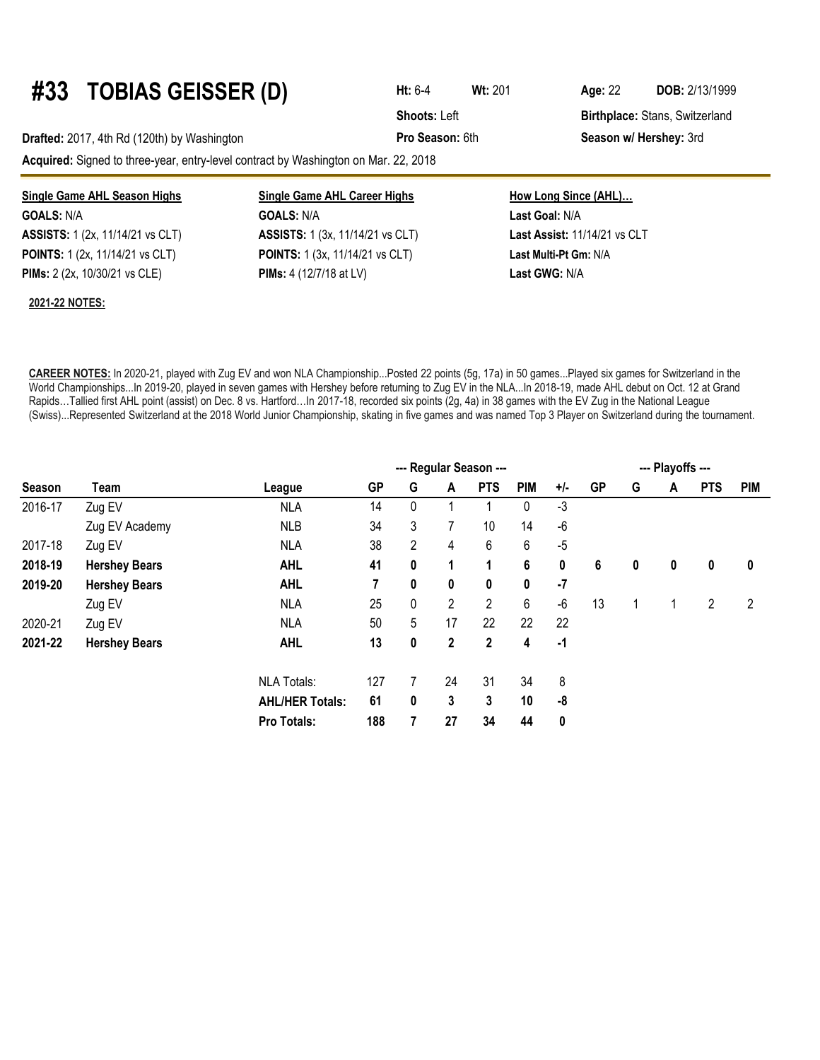# #33 TOBIAS GEISSER (D)

**Ht:** 6-4 **Wt:** 201 **Age:** 22 **DOB:** 2/13/1999

**Shoots:** Left **Birthplace:** Stans, Switzerland

**Drafted:** 2017, 4th Rd (120th) by Washington **Pro Season:** 6th **Season w/ Hershey:** 3rd

**Acquired:** Signed to three-year, entry-level contract by Washington on Mar. 22, 2018

**Single Game AHL Season Highs**

**GOALS:** N/A
**ASSISTS:** 1 (2x, 11/14/21 vs CLT)
**POINTS:** 1 (2x, 11/14/21 vs CLT)
**PIMs:** 2 (2x, 10/30/21 vs CLE)

**Single Game AHL Career Highs**

**GOALS:** N/A
**ASSISTS:** 1 (3x, 11/14/21 vs CLT)
**POINTS:** 1 (3x, 11/14/21 vs CLT)
**PIMs:** 4 (12/7/18 at LV)

**How Long Since (AHL)…**

**Last Goal:** N/A
**Last Assist:** 11/14/21 vs CLT
**Last Multi-Pt Gm:** N/A
**Last GWG:** N/A

**2021-22 NOTES:**

**CAREER NOTES:** In 2020-21, played with Zug EV and won NLA Championship...Posted 22 points (5g, 17a) in 50 games...Played six games for Switzerland in the World Championships...In 2019-20, played in seven games with Hershey before returning to Zug EV in the NLA...In 2018-19, made AHL debut on Oct. 12 at Grand Rapids…Tallied first AHL point (assist) on Dec. 8 vs. Hartford…In 2017-18, recorded six points (2g, 4a) in 38 games with the EV Zug in the National League (Swiss)...Represented Switzerland at the 2018 World Junior Championship, skating in five games and was named Top 3 Player on Switzerland during the tournament.

| | | | --- Regular Season --- | | | | | | --- Playoffs --- | | | | |
|---|---|---|---|---|---|---|---|---|---|---|---|---|---|
| **Season** | **Team** | **League** | **GP** | **G** | **A** | **PTS** | **PIM** | **+/-** | **GP** | **G** | **A** | **PTS** | **PIM** |
| 2016-17 | Zug EV | NLA | 14 | 0 | 1 | 1 | 0 | -3 | | | | | |
| | Zug EV Academy | NLB | 34 | 3 | 7 | 10 | 14 | -6 | | | | | |
| 2017-18 | Zug EV | NLA | 38 | 2 | 4 | 6 | 6 | -5 | | | | | |
| **2018-19** | **Hershey Bears** | **AHL** | **41** | **0** | **1** | **1** | **6** | **0** | **6** | **0** | **0** | **0** | **0** |
| **2019-20** | **Hershey Bears** | **AHL** | **7** | **0** | **0** | **0** | **0** | **-7** | | | | | |
| | Zug EV | NLA | 25 | 0 | 2 | 2 | 6 | -6 | 13 | 1 | 1 | 2 | 2 |
| 2020-21 | Zug EV | NLA | 50 | 5 | 17 | 22 | 22 | 22 | | | | | |
| **2021-22** | **Hershey Bears** | **AHL** | **13** | **0** | **2** | **2** | **4** | **-1** | | | | | |
| | | NLA Totals: | 127 | 7 | 24 | 31 | 34 | 8 | | | | | |
| | | **AHL/HER Totals:** | **61** | **0** | **3** | **3** | **10** | **-8** | | | | | |
| | | **Pro Totals:** | **188** | **7** | **27** | **34** | **44** | **0** | | | | | |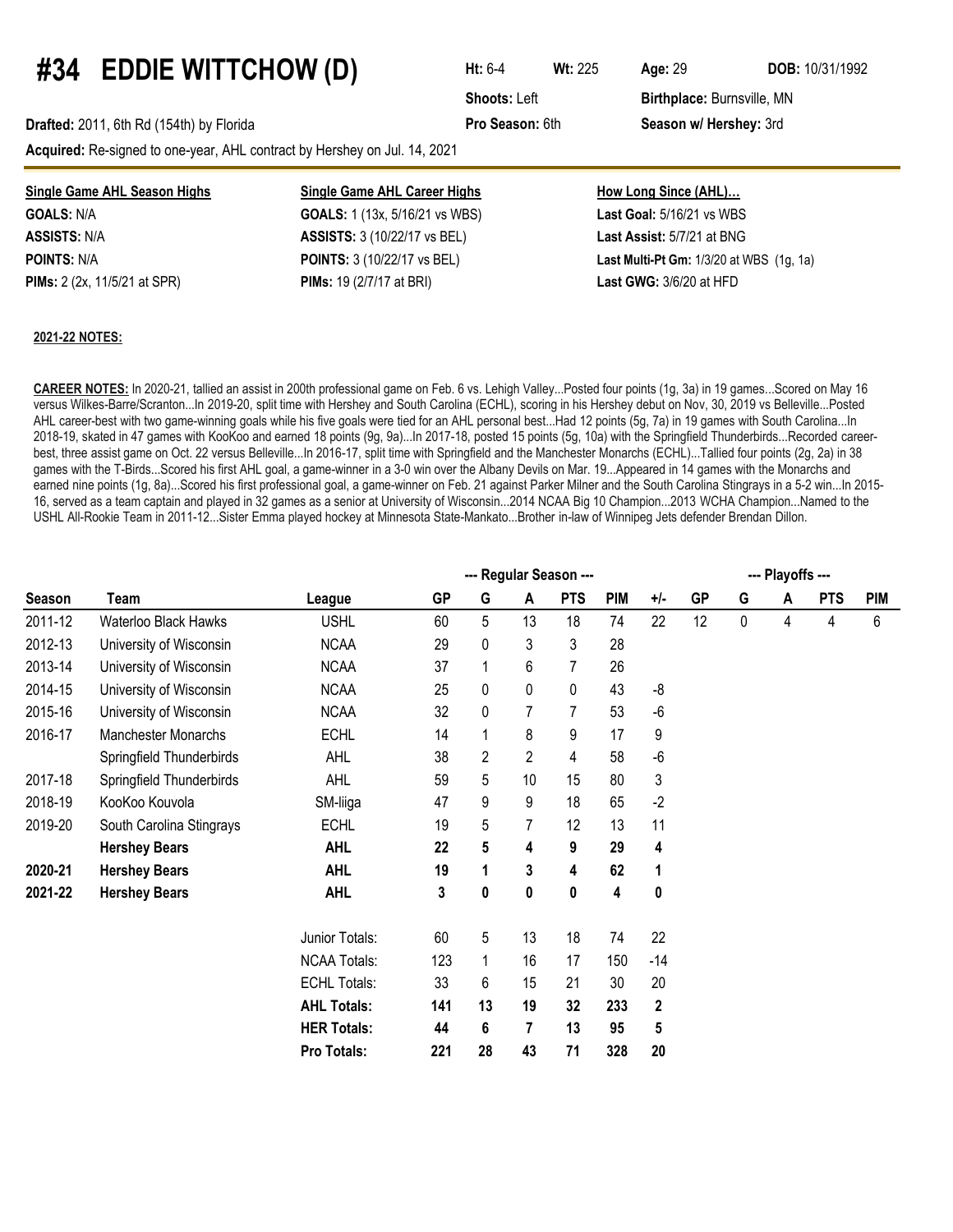# #34 EDDIE WITTCHOW (D)

**Ht:** 6-4 **Wt:** 225 **Age:** 29 **DOB:** 10/31/1992

**Shoots:** Left **Birthplace:** Burnsville, MN

**Drafted:** 2011, 6th Rd (154th) by Florida **Pro Season:** 6th **Season w/ Hershey:** 3rd

**Acquired:** Re-signed to one-year, AHL contract by Hershey on Jul. 14, 2021

**Single Game AHL Season Highs**
**GOALS:** N/A
**ASSISTS:** N/A
**POINTS:** N/A
**PIMs:** 2 (2x, 11/5/21 at SPR)

**Single Game AHL Career Highs**
**GOALS:** 1 (13x, 5/16/21 vs WBS)
**ASSISTS:** 3 (10/22/17 vs BEL)
**POINTS:** 3 (10/22/17 vs BEL)
**PIMs:** 19 (2/7/17 at BRI)

**How Long Since (AHL)…**
**Last Goal:** 5/16/21 vs WBS
**Last Assist:** 5/7/21 at BNG
**Last Multi-Pt Gm:** 1/3/20 at WBS (1g, 1a)
**Last GWG:** 3/6/20 at HFD

**2021-22 NOTES:**

**CAREER NOTES:** In 2020-21, tallied an assist in 200th professional game on Feb. 6 vs. Lehigh Valley...Posted four points (1g, 3a) in 19 games...Scored on May 16 versus Wilkes-Barre/Scranton...In 2019-20, split time with Hershey and South Carolina (ECHL), scoring in his Hershey debut on Nov, 30, 2019 vs Belleville...Posted AHL career-best with two game-winning goals while his five goals were tied for an AHL personal best...Had 12 points (5g, 7a) in 19 games with South Carolina...In 2018-19, skated in 47 games with KooKoo and earned 18 points (9g, 9a)...In 2017-18, posted 15 points (5g, 10a) with the Springfield Thunderbirds...Recorded career-best, three assist game on Oct. 22 versus Belleville...In 2016-17, split time with Springfield and the Manchester Monarchs (ECHL)...Tallied four points (2g, 2a) in 38 games with the T-Birds...Scored his first AHL goal, a game-winner in a 3-0 win over the Albany Devils on Mar. 19...Appeared in 14 games with the Monarchs and earned nine points (1g, 8a)...Scored his first professional goal, a game-winner on Feb. 21 against Parker Milner and the South Carolina Stingrays in a 5-2 win...In 2015-16, served as a team captain and played in 32 games as a senior at University of Wisconsin...2014 NCAA Big 10 Champion...2013 WCHA Champion...Named to the USHL All-Rookie Team in 2011-12...Sister Emma played hockey at Minnesota State-Mankato...Brother in-law of Winnipeg Jets defender Brendan Dillon.

| | | | --- Regular Season --- | | | | | | --- Playoffs --- | | | | |
|---|---|---|---|---|---|---|---|---|---|---|---|---|---|
| **Season** | **Team** | **League** | **GP** | **G** | **A** | **PTS** | **PIM** | **+/-** | **GP** | **G** | **A** | **PTS** | **PIM** |
| 2011-12 | Waterloo Black Hawks | USHL | 60 | 5 | 13 | 18 | 74 | 22 | 12 | 0 | 4 | 4 | 6 |
| 2012-13 | University of Wisconsin | NCAA | 29 | 0 | 3 | 3 | 28 | | | | | | |
| 2013-14 | University of Wisconsin | NCAA | 37 | 1 | 6 | 7 | 26 | | | | | | |
| 2014-15 | University of Wisconsin | NCAA | 25 | 0 | 0 | 0 | 43 | -8 | | | | | |
| 2015-16 | University of Wisconsin | NCAA | 32 | 0 | 7 | 7 | 53 | -6 | | | | | |
| 2016-17 | Manchester Monarchs | ECHL | 14 | 1 | 8 | 9 | 17 | 9 | | | | | |
| | Springfield Thunderbirds | AHL | 38 | 2 | 2 | 4 | 58 | -6 | | | | | |
| 2017-18 | Springfield Thunderbirds | AHL | 59 | 5 | 10 | 15 | 80 | 3 | | | | | |
| 2018-19 | KooKoo Kouvola | SM-liiga | 47 | 9 | 9 | 18 | 65 | -2 | | | | | |
| 2019-20 | South Carolina Stingrays | ECHL | 19 | 5 | 7 | 12 | 13 | 11 | | | | | |
| | **Hershey Bears** | **AHL** | **22** | **5** | **4** | **9** | **29** | **4** | | | | | |
| **2020-21** | **Hershey Bears** | **AHL** | **19** | **1** | **3** | **4** | **62** | **1** | | | | | |
| **2021-22** | **Hershey Bears** | **AHL** | **3** | **0** | **0** | **0** | **4** | **0** | | | | | |
| | | Junior Totals: | 60 | 5 | 13 | 18 | 74 | 22 | | | | | |
| | | NCAA Totals: | 123 | 1 | 16 | 17 | 150 | -14 | | | | | |
| | | ECHL Totals: | 33 | 6 | 15 | 21 | 30 | 20 | | | | | |
| | | **AHL Totals:** | **141** | **13** | **19** | **32** | **233** | **2** | | | | | |
| | | **HER Totals:** | **44** | **6** | **7** | **13** | **95** | **5** | | | | | |
| | | **Pro Totals:** | **221** | **28** | **43** | **71** | **328** | **20** | | | | | |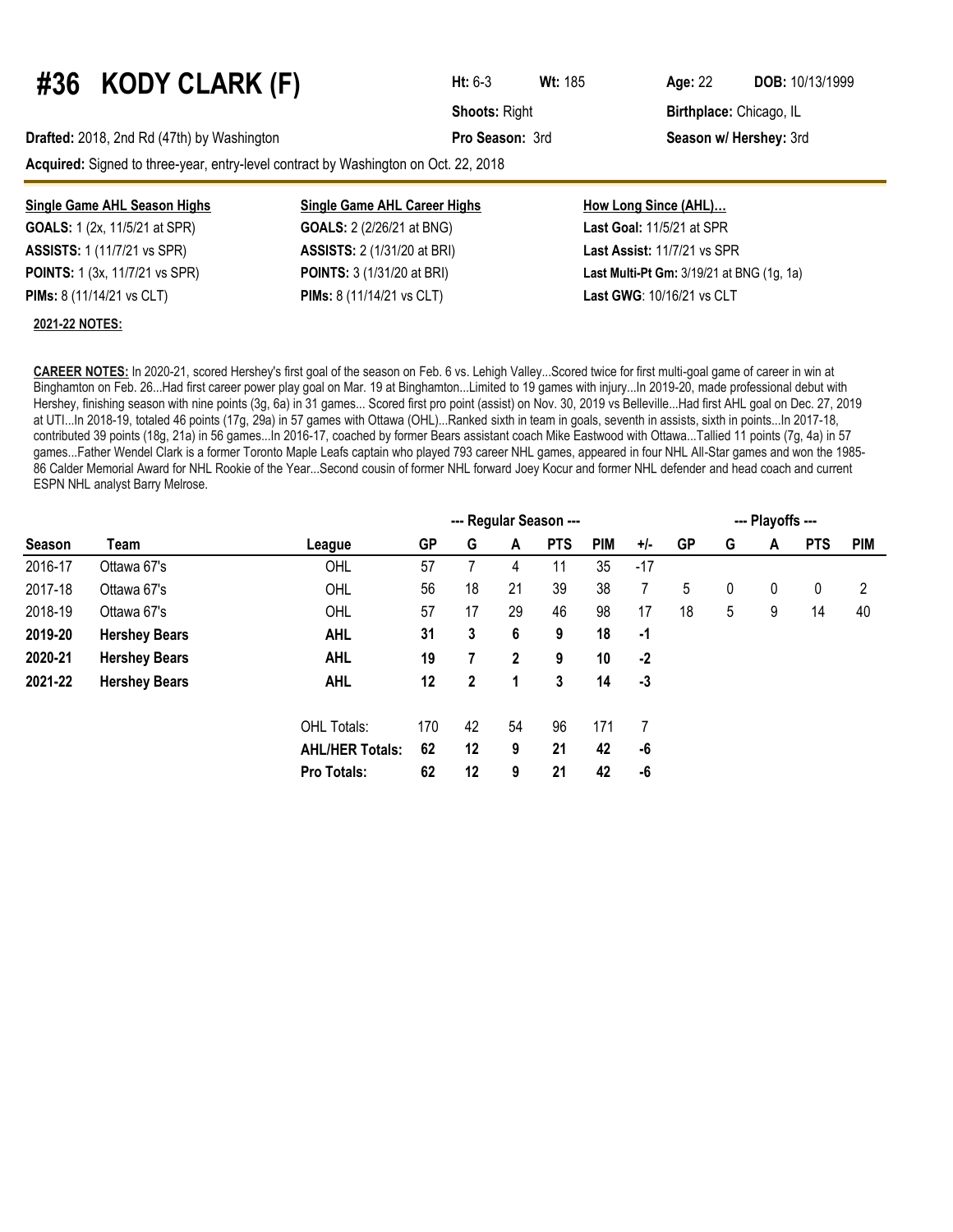# #36 KODY CLARK (F)

**Ht:** 6-3 **Wt:** 185 **Age:** 22 **DOB:** 10/13/1999

**Shoots:** Right **Birthplace:** Chicago, IL

**Drafted:** 2018, 2nd Rd (47th) by Washington **Pro Season:** 3rd **Season w/ Hershey:** 3rd

**Acquired:** Signed to three-year, entry-level contract by Washington on Oct. 22, 2018

| Single Game AHL Season Highs | Single Game AHL Career Highs | How Long Since (AHL)… |
|---|---|---|
| **GOALS:** 1 (2x, 11/5/21 at SPR) | **GOALS:** 2 (2/26/21 at BNG) | **Last Goal:** 11/5/21 at SPR |
| **ASSISTS:** 1 (11/7/21 vs SPR) | **ASSISTS:** 2 (1/31/20 at BRI) | **Last Assist:** 11/7/21 vs SPR |
| **POINTS:** 1 (3x, 11/7/21 vs SPR) | **POINTS:** 3 (1/31/20 at BRI) | **Last Multi-Pt Gm:** 3/19/21 at BNG (1g, 1a) |
| **PIMs:** 8 (11/14/21 vs CLT) | **PIMs:** 8 (11/14/21 vs CLT) | **Last GWG**: 10/16/21 vs CLT |

**2021-22 NOTES:**

**CAREER NOTES:** In 2020-21, scored Hershey's first goal of the season on Feb. 6 vs. Lehigh Valley...Scored twice for first multi-goal game of career in win at Binghamton on Feb. 26...Had first career power play goal on Mar. 19 at Binghamton...Limited to 19 games with injury...In 2019-20, made professional debut with Hershey, finishing season with nine points (3g, 6a) in 31 games... Scored first pro point (assist) on Nov. 30, 2019 vs Belleville...Had first AHL goal on Dec. 27, 2019 at UTI...In 2018-19, totaled 46 points (17g, 29a) in 57 games with Ottawa (OHL)...Ranked sixth in team in goals, seventh in assists, sixth in points...In 2017-18, contributed 39 points (18g, 21a) in 56 games...In 2016-17, coached by former Bears assistant coach Mike Eastwood with Ottawa...Tallied 11 points (7g, 4a) in 57 games...Father Wendel Clark is a former Toronto Maple Leafs captain who played 793 career NHL games, appeared in four NHL All-Star games and won the 1985-86 Calder Memorial Award for NHL Rookie of the Year...Second cousin of former NHL forward Joey Kocur and former NHL defender and head coach and current ESPN NHL analyst Barry Melrose.

| | | | --- Regular Season --- | | | | | | --- Playoffs --- | | | | |
|---|---|---|---|---|---|---|---|---|---|---|---|---|---|
| **Season** | **Team** | **League** | **GP** | **G** | **A** | **PTS** | **PIM** | **+/-** | **GP** | **G** | **A** | **PTS** | **PIM** |
| 2016-17 | Ottawa 67's | OHL | 57 | 7 | 4 | 11 | 35 | -17 | | | | | |
| 2017-18 | Ottawa 67's | OHL | 56 | 18 | 21 | 39 | 38 | 7 | 5 | 0 | 0 | 0 | 2 |
| 2018-19 | Ottawa 67's | OHL | 57 | 17 | 29 | 46 | 98 | 17 | 18 | 5 | 9 | 14 | 40 |
| **2019-20** | **Hershey Bears** | **AHL** | **31** | **3** | **6** | **9** | **18** | **-1** | | | | | |
| **2020-21** | **Hershey Bears** | **AHL** | **19** | **7** | **2** | **9** | **10** | **-2** | | | | | |
| **2021-22** | **Hershey Bears** | **AHL** | **12** | **2** | **1** | **3** | **14** | **-3** | | | | | |
| | | OHL Totals: | 170 | 42 | 54 | 96 | 171 | 7 | | | | | |
| | | **AHL/HER Totals:** | **62** | **12** | **9** | **21** | **42** | **-6** | | | | | |
| | | **Pro Totals:** | **62** | **12** | **9** | **21** | **42** | **-6** | | | | | |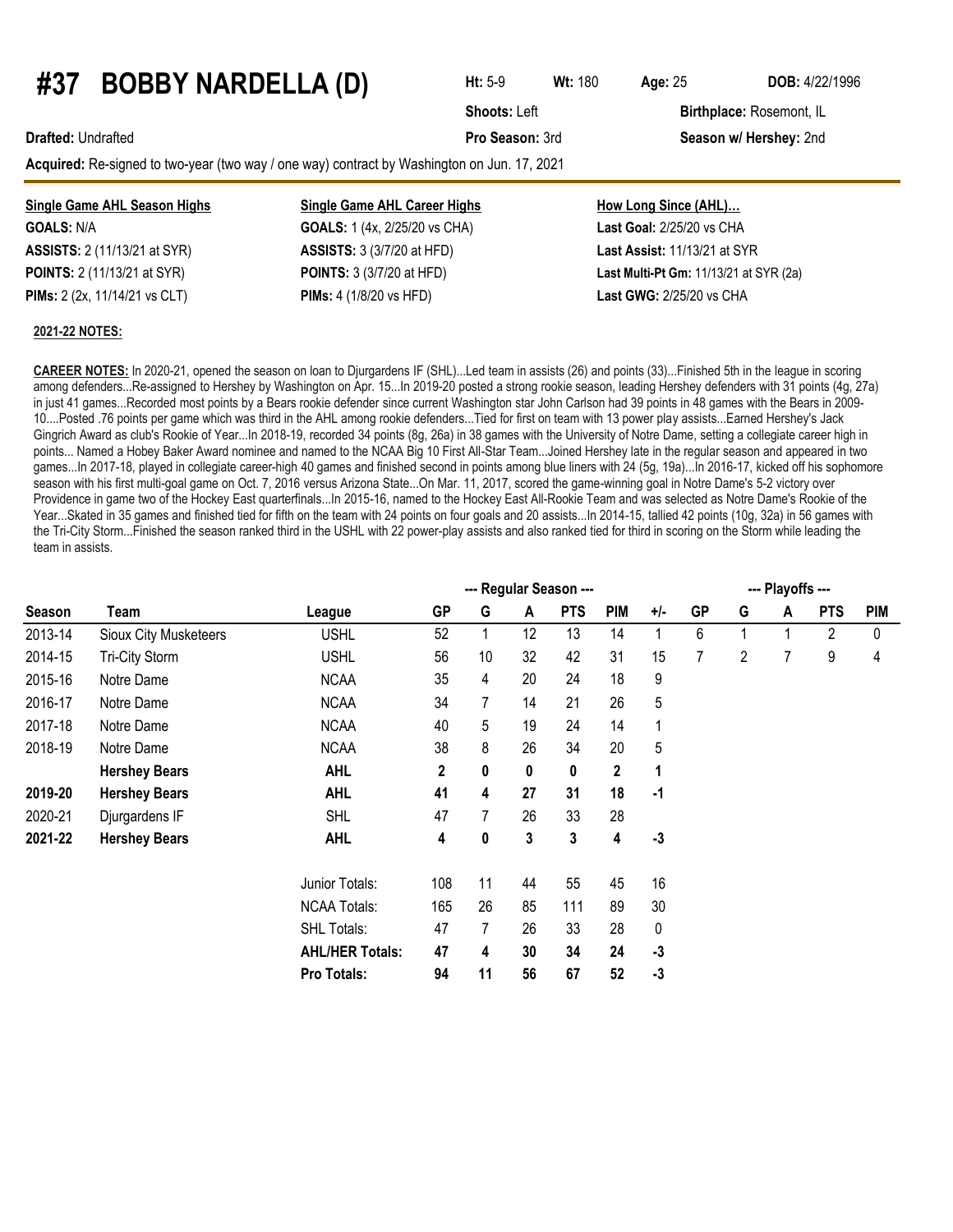# #37 BOBBY NARDELLA (D)

**Ht:** 5-9 **Wt:** 180 **Age:** 25 **DOB:** 4/22/1996

**Shoots:** Left **Birthplace:** Rosemont, IL

**Drafted:** Undrafted **Pro Season:** 3rd **Season w/ Hershey:** 2nd

**Acquired:** Re-signed to two-year (two way / one way) contract by Washington on Jun. 17, 2021

| Single Game AHL Season Highs | Single Game AHL Career Highs | How Long Since (AHL)… |
|---|---|---|
| **GOALS:** N/A | **GOALS:** 1 (4x, 2/25/20 vs CHA) | **Last Goal:** 2/25/20 vs CHA |
| **ASSISTS:** 2 (11/13/21 at SYR) | **ASSISTS:** 3 (3/7/20 at HFD) | **Last Assist:** 11/13/21 at SYR |
| **POINTS:** 2 (11/13/21 at SYR) | **POINTS:** 3 (3/7/20 at HFD) | **Last Multi-Pt Gm:** 11/13/21 at SYR (2a) |
| **PIMs:** 2 (2x, 11/14/21 vs CLT) | **PIMs:** 4 (1/8/20 vs HFD) | **Last GWG:** 2/25/20 vs CHA |

**2021-22 NOTES:**

**CAREER NOTES:** In 2020-21, opened the season on loan to Djurgardens IF (SHL)...Led team in assists (26) and points (33)...Finished 5th in the league in scoring among defenders...Re-assigned to Hershey by Washington on Apr. 15...In 2019-20 posted a strong rookie season, leading Hershey defenders with 31 points (4g, 27a) in just 41 games...Recorded most points by a Bears rookie defender since current Washington star John Carlson had 39 points in 48 games with the Bears in 2009-10....Posted .76 points per game which was third in the AHL among rookie defenders...Tied for first on team with 13 power play assists...Earned Hershey's Jack Gingrich Award as club's Rookie of Year...In 2018-19, recorded 34 points (8g, 26a) in 38 games with the University of Notre Dame, setting a collegiate career high in points... Named a Hobey Baker Award nominee and named to the NCAA Big 10 First All-Star Team...Joined Hershey late in the regular season and appeared in two games...In 2017-18, played in collegiate career-high 40 games and finished second in points among blue liners with 24 (5g, 19a)...In 2016-17, kicked off his sophomore season with his first multi-goal game on Oct. 7, 2016 versus Arizona State...On Mar. 11, 2017, scored the game-winning goal in Notre Dame's 5-2 victory over Providence in game two of the Hockey East quarterfinals...In 2015-16, named to the Hockey East All-Rookie Team and was selected as Notre Dame's Rookie of the Year...Skated in 35 games and finished tied for fifth on the team with 24 points on four goals and 20 assists...In 2014-15, tallied 42 points (10g, 32a) in 56 games with the Tri-City Storm...Finished the season ranked third in the USHL with 22 power-play assists and also ranked tied for third in scoring on the Storm while leading the team in assists.

| | | | --- Regular Season --- | | | | | | --- Playoffs --- | | | | |
|---|---|---|---|---|---|---|---|---|---|---|---|---|---|
| **Season** | **Team** | **League** | **GP** | **G** | **A** | **PTS** | **PIM** | **+/-** | **GP** | **G** | **A** | **PTS** | **PIM** |
| 2013-14 | Sioux City Musketeers | USHL | 52 | 1 | 12 | 13 | 14 | 1 | 6 | 1 | 1 | 2 | 0 |
| 2014-15 | Tri-City Storm | USHL | 56 | 10 | 32 | 42 | 31 | 15 | 7 | 2 | 7 | 9 | 4 |
| 2015-16 | Notre Dame | NCAA | 35 | 4 | 20 | 24 | 18 | 9 | | | | | |
| 2016-17 | Notre Dame | NCAA | 34 | 7 | 14 | 21 | 26 | 5 | | | | | |
| 2017-18 | Notre Dame | NCAA | 40 | 5 | 19 | 24 | 14 | 1 | | | | | |
| 2018-19 | Notre Dame | NCAA | 38 | 8 | 26 | 34 | 20 | 5 | | | | | |
| | **Hershey Bears** | **AHL** | **2** | **0** | **0** | **0** | **2** | **1** | | | | | |
| **2019-20** | **Hershey Bears** | **AHL** | **41** | **4** | **27** | **31** | **18** | **-1** | | | | | |
| 2020-21 | Djurgardens IF | SHL | 47 | 7 | 26 | 33 | 28 | | | | | | |
| **2021-22** | **Hershey Bears** | **AHL** | **4** | **0** | **3** | **3** | **4** | **-3** | | | | | |
| | | Junior Totals: | 108 | 11 | 44 | 55 | 45 | 16 | | | | | |
| | | NCAA Totals: | 165 | 26 | 85 | 111 | 89 | 30 | | | | | |
| | | SHL Totals: | 47 | 7 | 26 | 33 | 28 | 0 | | | | | |
| | | **AHL/HER Totals:** | **47** | **4** | **30** | **34** | **24** | **-3** | | | | | |
| | | **Pro Totals:** | **94** | **11** | **56** | **67** | **52** | **-3** | | | | | |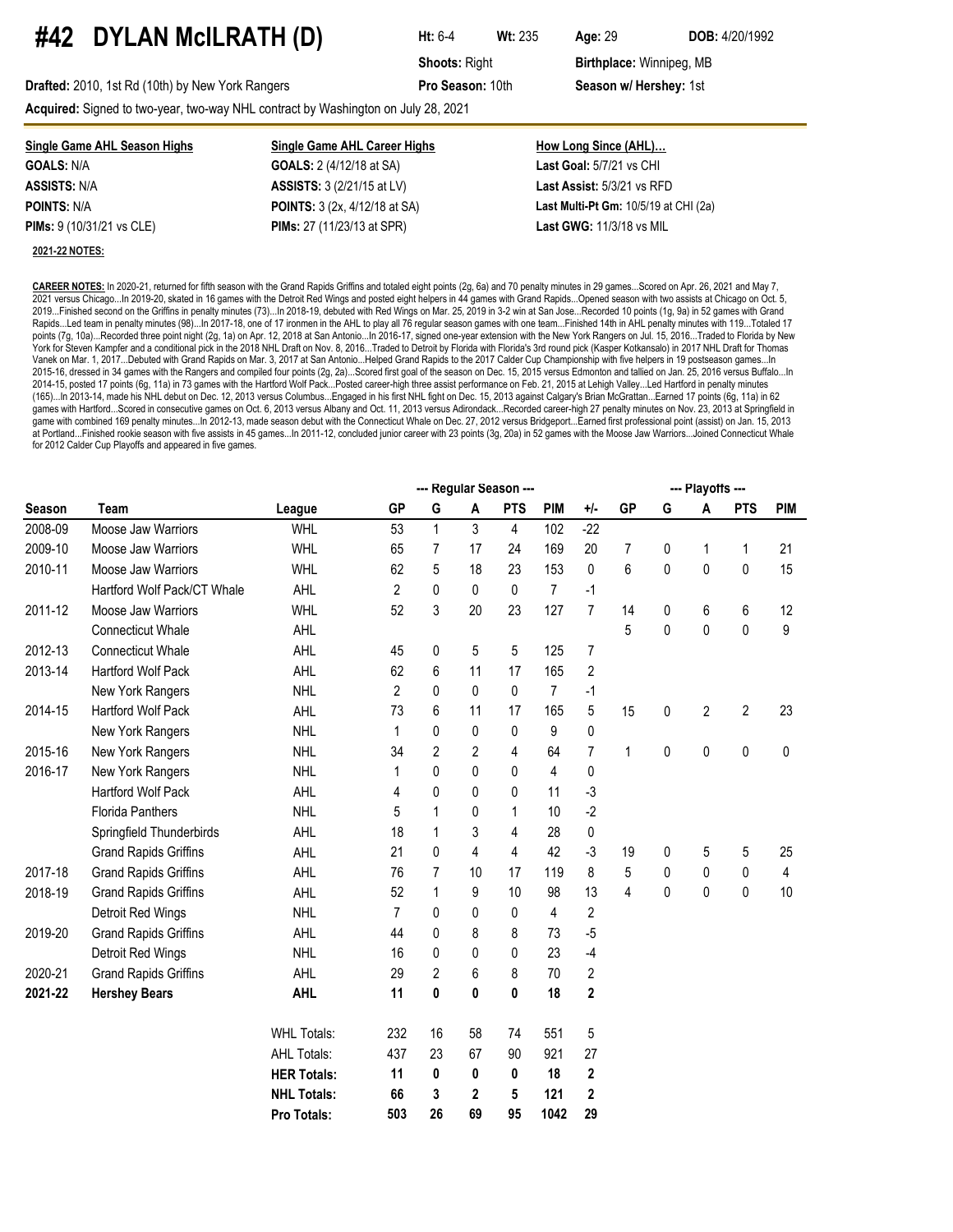# #42 DYLAN McILRATH (D)

**Ht:** 6-4 **Wt:** 235 **Age:** 29 **DOB:** 4/20/1992

**Shoots:** Right **Birthplace:** Winnipeg, MB

**Drafted:** 2010, 1st Rd (10th) by New York Rangers **Pro Season:** 10th **Season w/ Hershey:** 1st

**Acquired:** Signed to two-year, two-way NHL contract by Washington on July 28, 2021

| Single Game AHL Season Highs | Single Game AHL Career Highs | How Long Since (AHL)… |
|---|---|---|
| **GOALS:** N/A | **GOALS:** 2 (4/12/18 at SA) | **Last Goal:** 5/7/21 vs CHI |
| **ASSISTS:** N/A | **ASSISTS:** 3 (2/21/15 at LV) | **Last Assist:** 5/3/21 vs RFD |
| **POINTS:** N/A | **POINTS:** 3 (2x, 4/12/18 at SA) | **Last Multi-Pt Gm:** 10/5/19 at CHI (2a) |
| **PIMs:** 9 (10/31/21 vs CLE) | **PIMs:** 27 (11/23/13 at SPR) | **Last GWG:** 11/3/18 vs MIL |

**2021-22 NOTES:**

**CAREER NOTES:** In 2020-21, returned for fifth season with the Grand Rapids Griffins and totaled eight points (2g, 6a) and 70 penalty minutes in 29 games...Scored on Apr. 26, 2021 and May 7, 2021 versus Chicago...In 2019-20, skated in 16 games with the Detroit Red Wings and posted eight helpers in 44 games with Grand Rapids...Opened season with two assists at Chicago on Oct. 5, 2019...Finished second on the Griffins in penalty minutes (73)...In 2018-19, debuted with Red Wings on Mar. 25, 2019 in 3-2 win at San Jose...Recorded 10 points (1g, 9a) in 52 games with Grand Rapids...Led team in penalty minutes (98)...In 2017-18, one of 17 ironmen in the AHL to play all 76 regular season games with one team...Finished 14th in AHL penalty minutes with 119...Totaled 17 points (7g, 10a)...Recorded three point night (2g, 1a) on Apr. 12, 2018 at San Antonio...In 2016-17, signed one-year extension with the New York Rangers on Jul. 15, 2016...Traded to Florida by New York for Steven Kampfer and a conditional pick in the 2018 NHL Draft on Nov. 8, 2016...Traded to Detroit by Florida with Florida's 3rd round pick (Kasper Kotkansalo) in 2017 NHL Draft for Thomas Vanek on Mar. 1, 2017...Debuted with Grand Rapids on Mar. 3, 2017 at San Antonio...Helped Grand Rapids to the 2017 Calder Cup Championship with five helpers in 19 postseason games...In 2015-16, dressed in 34 games with the Rangers and compiled four points (2g, 2a)...Scored first goal of the season on Dec. 15, 2015 versus Edmonton and tallied on Jan. 25, 2016 versus Buffalo...In 2014-15, posted 17 points (6g, 11a) in 73 games with the Hartford Wolf Pack...Posted career-high three assist performance on Feb. 21, 2015 at Lehigh Valley...Led Hartford in penalty minutes (165)...In 2013-14, made his NHL debut on Dec. 12, 2013 versus Columbus...Engaged in his first NHL fight on Dec. 15, 2013 against Calgary's Brian McGrattan...Earned 17 points (6g, 11a) in 62 games with Hartford...Scored in consecutive games on Oct. 6, 2013 versus Albany and Oct. 11, 2013 versus Adirondack...Recorded career-high 27 penalty minutes on Nov. 23, 2013 at Springfield in game with combined 169 penalty minutes...In 2012-13, made season debut with the Connecticut Whale on Dec. 27, 2012 versus Bridgeport...Earned first professional point (assist) on Jan. 15, 2013 at Portland...Finished rookie season with five assists in 45 games...In 2011-12, concluded junior career with 23 points (3g, 20a) in 52 games with the Moose Jaw Warriors...Joined Connecticut Whale for 2012 Calder Cup Playoffs and appeared in five games.

| | | | --- Regular Season --- | | | | | | --- Playoffs --- | | | | |
|---|---|---|---|---|---|---|---|---|---|---|---|---|---|
| **Season** | **Team** | **League** | **GP** | **G** | **A** | **PTS** | **PIM** | **+/-** | **GP** | **G** | **A** | **PTS** | **PIM** |
| 2008-09 | Moose Jaw Warriors | WHL | 53 | 1 | 3 | 4 | 102 | -22 | | | | | |
| 2009-10 | Moose Jaw Warriors | WHL | 65 | 7 | 17 | 24 | 169 | 20 | 7 | 0 | 1 | 1 | 21 |
| 2010-11 | Moose Jaw Warriors | WHL | 62 | 5 | 18 | 23 | 153 | 0 | 6 | 0 | 0 | 0 | 15 |
| | Hartford Wolf Pack/CT Whale | AHL | 2 | 0 | 0 | 0 | 7 | -1 | | | | | |
| 2011-12 | Moose Jaw Warriors | WHL | 52 | 3 | 20 | 23 | 127 | 7 | 14 | 0 | 6 | 6 | 12 |
| | Connecticut Whale | AHL | | | | | | | 5 | 0 | 0 | 0 | 9 |
| 2012-13 | Connecticut Whale | AHL | 45 | 0 | 5 | 5 | 125 | 7 | | | | | |
| 2013-14 | Hartford Wolf Pack | AHL | 62 | 6 | 11 | 17 | 165 | 2 | | | | | |
| | New York Rangers | NHL | 2 | 0 | 0 | 0 | 7 | -1 | | | | | |
| 2014-15 | Hartford Wolf Pack | AHL | 73 | 6 | 11 | 17 | 165 | 5 | 15 | 0 | 2 | 2 | 23 |
| | New York Rangers | NHL | 1 | 0 | 0 | 0 | 9 | 0 | | | | | |
| 2015-16 | New York Rangers | NHL | 34 | 2 | 2 | 4 | 64 | 7 | 1 | 0 | 0 | 0 | 0 |
| 2016-17 | New York Rangers | NHL | 1 | 0 | 0 | 0 | 4 | 0 | | | | | |
| | Hartford Wolf Pack | AHL | 4 | 0 | 0 | 0 | 11 | -3 | | | | | |
| | Florida Panthers | NHL | 5 | 1 | 0 | 1 | 10 | -2 | | | | | |
| | Springfield Thunderbirds | AHL | 18 | 1 | 3 | 4 | 28 | 0 | | | | | |
| | Grand Rapids Griffins | AHL | 21 | 0 | 4 | 4 | 42 | -3 | 19 | 0 | 5 | 5 | 25 |
| 2017-18 | Grand Rapids Griffins | AHL | 76 | 7 | 10 | 17 | 119 | 8 | 5 | 0 | 0 | 0 | 4 |
| 2018-19 | Grand Rapids Griffins | AHL | 52 | 1 | 9 | 10 | 98 | 13 | 4 | 0 | 0 | 0 | 10 |
| | Detroit Red Wings | NHL | 7 | 0 | 0 | 0 | 4 | 2 | | | | | |
| 2019-20 | Grand Rapids Griffins | AHL | 44 | 0 | 8 | 8 | 73 | -5 | | | | | |
| | Detroit Red Wings | NHL | 16 | 0 | 0 | 0 | 23 | -4 | | | | | |
| 2020-21 | Grand Rapids Griffins | AHL | 29 | 2 | 6 | 8 | 70 | 2 | | | | | |
| **2021-22** | **Hershey Bears** | **AHL** | **11** | **0** | **0** | **0** | **18** | **2** | | | | | |
| | | WHL Totals: | 232 | 16 | 58 | 74 | 551 | 5 | | | | | |
| | | AHL Totals: | 437 | 23 | 67 | 90 | 921 | 27 | | | | | |
| | | **HER Totals:** | **11** | **0** | **0** | **0** | **18** | **2** | | | | | |
| | | **NHL Totals:** | **66** | **3** | **2** | **5** | **121** | **2** | | | | | |
| | | **Pro Totals:** | **503** | **26** | **69** | **95** | **1042** | **29** | | | | | |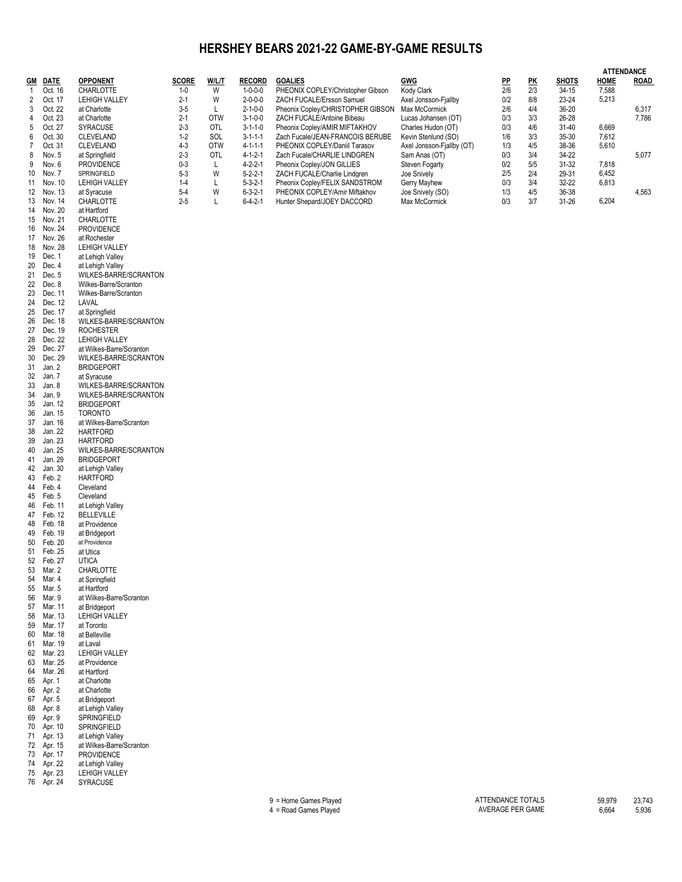# HERSHEY BEARS 2021-22 GAME-BY-GAME RESULTS

| GM | DATE | OPPONENT | SCORE | W/L/T | RECORD | GOALIES | GWG | PP | PK | SHOTS | ATTENDANCE HOME | ATTENDANCE ROAD |
|---|---|---|---|---|---|---|---|---|---|---|---|---|
| 1 | Oct. 16 | CHARLOTTE | 1-0 | W | 1-0-0-0 | PHEONIX COPLEY/Christopher Gibson | Kody Clark | 2/6 | 2/3 | 34-15 | 7,588 | |
| 2 | Oct. 17 | LEHIGH VALLEY | 2-1 | W | 2-0-0-0 | ZACH FUCALE/Ersson Samuel | Axel Jonsson-Fjallby | 0/2 | 8/8 | 23-24 | 5,213 | |
| 3 | Oct. 22 | at Charlotte | 3-5 | L | 2-1-0-0 | Pheonix Copley/CHRISTOPHER GIBSON | Max McCormick | 2/6 | 4/4 | 36-20 | | 6,317 |
| 4 | Oct. 23 | at Charlotte | 2-1 | OTW | 3-1-0-0 | ZACH FUCALE/Antoine Bibeau | Lucas Johansen (OT) | 0/3 | 3/3 | 26-28 | | 7,786 |
| 5 | Oct. 27 | SYRACUSE | 2-3 | OTL | 3-1-1-0 | Pheonix Copley/AMIR MIFTAKHOV | Charles Hudon (OT) | 0/3 | 4/6 | 31-40 | 6,669 | |
| 6 | Oct. 30 | CLEVELAND | 1-2 | SOL | 3-1-1-1 | Zach Fucale/JEAN-FRANCOIS BERUBE | Kevin Stenlund (SO) | 1/6 | 3/3 | 35-30 | 7,612 | |
| 7 | Oct. 31 | CLEVELAND | 4-3 | OTW | 4-1-1-1 | PHEONIX COPLEY/Daniil Tarasov | Axel Jonsson-Fjallby (OT) | 1/3 | 4/5 | 38-36 | 5,610 | |
| 8 | Nov. 5 | at Springfield | 2-3 | OTL | 4-1-2-1 | Zach Fucale/CHARLIE LINDGREN | Sam Anas (OT) | 0/3 | 3/4 | 34-22 | | 5,077 |
| 9 | Nov. 6 | PROVIDENCE | 0-3 | L | 4-2-2-1 | Pheonix Copley/JON GILLIES | Steven Fogarty | 0/2 | 5/5 | 31-32 | 7,818 | |
| 10 | Nov. 7 | SPRINGFIELD | 5-3 | W | 5-2-2-1 | ZACH FUCALE/Charlie Lindgren | Joe Snively | 2/5 | 2/4 | 29-31 | 6,452 | |
| 11 | Nov. 10 | LEHIGH VALLEY | 1-4 | L | 5-3-2-1 | Pheonix Copley/FELIX SANDSTROM | Gerry Mayhew | 0/3 | 3/4 | 32-22 | 6,813 | |
| 12 | Nov. 13 | at Syracuse | 5-4 | W | 6-3-2-1 | PHEONIX COPLEY/Amir Miftakhov | Joe Snively (SO) | 1/3 | 4/5 | 36-38 | | 4,563 |
| 13 | Nov. 14 | CHARLOTTE | 2-5 | L | 6-4-2-1 | Hunter Shepard/JOEY DACCORD | Max McCormick | 0/3 | 3/7 | 31-26 | 6,204 | |
| 14 | Nov. 20 | at Hartford | | | | | | | | | | |
| 15 | Nov. 21 | CHARLOTTE | | | | | | | | | | |
| 16 | Nov. 24 | PROVIDENCE | | | | | | | | | | |
| 17 | Nov. 26 | at Rochester | | | | | | | | | | |
| 18 | Nov. 28 | LEHIGH VALLEY | | | | | | | | | | |
| 19 | Dec. 1 | at Lehigh Valley | | | | | | | | | | |
| 20 | Dec. 4 | at Lehigh Valley | | | | | | | | | | |
| 21 | Dec. 5 | WILKES-BARRE/SCRANTON | | | | | | | | | | |
| 22 | Dec. 8 | Wilkes-Barre/Scranton | | | | | | | | | | |
| 23 | Dec. 11 | Wilkes-Barre/Scranton | | | | | | | | | | |
| 24 | Dec. 12 | LAVAL | | | | | | | | | | |
| 25 | Dec. 17 | at Springfield | | | | | | | | | | |
| 26 | Dec. 18 | WILKES-BARRE/SCRANTON | | | | | | | | | | |
| 27 | Dec. 19 | ROCHESTER | | | | | | | | | | |
| 28 | Dec. 22 | LEHIGH VALLEY | | | | | | | | | | |
| 29 | Dec. 27 | at Wilkes-Barre/Scranton | | | | | | | | | | |
| 30 | Dec. 29 | WILKES-BARRE/SCRANTON | | | | | | | | | | |
| 31 | Jan. 2 | BRIDGEPORT | | | | | | | | | | |
| 32 | Jan. 7 | at Syracuse | | | | | | | | | | |
| 33 | Jan. 8 | WILKES-BARRE/SCRANTON | | | | | | | | | | |
| 34 | Jan. 9 | WILKES-BARRE/SCRANTON | | | | | | | | | | |
| 35 | Jan. 12 | BRIDGEPORT | | | | | | | | | | |
| 36 | Jan. 15 | TORONTO | | | | | | | | | | |
| 37 | Jan. 16 | at Wilkes-Barre/Scranton | | | | | | | | | | |
| 38 | Jan. 22 | HARTFORD | | | | | | | | | | |
| 39 | Jan. 23 | HARTFORD | | | | | | | | | | |
| 40 | Jan. 25 | WILKES-BARRE/SCRANTON | | | | | | | | | | |
| 41 | Jan. 29 | BRIDGEPORT | | | | | | | | | | |
| 42 | Jan. 30 | at Lehigh Valley | | | | | | | | | | |
| 43 | Feb. 2 | HARTFORD | | | | | | | | | | |
| 44 | Feb. 4 | Cleveland | | | | | | | | | | |
| 45 | Feb. 5 | Cleveland | | | | | | | | | | |
| 46 | Feb. 11 | at Lehigh Valley | | | | | | | | | | |
| 47 | Feb. 12 | BELLEVILLE | | | | | | | | | | |
| 48 | Feb. 18 | at Providence | | | | | | | | | | |
| 49 | Feb. 19 | at Bridgeport | | | | | | | | | | |
| 50 | Feb. 20 | at Providence | | | | | | | | | | |
| 51 | Feb. 25 | at Utica | | | | | | | | | | |
| 52 | Feb. 27 | UTICA | | | | | | | | | | |
| 53 | Mar. 2 | CHARLOTTE | | | | | | | | | | |
| 54 | Mar. 4 | at Springfield | | | | | | | | | | |
| 55 | Mar. 5 | at Hartford | | | | | | | | | | |
| 56 | Mar. 9 | at Wilkes-Barre/Scranton | | | | | | | | | | |
| 57 | Mar. 11 | at Bridgeport | | | | | | | | | | |
| 58 | Mar. 13 | LEHIGH VALLEY | | | | | | | | | | |
| 59 | Mar. 17 | at Toronto | | | | | | | | | | |
| 60 | Mar. 18 | at Belleville | | | | | | | | | | |
| 61 | Mar. 19 | at Laval | | | | | | | | | | |
| 62 | Mar. 23 | LEHIGH VALLEY | | | | | | | | | | |
| 63 | Mar. 25 | at Providence | | | | | | | | | | |
| 64 | Mar. 26 | at Hartford | | | | | | | | | | |
| 65 | Apr. 1 | at Charlotte | | | | | | | | | | |
| 66 | Apr. 2 | at Charlotte | | | | | | | | | | |
| 67 | Apr. 5 | at Bridgeport | | | | | | | | | | |
| 68 | Apr. 8 | at Lehigh Valley | | | | | | | | | | |
| 69 | Apr. 9 | SPRINGFIELD | | | | | | | | | | |
| 70 | Apr. 10 | SPRINGFIELD | | | | | | | | | | |
| 71 | Apr. 13 | at Lehigh Valley | | | | | | | | | | |
| 72 | Apr. 15 | at Wilkes-Barre/Scranton | | | | | | | | | | |
| 73 | Apr. 17 | PROVIDENCE | | | | | | | | | | |
| 74 | Apr. 22 | at Lehigh Valley | | | | | | | | | | |
| 75 | Apr. 23 | LEHIGH VALLEY | | | | | | | | | | |
| 76 | Apr. 24 | SYRACUSE | | | | | | | | | | |

9 = Home Games Played
4 = Road Games Played

| | HOME | ROAD |
|---|---|---|
| ATTENDANCE TOTALS | 59,979 | 23,743 |
| AVERAGE PER GAME | 6,664 | 5,936 |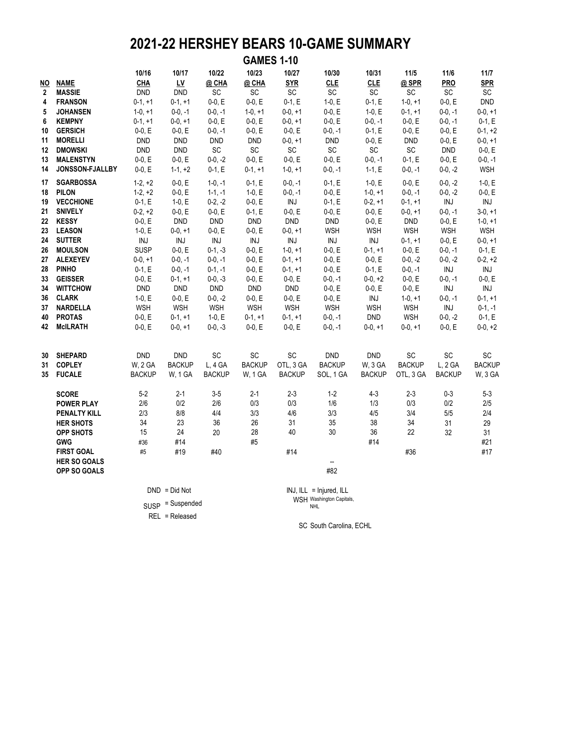# 2021-22 HERSHEY BEARS 10-GAME SUMMARY

## GAMES 1-10

| NO | NAME | 10/16 CHA | 10/17 LV | 10/22 @ CHA | 10/23 @ CHA | 10/27 SYR | 10/30 CLE | 10/31 CLE | 11/5 @ SPR | 11/6 PRO | 11/7 SPR |
|---|---|---|---|---|---|---|---|---|---|---|---|
| 2 | MASSIE | DND | DND | SC | SC | SC | SC | SC | SC | SC | SC |
| 4 | FRANSON | 0-1, +1 | 0-1, +1 | 0-0, E | 0-0, E | 0-1, E | 1-0, E | 0-1, E | 1-0, +1 | 0-0, E | DND |
| 5 | JOHANSEN | 1-0, +1 | 0-0, -1 | 0-0, -1 | 1-0, +1 | 0-0, +1 | 0-0, E | 1-0, E | 0-1, +1 | 0-0, -1 | 0-0, +1 |
| 6 | KEMPNY | 0-1, +1 | 0-0, +1 | 0-0, E | 0-0, E | 0-0, +1 | 0-0, E | 0-0, -1 | 0-0, E | 0-0, -1 | 0-1, E |
| 10 | GERSICH | 0-0, E | 0-0, E | 0-0, -1 | 0-0, E | 0-0, E | 0-0, -1 | 0-1, E | 0-0, E | 0-0, E | 0-1, +2 |
| 11 | MORELLI | DND | DND | DND | DND | 0-0, +1 | DND | 0-0, E | DND | 0-0, E | 0-0, +1 |
| 12 | DMOWSKI | DND | DND | SC | SC | SC | SC | SC | SC | DND | 0-0, E |
| 13 | MALENSTYN | 0-0, E | 0-0, E | 0-0, -2 | 0-0, E | 0-0, E | 0-0, E | 0-0, -1 | 0-1, E | 0-0, E | 0-0, -1 |
| 14 | JONSSON-FJALLBY | 0-0, E | 1-1, +2 | 0-1, E | 0-1, +1 | 1-0, +1 | 0-0, -1 | 1-1, E | 0-0, -1 | 0-0, -2 | WSH |
| 17 | SGARBOSSA | 1-2, +2 | 0-0, E | 1-0, -1 | 0-1, E | 0-0, -1 | 0-1, E | 1-0, E | 0-0, E | 0-0, -2 | 1-0, E |
| 18 | PILON | 1-2, +2 | 0-0, E | 1-1, -1 | 1-0, E | 0-0, -1 | 0-0, E | 1-0, +1 | 0-0, -1 | 0-0, -2 | 0-0, E |
| 19 | VECCHIONE | 0-1, E | 1-0, E | 0-2, -2 | 0-0, E | INJ | 0-1, E | 0-2, +1 | 0-1, +1 | INJ | INJ |
| 21 | SNIVELY | 0-2, +2 | 0-0, E | 0-0, E | 0-1, E | 0-0, E | 0-0, E | 0-0, E | 0-0, +1 | 0-0, -1 | 3-0, +1 |
| 22 | KESSY | 0-0, E | DND | DND | DND | DND | DND | 0-0, E | DND | 0-0, E | 1-0, +1 |
| 23 | LEASON | 1-0, E | 0-0, +1 | 0-0, E | 0-0, E | 0-0, +1 | WSH | WSH | WSH | WSH | WSH |
| 24 | SUTTER | INJ | INJ | INJ | INJ | INJ | INJ | INJ | 0-1, +1 | 0-0, E | 0-0, +1 |
| 26 | MOULSON | SUSP | 0-0, E | 0-1, -3 | 0-0, E | 1-0, +1 | 0-0, E | 0-1, +1 | 0-0, E | 0-0, -1 | 0-1, E |
| 27 | ALEXEYEV | 0-0, +1 | 0-0, -1 | 0-0, -1 | 0-0, E | 0-1, +1 | 0-0, E | 0-0, E | 0-0, -2 | 0-0, -2 | 0-2, +2 |
| 28 | PINHO | 0-1, E | 0-0, -1 | 0-1, -1 | 0-0, E | 0-1, +1 | 0-0, E | 0-1, E | 0-0, -1 | INJ | INJ |
| 33 | GEISSER | 0-0, E | 0-1, +1 | 0-0, -3 | 0-0, E | 0-0, E | 0-0, -1 | 0-0, +2 | 0-0, E | 0-0, -1 | 0-0, E |
| 34 | WITTCHOW | DND | DND | DND | DND | DND | 0-0, E | 0-0, E | 0-0, E | INJ | INJ |
| 36 | CLARK | 1-0, E | 0-0, E | 0-0, -2 | 0-0, E | 0-0, E | 0-0, E | INJ | 1-0, +1 | 0-0, -1 | 0-1, +1 |
| 37 | NARDELLA | WSH | WSH | WSH | WSH | WSH | WSH | WSH | WSH | INJ | 0-1, -1 |
| 40 | PROTAS | 0-0, E | 0-1, +1 | 1-0, E | 0-1, +1 | 0-1, +1 | 0-0, -1 | DND | WSH | 0-0, -2 | 0-1, E |
| 42 | McILRATH | 0-0, E | 0-0, +1 | 0-0, -3 | 0-0, E | 0-0, E | 0-0, -1 | 0-0, +1 | 0-0, +1 | 0-0, E | 0-0, +2 |
| | | | | | | | | | | | |
| 30 | SHEPARD | DND | DND | SC | SC | SC | DND | DND | SC | SC | SC |
| 31 | COPLEY | W, 2 GA | BACKUP | L, 4 GA | BACKUP | OTL, 3 GA | BACKUP | W, 3 GA | BACKUP | L, 2 GA | BACKUP |
| 35 | FUCALE | BACKUP | W, 1 GA | BACKUP | W, 1 GA | BACKUP | SOL, 1 GA | BACKUP | OTL, 3 GA | BACKUP | W, 3 GA |
| | | | | | | | | | | | |
| | SCORE | 5-2 | 2-1 | 3-5 | 2-1 | 2-3 | 1-2 | 4-3 | 2-3 | 0-3 | 5-3 |
| | POWER PLAY | 2/6 | 0/2 | 2/6 | 0/3 | 0/3 | 1/6 | 1/3 | 0/3 | 0/2 | 2/5 |
| | PENALTY KILL | 2/3 | 8/8 | 4/4 | 3/3 | 4/6 | 3/3 | 4/5 | 3/4 | 5/5 | 2/4 |
| | HER SHOTS | 34 | 23 | 36 | 26 | 31 | 35 | 38 | 34 | 31 | 29 |
| | OPP SHOTS | 15 | 24 | 20 | 28 | 40 | 30 | 36 | 22 | 32 | 31 |
| | GWG | #36 | #14 | | #5 | | | #14 | | | #21 |
| | FIRST GOAL | #5 | #19 | #40 | | #14 | | | #36 | | #17 |
| | HER SO GOALS | | | | | | -- | | | | |
| | OPP SO GOALS | | | | | | #82 | | | | |

DND = Did Not

SUSP = Suspended

REL = Released

INJ, ILL = Injured, ILL

WSH Washington Capitals, NHL

SC South Carolina, ECHL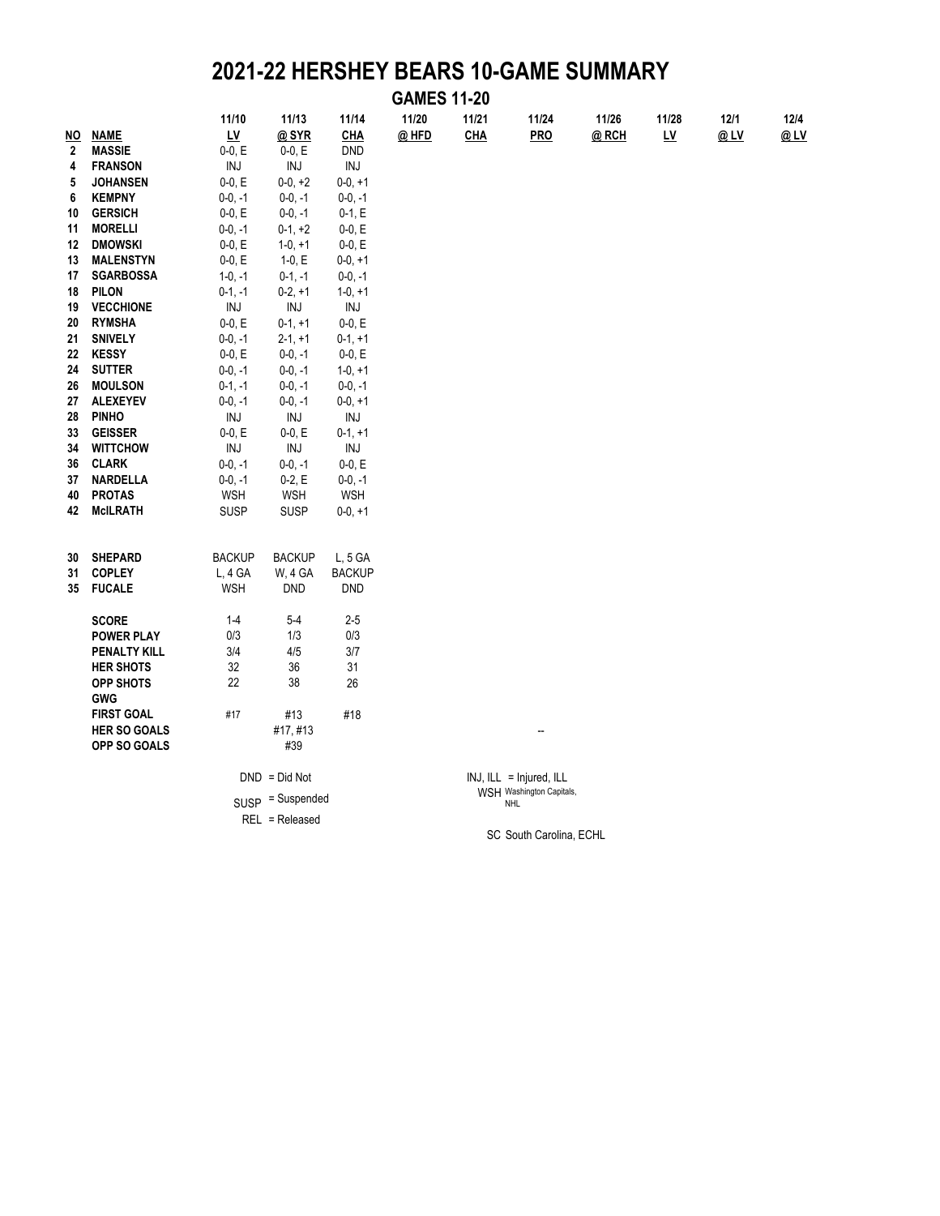# 2021-22 HERSHEY BEARS 10-GAME SUMMARY

## GAMES 11-20

| NO | NAME | 11/10 LV | 11/13 @ SYR | 11/14 CHA | 11/20 @ HFD | 11/21 CHA | 11/24 PRO | 11/26 @ RCH | 11/28 LV | 12/1 @ LV | 12/4 @ LV |
|---|---|---|---|---|---|---|---|---|---|---|---|
| 2 | MASSIE | 0-0, E | 0-0, E | DND | | | | | | | |
| 4 | FRANSON | INJ | INJ | INJ | | | | | | | |
| 5 | JOHANSEN | 0-0, E | 0-0, +2 | 0-0, +1 | | | | | | | |
| 6 | KEMPNY | 0-0, -1 | 0-0, -1 | 0-0, -1 | | | | | | | |
| 10 | GERSICH | 0-0, E | 0-0, -1 | 0-1, E | | | | | | | |
| 11 | MORELLI | 0-0, -1 | 0-1, +2 | 0-0, E | | | | | | | |
| 12 | DMOWSKI | 0-0, E | 1-0, +1 | 0-0, E | | | | | | | |
| 13 | MALENSTYN | 0-0, E | 1-0, E | 0-0, +1 | | | | | | | |
| 17 | SGARBOSSA | 1-0, -1 | 0-1, -1 | 0-0, -1 | | | | | | | |
| 18 | PILON | 0-1, -1 | 0-2, +1 | 1-0, +1 | | | | | | | |
| 19 | VECCHIONE | INJ | INJ | INJ | | | | | | | |
| 20 | RYMSHA | 0-0, E | 0-1, +1 | 0-0, E | | | | | | | |
| 21 | SNIVELY | 0-0, -1 | 2-1, +1 | 0-1, +1 | | | | | | | |
| 22 | KESSY | 0-0, E | 0-0, -1 | 0-0, E | | | | | | | |
| 24 | SUTTER | 0-0, -1 | 0-0, -1 | 1-0, +1 | | | | | | | |
| 26 | MOULSON | 0-1, -1 | 0-0, -1 | 0-0, -1 | | | | | | | |
| 27 | ALEXEYEV | 0-0, -1 | 0-0, -1 | 0-0, +1 | | | | | | | |
| 28 | PINHO | INJ | INJ | INJ | | | | | | | |
| 33 | GEISSER | 0-0, E | 0-0, E | 0-1, +1 | | | | | | | |
| 34 | WITTCHOW | INJ | INJ | INJ | | | | | | | |
| 36 | CLARK | 0-0, -1 | 0-0, -1 | 0-0, E | | | | | | | |
| 37 | NARDELLA | 0-0, -1 | 0-2, E | 0-0, -1 | | | | | | | |
| 40 | PROTAS | WSH | WSH | WSH | | | | | | | |
| 42 | McILRATH | SUSP | SUSP | 0-0, +1 | | | | | | | |
| | | | | | | | | | | | |
| 30 | SHEPARD | BACKUP | BACKUP | L, 5 GA | | | | | | | |
| 31 | COPLEY | L, 4 GA | W, 4 GA | BACKUP | | | | | | | |
| 35 | FUCALE | WSH | DND | DND | | | | | | | |
| | | | | | | | | | | | |
| | SCORE | 1-4 | 5-4 | 2-5 | | | | | | | |
| | POWER PLAY | 0/3 | 1/3 | 0/3 | | | | | | | |
| | PENALTY KILL | 3/4 | 4/5 | 3/7 | | | | | | | |
| | HER SHOTS | 32 | 36 | 31 | | | | | | | |
| | OPP SHOTS | 22 | 38 | 26 | | | | | | | |
| | GWG | | | | | | | | | | |
| | FIRST GOAL | #17 | #13 | #18 | | | | | | | |
| | HER SO GOALS | | #17, #13 | | | | -- | | | | |
| | OPP SO GOALS | | #39 | | | | | | | | |

DND = Did Not

SUSP = Suspended

REL = Released

INJ, ILL = Injured, ILL

WSH Washington Capitals, NHL

SC South Carolina, ECHL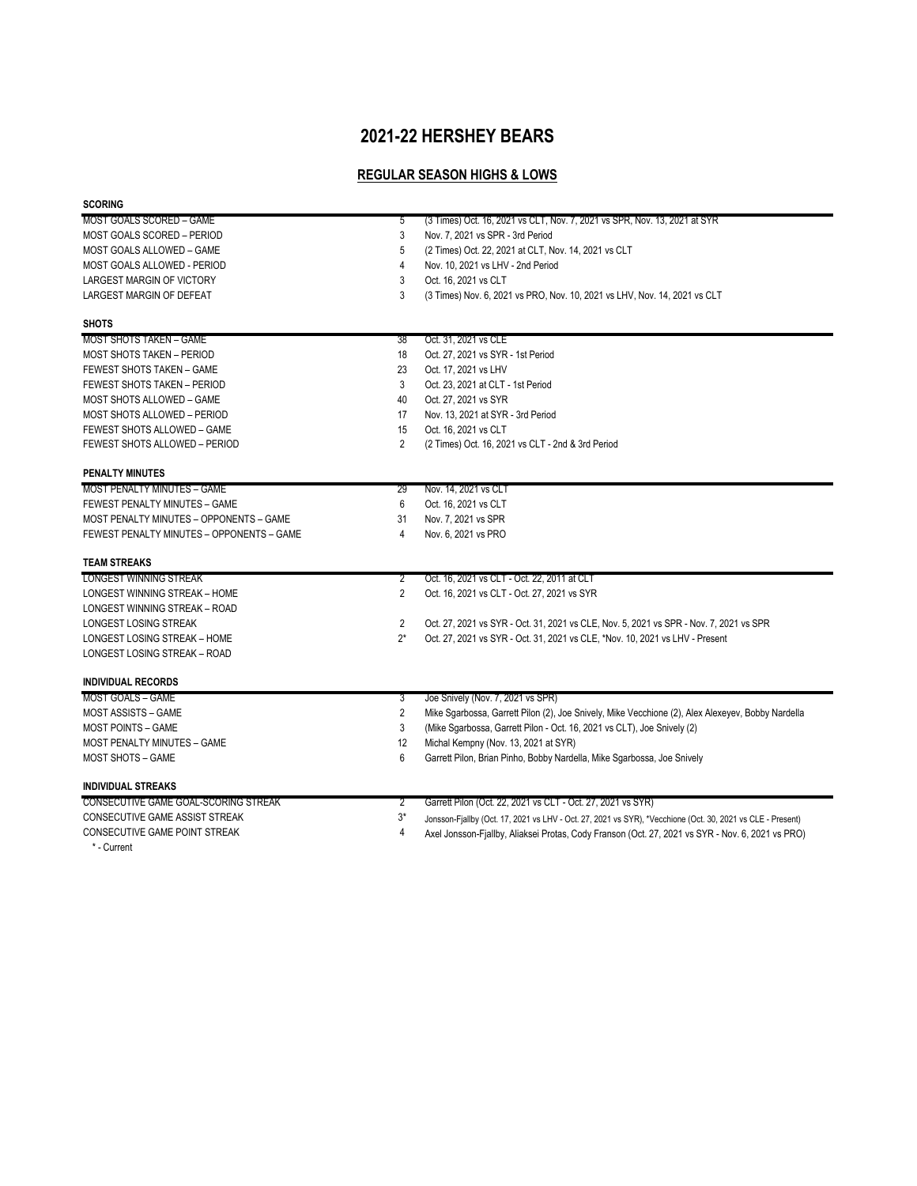# 2021-22 HERSHEY BEARS

## REGULAR SEASON HIGHS & LOWS

**SCORING**

| | | |
|---|---|---|
| MOST GOALS SCORED – GAME | 5 | (3 Times) Oct. 16, 2021 vs CLT, Nov. 7, 2021 vs SPR, Nov. 13, 2021 at SYR |
| MOST GOALS SCORED – PERIOD | 3 | Nov. 7, 2021 vs SPR - 3rd Period |
| MOST GOALS ALLOWED – GAME | 5 | (2 Times) Oct. 22, 2021 at CLT, Nov. 14, 2021 vs CLT |
| MOST GOALS ALLOWED - PERIOD | 4 | Nov. 10, 2021 vs LHV - 2nd Period |
| LARGEST MARGIN OF VICTORY | 3 | Oct. 16, 2021 vs CLT |
| LARGEST MARGIN OF DEFEAT | 3 | (3 Times) Nov. 6, 2021 vs PRO, Nov. 10, 2021 vs LHV, Nov. 14, 2021 vs CLT |

**SHOTS**

| | | |
|---|---|---|
| MOST SHOTS TAKEN – GAME | 38 | Oct. 31, 2021 vs CLE |
| MOST SHOTS TAKEN – PERIOD | 18 | Oct. 27, 2021 vs SYR - 1st Period |
| FEWEST SHOTS TAKEN – GAME | 23 | Oct. 17, 2021 vs LHV |
| FEWEST SHOTS TAKEN – PERIOD | 3 | Oct. 23, 2021 at CLT - 1st Period |
| MOST SHOTS ALLOWED – GAME | 40 | Oct. 27, 2021 vs SYR |
| MOST SHOTS ALLOWED – PERIOD | 17 | Nov. 13, 2021 at SYR - 3rd Period |
| FEWEST SHOTS ALLOWED – GAME | 15 | Oct. 16, 2021 vs CLT |
| FEWEST SHOTS ALLOWED – PERIOD | 2 | (2 Times) Oct. 16, 2021 vs CLT - 2nd & 3rd Period |

**PENALTY MINUTES**

| | | |
|---|---|---|
| MOST PENALTY MINUTES – GAME | 29 | Nov. 14, 2021 vs CLT |
| FEWEST PENALTY MINUTES – GAME | 6 | Oct. 16, 2021 vs CLT |
| MOST PENALTY MINUTES – OPPONENTS – GAME | 31 | Nov. 7, 2021 vs SPR |
| FEWEST PENALTY MINUTES – OPPONENTS – GAME | 4 | Nov. 6, 2021 vs PRO |

**TEAM STREAKS**

| | | |
|---|---|---|
| LONGEST WINNING STREAK | 2 | Oct. 16, 2021 vs CLT - Oct. 22, 2011 at CLT |
| LONGEST WINNING STREAK – HOME | 2 | Oct. 16, 2021 vs CLT - Oct. 27, 2021 vs SYR |
| LONGEST WINNING STREAK – ROAD | | |
| LONGEST LOSING STREAK | 2 | Oct. 27, 2021 vs SYR - Oct. 31, 2021 vs CLE, Nov. 5, 2021 vs SPR - Nov. 7, 2021 vs SPR |
| LONGEST LOSING STREAK – HOME | 2* | Oct. 27, 2021 vs SYR - Oct. 31, 2021 vs CLE, *Nov. 10, 2021 vs LHV - Present |
| LONGEST LOSING STREAK – ROAD | | |

**INDIVIDUAL RECORDS**

| | | |
|---|---|---|
| MOST GOALS – GAME | 3 | Joe Snively (Nov. 7, 2021 vs SPR) |
| MOST ASSISTS – GAME | 2 | Mike Sgarbossa, Garrett Pilon (2), Joe Snively, Mike Vecchione (2), Alex Alexeyev, Bobby Nardella |
| MOST POINTS – GAME | 3 | (Mike Sgarbossa, Garrett Pilon - Oct. 16, 2021 vs CLT), Joe Snively (2) |
| MOST PENALTY MINUTES – GAME | 12 | Michal Kempny (Nov. 13, 2021 at SYR) |
| MOST SHOTS – GAME | 6 | Garrett Pilon, Brian Pinho, Bobby Nardella, Mike Sgarbossa, Joe Snively |

**INDIVIDUAL STREAKS**

| | | |
|---|---|---|
| CONSECUTIVE GAME GOAL-SCORING STREAK | 2 | Garrett Pilon (Oct. 22, 2021 vs CLT - Oct. 27, 2021 vs SYR) |
| CONSECUTIVE GAME ASSIST STREAK | 3* | Jonsson-Fjallby (Oct. 17, 2021 vs LHV - Oct. 27, 2021 vs SYR), *Vecchione (Oct. 30, 2021 vs CLE - Present) |
| CONSECUTIVE GAME POINT STREAK | 4 | Axel Jonsson-Fjallby, Aliaksei Protas, Cody Franson (Oct. 27, 2021 vs SYR - Nov. 6, 2021 vs PRO) |

\* - Current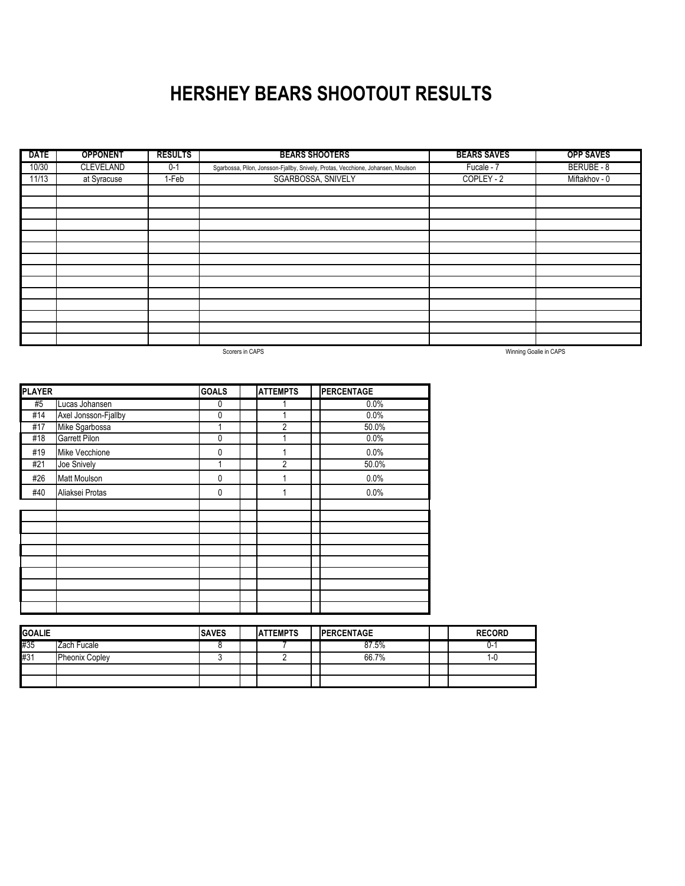# HERSHEY BEARS SHOOTOUT RESULTS

| DATE | OPPONENT | RESULTS | BEARS SHOOTERS | BEARS SAVES | OPP SAVES |
|---|---|---|---|---|---|
| 10/30 | CLEVELAND | 0-1 | Sgarbossa, Pilon, Jonsson-Fjallby, Snively, Protas, Vecchione, Johansen, Moulson | Fucale - 7 | BERUBE - 8 |
| 11/13 | at Syracuse | 1-Feb | SGARBOSSA, SNIVELY | COPLEY - 2 | Miftakhov - 0 |

Scorers in CAPS

Winning Goalie in CAPS

| PLAYER | | GOALS | ATTEMPTS | PERCENTAGE |
|---|---|---|---|---|
| #5 | Lucas Johansen | 0 | 1 | 0.0% |
| #14 | Axel Jonsson-Fjallby | 0 | 1 | 0.0% |
| #17 | Mike Sgarbossa | 1 | 2 | 50.0% |
| #18 | Garrett Pilon | 0 | 1 | 0.0% |
| #19 | Mike Vecchione | 0 | 1 | 0.0% |
| #21 | Joe Snively | 1 | 2 | 50.0% |
| #26 | Matt Moulson | 0 | 1 | 0.0% |
| #40 | Aliaksei Protas | 0 | 1 | 0.0% |

| GOALIE | | SAVES | ATTEMPTS | PERCENTAGE | RECORD |
|---|---|---|---|---|---|
| #35 | Zach Fucale | 8 | 7 | 87.5% | 0-1 |
| #31 | Pheonix Copley | 3 | 2 | 66.7% | 1-0 |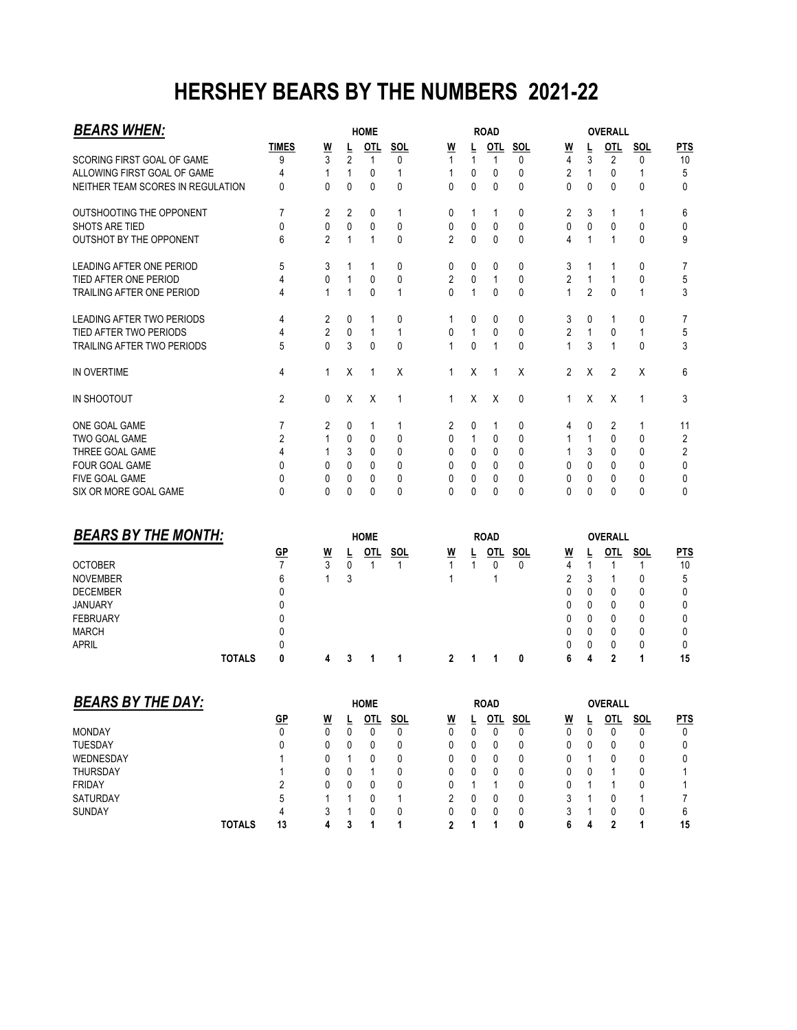# HERSHEY BEARS BY THE NUMBERS 2021-22

## *BEARS WHEN:*

| | | HOME | | | | ROAD | | | | OVERALL | | | | |
|---|---|---|---|---|---|---|---|---|---|---|---|---|---|---|
| | TIMES | W | L | OTL | SOL | W | L | OTL | SOL | W | L | OTL | SOL | PTS |
| SCORING FIRST GOAL OF GAME | 9 | 3 | 2 | 1 | 0 | 1 | 1 | 1 | 0 | 4 | 3 | 2 | 0 | 10 |
| ALLOWING FIRST GOAL OF GAME | 4 | 1 | 1 | 0 | 1 | 1 | 0 | 0 | 0 | 2 | 1 | 0 | 1 | 5 |
| NEITHER TEAM SCORES IN REGULATION | 0 | 0 | 0 | 0 | 0 | 0 | 0 | 0 | 0 | 0 | 0 | 0 | 0 | 0 |
| OUTSHOOTING THE OPPONENT | 7 | 2 | 2 | 0 | 1 | 0 | 1 | 1 | 0 | 2 | 3 | 1 | 1 | 6 |
| SHOTS ARE TIED | 0 | 0 | 0 | 0 | 0 | 0 | 0 | 0 | 0 | 0 | 0 | 0 | 0 | 0 |
| OUTSHOT BY THE OPPONENT | 6 | 2 | 1 | 1 | 0 | 2 | 0 | 0 | 0 | 4 | 1 | 1 | 0 | 9 |
| LEADING AFTER ONE PERIOD | 5 | 3 | 1 | 1 | 0 | 0 | 0 | 0 | 0 | 3 | 1 | 1 | 0 | 7 |
| TIED AFTER ONE PERIOD | 4 | 0 | 1 | 0 | 0 | 2 | 0 | 1 | 0 | 2 | 1 | 1 | 0 | 5 |
| TRAILING AFTER ONE PERIOD | 4 | 1 | 1 | 0 | 1 | 0 | 1 | 0 | 0 | 1 | 2 | 0 | 1 | 3 |
| LEADING AFTER TWO PERIODS | 4 | 2 | 0 | 1 | 0 | 1 | 0 | 0 | 0 | 3 | 0 | 1 | 0 | 7 |
| TIED AFTER TWO PERIODS | 4 | 2 | 0 | 1 | 1 | 0 | 1 | 0 | 0 | 2 | 1 | 0 | 1 | 5 |
| TRAILING AFTER TWO PERIODS | 5 | 0 | 3 | 0 | 0 | 1 | 0 | 1 | 0 | 1 | 3 | 1 | 0 | 3 |
| IN OVERTIME | 4 | 1 | X | 1 | X | 1 | X | 1 | X | 2 | X | 2 | X | 6 |
| IN SHOOTOUT | 2 | 0 | X | X | 1 | 1 | X | X | 0 | 1 | X | X | 1 | 3 |
| ONE GOAL GAME | 7 | 2 | 0 | 1 | 1 | 2 | 0 | 1 | 0 | 4 | 0 | 2 | 1 | 11 |
| TWO GOAL GAME | 2 | 1 | 0 | 0 | 0 | 0 | 1 | 0 | 0 | 1 | 1 | 0 | 0 | 2 |
| THREE GOAL GAME | 4 | 1 | 3 | 0 | 0 | 0 | 0 | 0 | 0 | 1 | 3 | 0 | 0 | 2 |
| FOUR GOAL GAME | 0 | 0 | 0 | 0 | 0 | 0 | 0 | 0 | 0 | 0 | 0 | 0 | 0 | 0 |
| FIVE GOAL GAME | 0 | 0 | 0 | 0 | 0 | 0 | 0 | 0 | 0 | 0 | 0 | 0 | 0 | 0 |
| SIX OR MORE GOAL GAME | 0 | 0 | 0 | 0 | 0 | 0 | 0 | 0 | 0 | 0 | 0 | 0 | 0 | 0 |

## *BEARS BY THE MONTH:*

| | | HOME | | | | ROAD | | | | OVERALL | | | | |
|---|---|---|---|---|---|---|---|---|---|---|---|---|---|---|
| | GP | W | L | OTL | SOL | W | L | OTL | SOL | W | L | OTL | SOL | PTS |
| OCTOBER | 7 | 3 | 0 | 1 | 1 | 1 | 1 | 0 | 0 | 4 | 1 | 1 | 1 | 10 |
| NOVEMBER | 6 | 1 | 3 | | | 1 | | 1 | | 2 | 3 | 1 | 0 | 5 |
| DECEMBER | 0 | | | | | | | | | 0 | 0 | 0 | 0 | 0 |
| JANUARY | 0 | | | | | | | | | 0 | 0 | 0 | 0 | 0 |
| FEBRUARY | 0 | | | | | | | | | 0 | 0 | 0 | 0 | 0 |
| MARCH | 0 | | | | | | | | | 0 | 0 | 0 | 0 | 0 |
| APRIL | 0 | | | | | | | | | 0 | 0 | 0 | 0 | 0 |
| **TOTALS** | **0** | **4** | **3** | **1** | **1** | **2** | **1** | **1** | **0** | **6** | **4** | **2** | **1** | **15** |

## *BEARS BY THE DAY:*

| | | HOME | | | | ROAD | | | | OVERALL | | | | |
|---|---|---|---|---|---|---|---|---|---|---|---|---|---|---|
| | GP | W | L | OTL | SOL | W | L | OTL | SOL | W | L | OTL | SOL | PTS |
| MONDAY | 0 | 0 | 0 | 0 | 0 | 0 | 0 | 0 | 0 | 0 | 0 | 0 | 0 | 0 |
| TUESDAY | 0 | 0 | 0 | 0 | 0 | 0 | 0 | 0 | 0 | 0 | 0 | 0 | 0 | 0 |
| WEDNESDAY | 1 | 0 | 1 | 0 | 0 | 0 | 0 | 0 | 0 | 0 | 1 | 0 | 0 | 0 |
| THURSDAY | 1 | 0 | 0 | 1 | 0 | 0 | 0 | 0 | 0 | 0 | 0 | 1 | 0 | 1 |
| FRIDAY | 2 | 0 | 0 | 0 | 0 | 0 | 1 | 1 | 0 | 0 | 1 | 1 | 0 | 1 |
| SATURDAY | 5 | 1 | 1 | 0 | 1 | 2 | 0 | 0 | 0 | 3 | 1 | 0 | 1 | 7 |
| SUNDAY | 4 | 3 | 1 | 0 | 0 | 0 | 0 | 0 | 0 | 3 | 1 | 0 | 0 | 6 |
| **TOTALS** | **13** | **4** | **3** | **1** | **1** | **2** | **1** | **1** | **0** | **6** | **4** | **2** | **1** | **15** |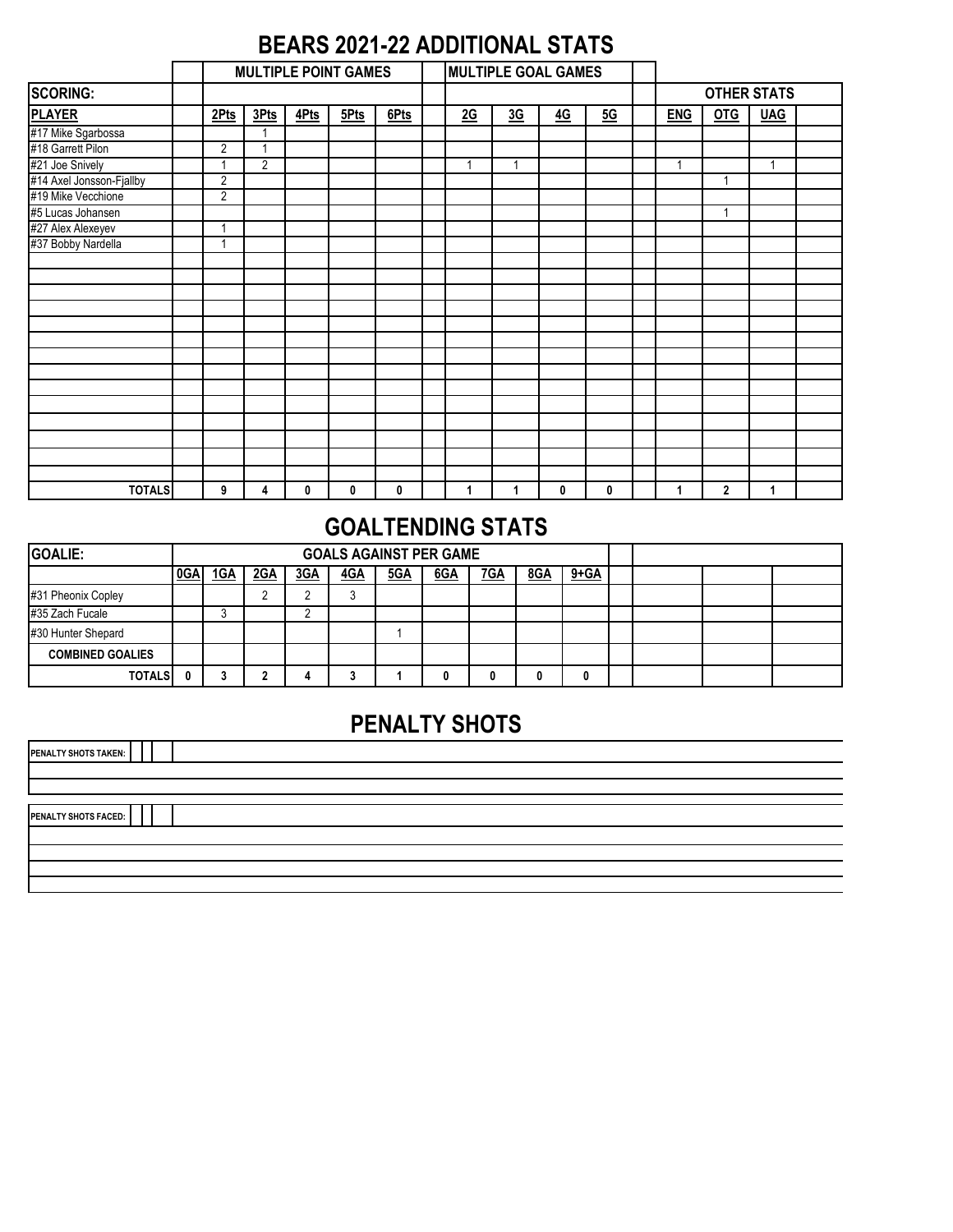# BEARS 2021-22 ADDITIONAL STATS

| | MULTIPLE POINT GAMES | | | | | MULTIPLE GOAL GAMES | | | | | | |
|---|---|---|---|---|---|---|---|---|---|---|---|---|
| **SCORING:** | | | | | | | | | | **OTHER STATS** | | |
| **PLAYER** | **2Pts** | **3Pts** | **4Pts** | **5Pts** | **6Pts** | **2G** | **3G** | **4G** | **5G** | **ENG** | **OTG** | **UAG** |
| #17 Mike Sgarbossa | | 1 | | | | | | | | | | |
| #18 Garrett Pilon | 2 | 1 | | | | | | | | | | |
| #21 Joe Snively | 1 | 2 | | | | 1 | 1 | | | 1 | | 1 |
| #14 Axel Jonsson-Fjallby | 2 | | | | | | | | | | 1 | |
| #19 Mike Vecchione | 2 | | | | | | | | | | | |
| #5 Lucas Johansen | | | | | | | | | | | 1 | |
| #27 Alex Alexeyev | 1 | | | | | | | | | | | |
| #37 Bobby Nardella | 1 | | | | | | | | | | | |
| **TOTALS** | **9** | **4** | **0** | **0** | **0** | **1** | **1** | **0** | **0** | **1** | **2** | **1** |

# GOALTENDING STATS

| **GOALIE:** | GOALS AGAINST PER GAME | | | | | | | | | |
|---|---|---|---|---|---|---|---|---|---|---|
| | **0GA** | **1GA** | **2GA** | **3GA** | **4GA** | **5GA** | **6GA** | **7GA** | **8GA** | **9+GA** |
| #31 Pheonix Copley | | | 2 | 2 | 3 | | | | | |
| #35 Zach Fucale | | 3 | | 2 | | | | | | |
| #30 Hunter Shepard | | | | | | 1 | | | | |
| **COMBINED GOALIES** | | | | | | | | | | |
| **TOTALS** | **0** | **3** | **2** | **4** | **3** | **1** | **0** | **0** | **0** | **0** |

# PENALTY SHOTS

**PENALTY SHOTS TAKEN:**

**PENALTY SHOTS FACED:**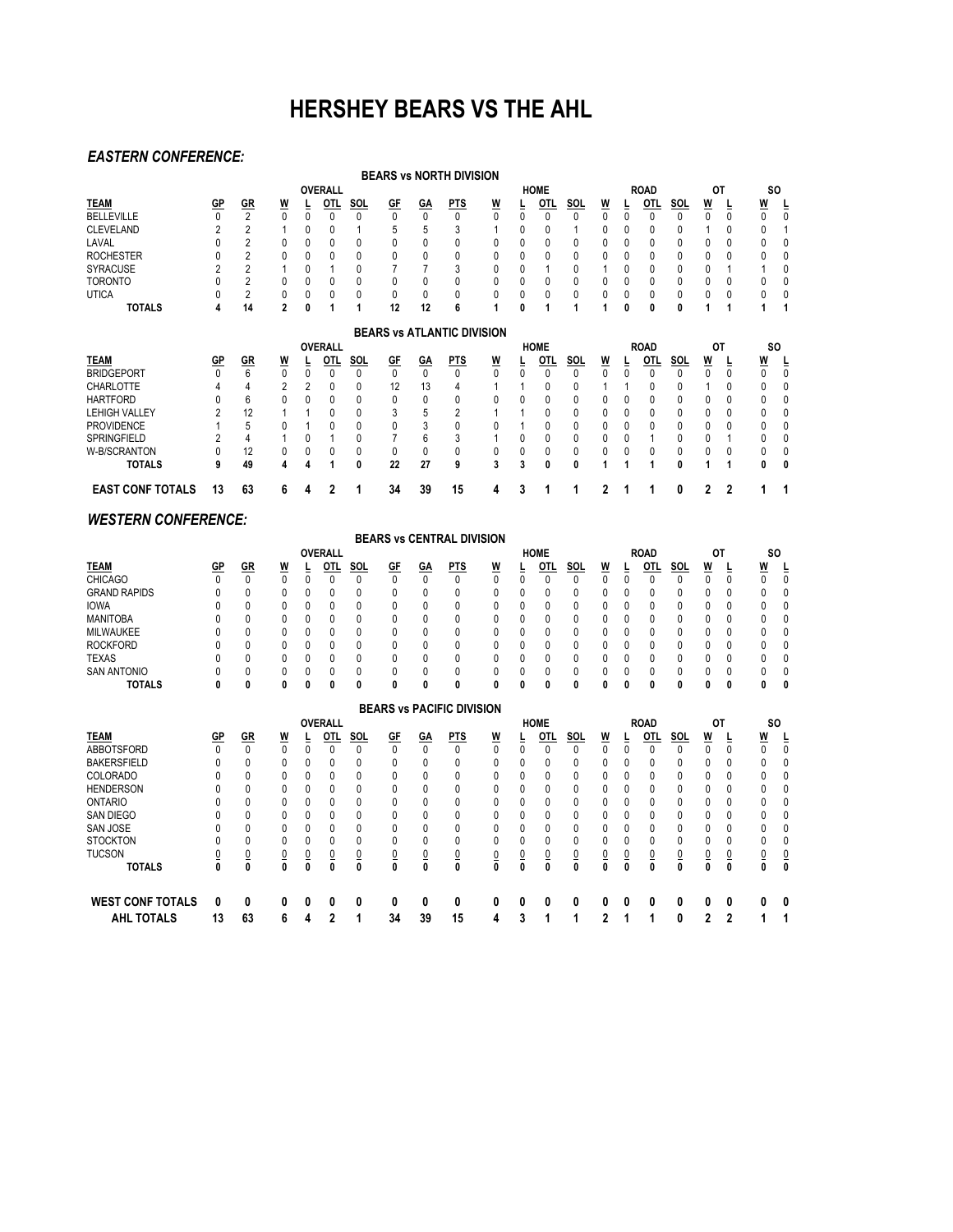# HERSHEY BEARS VS THE AHL

## *EASTERN CONFERENCE:*

### BEARS vs NORTH DIVISION

| | | | OVERALL | | | | | | | HOME | | | | ROAD | | | | OT | | SO | |
|---|---|---|---|---|---|---|---|---|---|---|---|---|---|---|---|---|---|---|---|---|---|
| TEAM | GP | GR | W | L | OTL | SOL | GF | GA | PTS | W | L | OTL | SOL | W | L | OTL | SOL | W | L | W | L |
| BELLEVILLE | 0 | 2 | 0 | 0 | 0 | 0 | 0 | 0 | 0 | 0 | 0 | 0 | 0 | 0 | 0 | 0 | 0 | 0 | 0 | 0 | 0 |
| CLEVELAND | 2 | 2 | 1 | 0 | 0 | 1 | 5 | 5 | 3 | 1 | 0 | 0 | 1 | 0 | 0 | 0 | 0 | 1 | 0 | 0 | 1 |
| LAVAL | 0 | 2 | 0 | 0 | 0 | 0 | 0 | 0 | 0 | 0 | 0 | 0 | 0 | 0 | 0 | 0 | 0 | 0 | 0 | 0 | 0 |
| ROCHESTER | 0 | 2 | 0 | 0 | 0 | 0 | 0 | 0 | 0 | 0 | 0 | 0 | 0 | 0 | 0 | 0 | 0 | 0 | 0 | 0 | 0 |
| SYRACUSE | 2 | 2 | 1 | 0 | 1 | 0 | 7 | 7 | 3 | 0 | 0 | 1 | 0 | 1 | 0 | 0 | 0 | 0 | 1 | 1 | 0 |
| TORONTO | 0 | 2 | 0 | 0 | 0 | 0 | 0 | 0 | 0 | 0 | 0 | 0 | 0 | 0 | 0 | 0 | 0 | 0 | 0 | 0 | 0 |
| UTICA | 0 | 2 | 0 | 0 | 0 | 0 | 0 | 0 | 0 | 0 | 0 | 0 | 0 | 0 | 0 | 0 | 0 | 0 | 0 | 0 | 0 |
| **TOTALS** | **4** | **14** | **2** | **0** | **1** | **1** | **12** | **12** | **6** | **1** | **0** | **1** | **1** | **1** | **0** | **0** | **0** | **1** | **1** | **1** | **1** |

### BEARS vs ATLANTIC DIVISION

| | | | OVERALL | | | | | | | HOME | | | | ROAD | | | | OT | | SO | |
|---|---|---|---|---|---|---|---|---|---|---|---|---|---|---|---|---|---|---|---|---|---|
| TEAM | GP | GR | W | L | OTL | SOL | GF | GA | PTS | W | L | OTL | SOL | W | L | OTL | SOL | W | L | W | L |
| BRIDGEPORT | 0 | 6 | 0 | 0 | 0 | 0 | 0 | 0 | 0 | 0 | 0 | 0 | 0 | 0 | 0 | 0 | 0 | 0 | 0 | 0 | 0 |
| CHARLOTTE | 4 | 4 | 2 | 2 | 0 | 0 | 12 | 13 | 4 | 1 | 1 | 0 | 0 | 1 | 1 | 0 | 0 | 1 | 0 | 0 | 0 |
| HARTFORD | 0 | 6 | 0 | 0 | 0 | 0 | 0 | 0 | 0 | 0 | 0 | 0 | 0 | 0 | 0 | 0 | 0 | 0 | 0 | 0 | 0 |
| LEHIGH VALLEY | 2 | 12 | 1 | 1 | 0 | 0 | 3 | 5 | 2 | 1 | 1 | 0 | 0 | 0 | 0 | 0 | 0 | 0 | 0 | 0 | 0 |
| PROVIDENCE | 1 | 5 | 0 | 1 | 0 | 0 | 0 | 3 | 0 | 0 | 1 | 0 | 0 | 0 | 0 | 0 | 0 | 0 | 0 | 0 | 0 |
| SPRINGFIELD | 2 | 4 | 1 | 0 | 1 | 0 | 7 | 6 | 3 | 1 | 0 | 0 | 0 | 0 | 0 | 1 | 0 | 0 | 1 | 0 | 0 |
| W-B/SCRANTON | 0 | 12 | 0 | 0 | 0 | 0 | 0 | 0 | 0 | 0 | 0 | 0 | 0 | 0 | 0 | 0 | 0 | 0 | 0 | 0 | 0 |
| **TOTALS** | **9** | **49** | **4** | **4** | **1** | **0** | **22** | **27** | **9** | **3** | **3** | **0** | **0** | **1** | **1** | **1** | **0** | **1** | **1** | **0** | **0** |
| **EAST CONF TOTALS** | **13** | **63** | **6** | **4** | **2** | **1** | **34** | **39** | **15** | **4** | **3** | **1** | **1** | **2** | **1** | **1** | **0** | **2** | **2** | **1** | **1** |

## *WESTERN CONFERENCE:*

### BEARS vs CENTRAL DIVISION

| | | | OVERALL | | | | | | | HOME | | | | ROAD | | | | OT | | SO | |
|---|---|---|---|---|---|---|---|---|---|---|---|---|---|---|---|---|---|---|---|---|---|
| TEAM | GP | GR | W | L | OTL | SOL | GF | GA | PTS | W | L | OTL | SOL | W | L | OTL | SOL | W | L | W | L |
| CHICAGO | 0 | 0 | 0 | 0 | 0 | 0 | 0 | 0 | 0 | 0 | 0 | 0 | 0 | 0 | 0 | 0 | 0 | 0 | 0 | 0 | 0 |
| GRAND RAPIDS | 0 | 0 | 0 | 0 | 0 | 0 | 0 | 0 | 0 | 0 | 0 | 0 | 0 | 0 | 0 | 0 | 0 | 0 | 0 | 0 | 0 |
| IOWA | 0 | 0 | 0 | 0 | 0 | 0 | 0 | 0 | 0 | 0 | 0 | 0 | 0 | 0 | 0 | 0 | 0 | 0 | 0 | 0 | 0 |
| MANITOBA | 0 | 0 | 0 | 0 | 0 | 0 | 0 | 0 | 0 | 0 | 0 | 0 | 0 | 0 | 0 | 0 | 0 | 0 | 0 | 0 | 0 |
| MILWAUKEE | 0 | 0 | 0 | 0 | 0 | 0 | 0 | 0 | 0 | 0 | 0 | 0 | 0 | 0 | 0 | 0 | 0 | 0 | 0 | 0 | 0 |
| ROCKFORD | 0 | 0 | 0 | 0 | 0 | 0 | 0 | 0 | 0 | 0 | 0 | 0 | 0 | 0 | 0 | 0 | 0 | 0 | 0 | 0 | 0 |
| TEXAS | 0 | 0 | 0 | 0 | 0 | 0 | 0 | 0 | 0 | 0 | 0 | 0 | 0 | 0 | 0 | 0 | 0 | 0 | 0 | 0 | 0 |
| SAN ANTONIO | 0 | 0 | 0 | 0 | 0 | 0 | 0 | 0 | 0 | 0 | 0 | 0 | 0 | 0 | 0 | 0 | 0 | 0 | 0 | 0 | 0 |
| **TOTALS** | **0** | **0** | **0** | **0** | **0** | **0** | **0** | **0** | **0** | **0** | **0** | **0** | **0** | **0** | **0** | **0** | **0** | **0** | **0** | **0** | **0** |

### BEARS vs PACIFIC DIVISION

| | | | OVERALL | | | | | | | HOME | | | | ROAD | | | | OT | | SO | |
|---|---|---|---|---|---|---|---|---|---|---|---|---|---|---|---|---|---|---|---|---|---|
| TEAM | GP | GR | W | L | OTL | SOL | GF | GA | PTS | W | L | OTL | SOL | W | L | OTL | SOL | W | L | W | L |
| ABBOTSFORD | 0 | 0 | 0 | 0 | 0 | 0 | 0 | 0 | 0 | 0 | 0 | 0 | 0 | 0 | 0 | 0 | 0 | 0 | 0 | 0 | 0 |
| BAKERSFIELD | 0 | 0 | 0 | 0 | 0 | 0 | 0 | 0 | 0 | 0 | 0 | 0 | 0 | 0 | 0 | 0 | 0 | 0 | 0 | 0 | 0 |
| COLORADO | 0 | 0 | 0 | 0 | 0 | 0 | 0 | 0 | 0 | 0 | 0 | 0 | 0 | 0 | 0 | 0 | 0 | 0 | 0 | 0 | 0 |
| HENDERSON | 0 | 0 | 0 | 0 | 0 | 0 | 0 | 0 | 0 | 0 | 0 | 0 | 0 | 0 | 0 | 0 | 0 | 0 | 0 | 0 | 0 |
| ONTARIO | 0 | 0 | 0 | 0 | 0 | 0 | 0 | 0 | 0 | 0 | 0 | 0 | 0 | 0 | 0 | 0 | 0 | 0 | 0 | 0 | 0 |
| SAN DIEGO | 0 | 0 | 0 | 0 | 0 | 0 | 0 | 0 | 0 | 0 | 0 | 0 | 0 | 0 | 0 | 0 | 0 | 0 | 0 | 0 | 0 |
| SAN JOSE | 0 | 0 | 0 | 0 | 0 | 0 | 0 | 0 | 0 | 0 | 0 | 0 | 0 | 0 | 0 | 0 | 0 | 0 | 0 | 0 | 0 |
| STOCKTON | 0 | 0 | 0 | 0 | 0 | 0 | 0 | 0 | 0 | 0 | 0 | 0 | 0 | 0 | 0 | 0 | 0 | 0 | 0 | 0 | 0 |
| TUCSON | 0 | 0 | 0 | 0 | 0 | 0 | 0 | 0 | 0 | 0 | 0 | 0 | 0 | 0 | 0 | 0 | 0 | 0 | 0 | 0 | 0 |
| **TOTALS** | **0** | **0** | **0** | **0** | **0** | **0** | **0** | **0** | **0** | **0** | **0** | **0** | **0** | **0** | **0** | **0** | **0** | **0** | **0** | **0** | **0** |
| **WEST CONF TOTALS** | **0** | **0** | **0** | **0** | **0** | **0** | **0** | **0** | **0** | **0** | **0** | **0** | **0** | **0** | **0** | **0** | **0** | **0** | **0** | **0** | **0** |
| **AHL TOTALS** | **13** | **63** | **6** | **4** | **2** | **1** | **34** | **39** | **15** | **4** | **3** | **1** | **1** | **2** | **1** | **1** | **0** | **2** | **2** | **1** | **1** |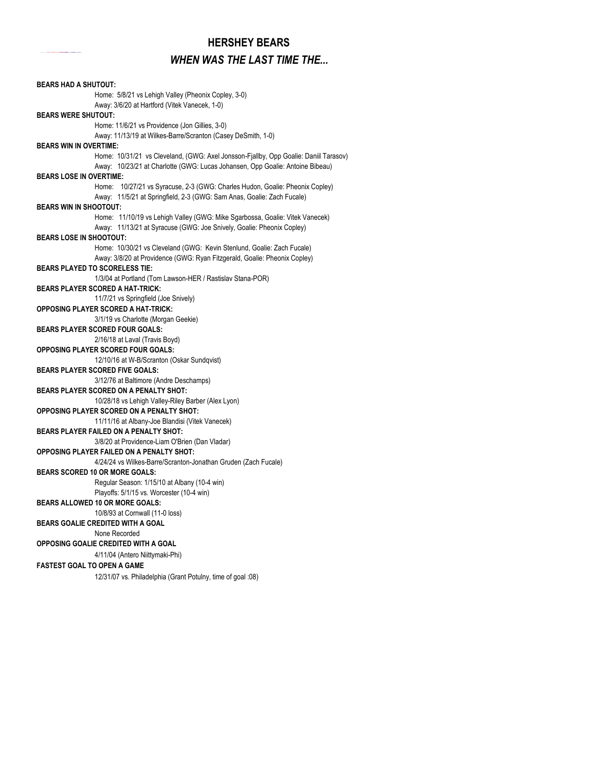# HERSHEY BEARS

## *WHEN WAS THE LAST TIME THE...*

**BEARS HAD A SHUTOUT:**

Home: 5/8/21 vs Lehigh Valley (Pheonix Copley, 3-0)
Away: 3/6/20 at Hartford (Vitek Vanecek, 1-0)

**BEARS WERE SHUTOUT:**

Home: 11/6/21 vs Providence (Jon Gillies, 3-0)
Away: 11/13/19 at Wilkes-Barre/Scranton (Casey DeSmith, 1-0)

**BEARS WIN IN OVERTIME:**

Home: 10/31/21 vs Cleveland, (GWG: Axel Jonsson-Fjallby, Opp Goalie: Daniil Tarasov)
Away: 10/23/21 at Charlotte (GWG: Lucas Johansen, Opp Goalie: Antoine Bibeau)

**BEARS LOSE IN OVERTIME:**

Home: 10/27/21 vs Syracuse, 2-3 (GWG: Charles Hudon, Goalie: Pheonix Copley)
Away: 11/5/21 at Springfield, 2-3 (GWG: Sam Anas, Goalie: Zach Fucale)

**BEARS WIN IN SHOOTOUT:**

Home: 11/10/19 vs Lehigh Valley (GWG: Mike Sgarbossa, Goalie: Vitek Vanecek)
Away: 11/13/21 at Syracuse (GWG: Joe Snively, Goalie: Pheonix Copley)

**BEARS LOSE IN SHOOTOUT:**

Home: 10/30/21 vs Cleveland (GWG: Kevin Stenlund, Goalie: Zach Fucale)
Away: 3/8/20 at Providence (GWG: Ryan Fitzgerald, Goalie: Pheonix Copley)

**BEARS PLAYED TO SCORELESS TIE:**

1/3/04 at Portland (Tom Lawson-HER / Rastislav Stana-POR)

**BEARS PLAYER SCORED A HAT-TRICK:**

11/7/21 vs Springfield (Joe Snively)

**OPPOSING PLAYER SCORED A HAT-TRICK:**

3/1/19 vs Charlotte (Morgan Geekie)

**BEARS PLAYER SCORED FOUR GOALS:**

2/16/18 at Laval (Travis Boyd)

**OPPOSING PLAYER SCORED FOUR GOALS:**

12/10/16 at W-B/Scranton (Oskar Sundqvist)

**BEARS PLAYER SCORED FIVE GOALS:**

3/12/76 at Baltimore (Andre Deschamps)

**BEARS PLAYER SCORED ON A PENALTY SHOT:**

10/28/18 vs Lehigh Valley-Riley Barber (Alex Lyon)

**OPPOSING PLAYER SCORED ON A PENALTY SHOT:**

11/11/16 at Albany-Joe Blandisi (Vitek Vanecek)

**BEARS PLAYER FAILED ON A PENALTY SHOT:**

3/8/20 at Providence-Liam O'Brien (Dan Vladar)

**OPPOSING PLAYER FAILED ON A PENALTY SHOT:**

4/24/24 vs Wilkes-Barre/Scranton-Jonathan Gruden (Zach Fucale)

**BEARS SCORED 10 OR MORE GOALS:**

Regular Season: 1/15/10 at Albany (10-4 win)
Playoffs: 5/1/15 vs. Worcester (10-4 win)

**BEARS ALLOWED 10 OR MORE GOALS:**

10/8/93 at Cornwall (11-0 loss)

**BEARS GOALIE CREDITED WITH A GOAL**

None Recorded

**OPPOSING GOALIE CREDITED WITH A GOAL**

4/11/04 (Antero Niittymaki-Phi)

**FASTEST GOAL TO OPEN A GAME**

12/31/07 vs. Philadelphia (Grant Potulny, time of goal :08)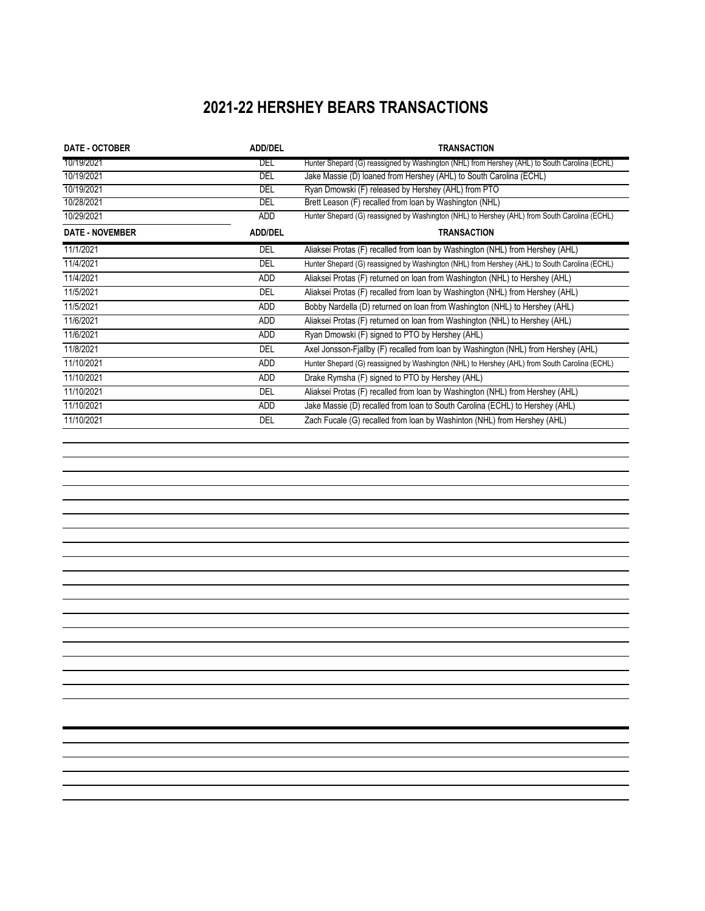# 2021-22 HERSHEY BEARS TRANSACTIONS

| DATE - OCTOBER | ADD/DEL | TRANSACTION |
|---|---|---|
| 10/19/2021 | DEL | Hunter Shepard (G) reassigned by Washington (NHL) from Hershey (AHL) to South Carolina (ECHL) |
| 10/19/2021 | DEL | Jake Massie (D) loaned from Hershey (AHL) to South Carolina (ECHL) |
| 10/19/2021 | DEL | Ryan Dmowski (F) released by Hershey (AHL) from PTO |
| 10/28/2021 | DEL | Brett Leason (F) recalled from loan by Washington (NHL) |
| 10/29/2021 | ADD | Hunter Shepard (G) reassigned by Washington (NHL) to Hershey (AHL) from South Carolina (ECHL) |

| DATE - NOVEMBER | ADD/DEL | TRANSACTION |
|---|---|---|
| 11/1/2021 | DEL | Aliaksei Protas (F) recalled from loan by Washington (NHL) from Hershey (AHL) |
| 11/4/2021 | DEL | Hunter Shepard (G) reassigned by Washington (NHL) from Hershey (AHL) to South Carolina (ECHL) |
| 11/4/2021 | ADD | Aliaksei Protas (F) returned on loan from Washington (NHL) to Hershey (AHL) |
| 11/5/2021 | DEL | Aliaksei Protas (F) recalled from loan by Washington (NHL) from Hershey (AHL) |
| 11/5/2021 | ADD | Bobby Nardella (D) returned on loan from Washington (NHL) to Hershey (AHL) |
| 11/6/2021 | ADD | Aliaksei Protas (F) returned on loan from Washington (NHL) to Hershey (AHL) |
| 11/6/2021 | ADD | Ryan Dmowski (F) signed to PTO by Hershey (AHL) |
| 11/8/2021 | DEL | Axel Jonsson-Fjallby (F) recalled from loan by Washington (NHL) from Hershey (AHL) |
| 11/10/2021 | ADD | Hunter Shepard (G) reassigned by Washington (NHL) to Hershey (AHL) from South Carolina (ECHL) |
| 11/10/2021 | ADD | Drake Rymsha (F) signed to PTO by Hershey (AHL) |
| 11/10/2021 | DEL | Aliaksei Protas (F) recalled from loan by Washington (NHL) from Hershey (AHL) |
| 11/10/2021 | ADD | Jake Massie (D) recalled from loan to South Carolina (ECHL) to Hershey (AHL) |
| 11/10/2021 | DEL | Zach Fucale (G) recalled from loan by Washinton (NHL) from Hershey (AHL) |